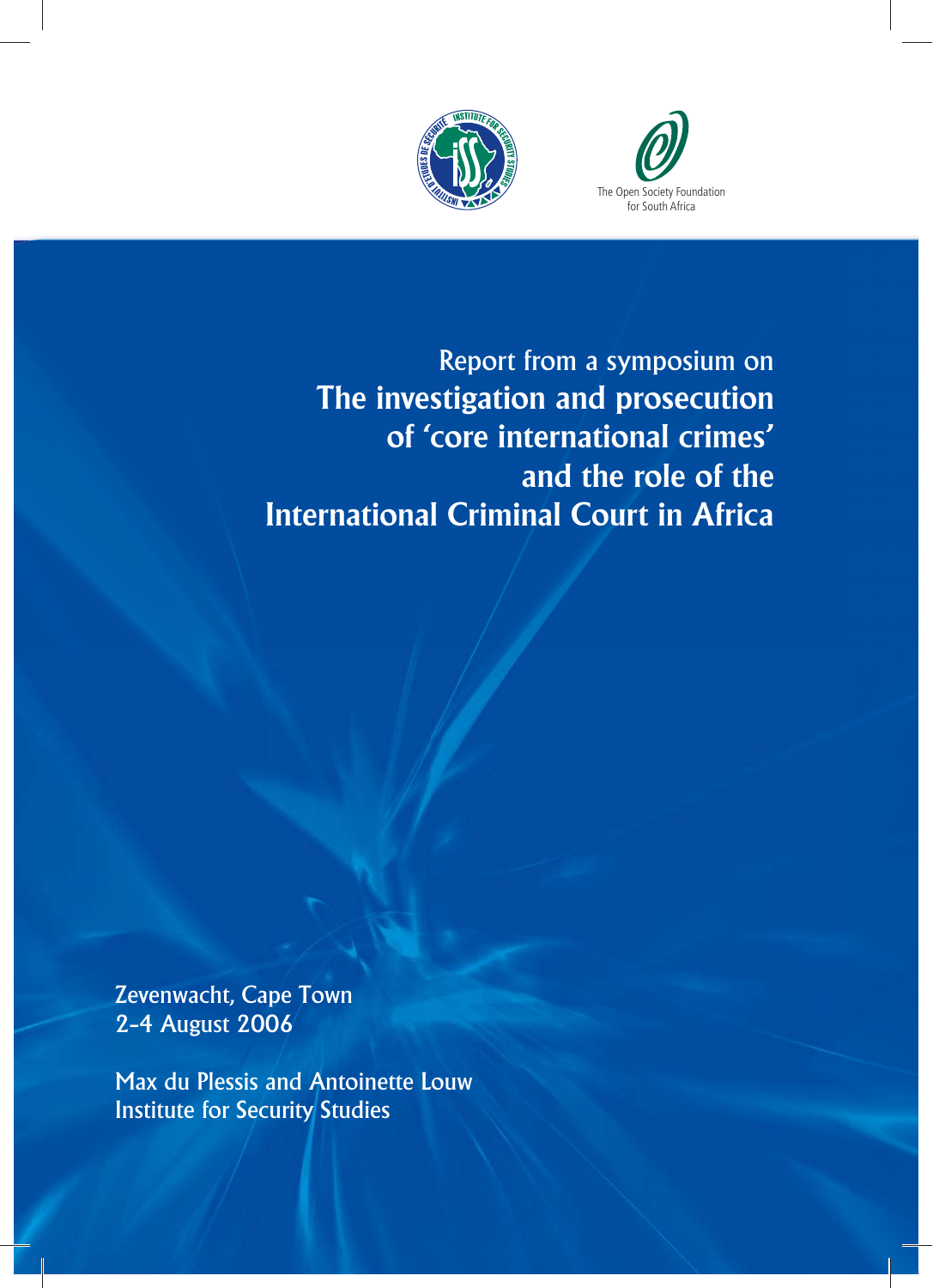The Open Society Foundation for South Africa

Report from a symposium on

# The investigation and prosecution of 'core international crimes' and the role of the International Criminal Court in Africa

Zevenwacht, Cape Town
2-4 August 2006

Max du Plessis and Antoinette Louw
Institute for Security Studies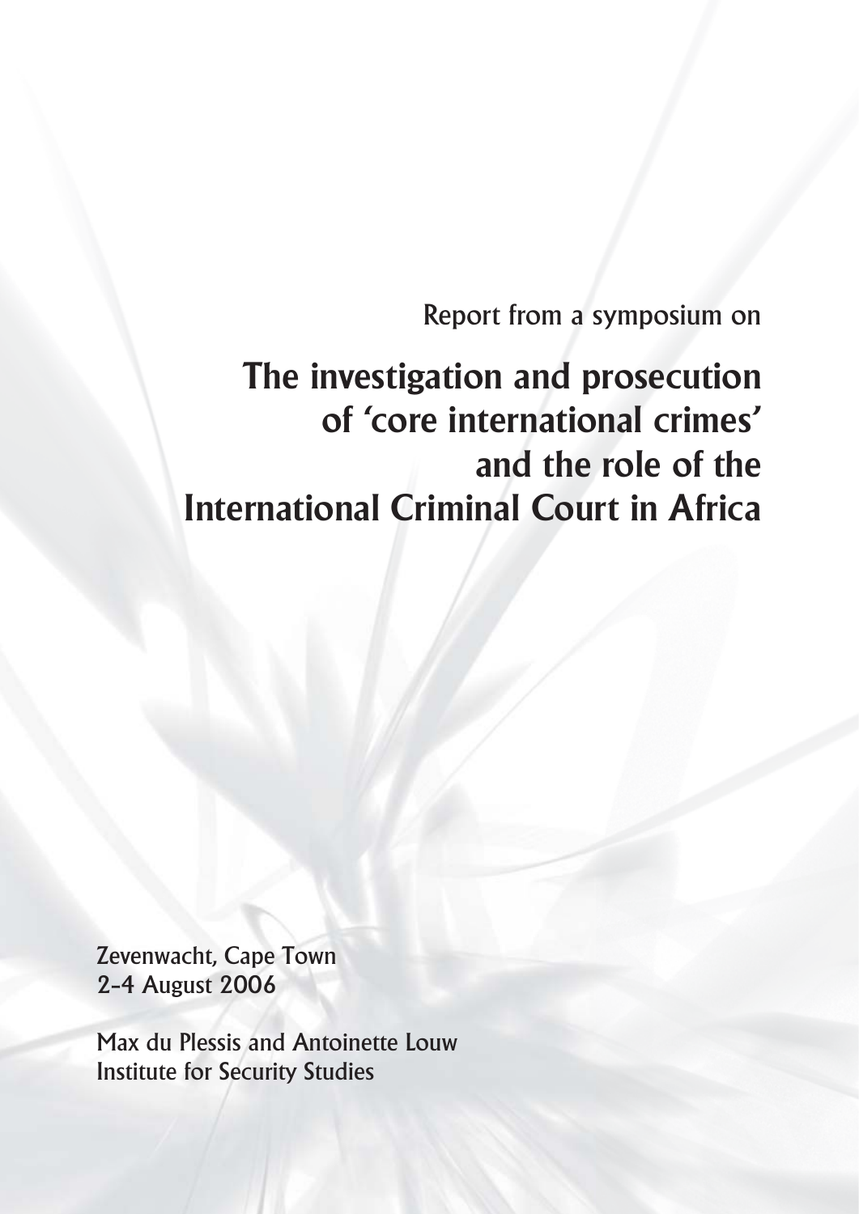Report from a symposium on

# The investigation and prosecution of 'core international crimes' and the role of the International Criminal Court in Africa

Zevenwacht, Cape Town
2–4 August 2006

Max du Plessis and Antoinette Louw
Institute for Security Studies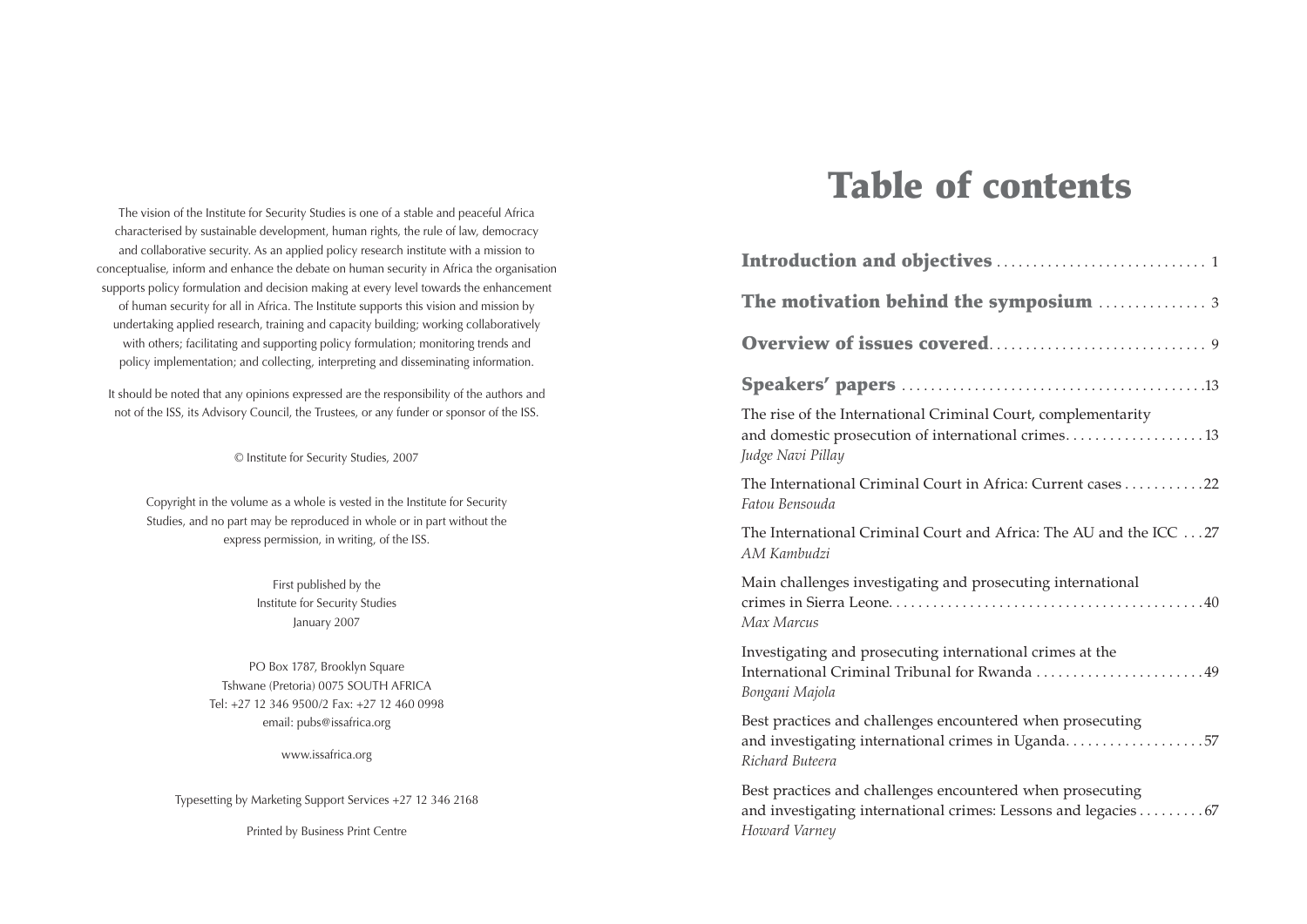The vision of the Institute for Security Studies is one of a stable and peaceful Africa characterised by sustainable development, human rights, the rule of law, democracy and collaborative security. As an applied policy research institute with a mission to conceptualise, inform and enhance the debate on human security in Africa the organisation supports policy formulation and decision making at every level towards the enhancement of human security for all in Africa. The Institute supports this vision and mission by undertaking applied research, training and capacity building; working collaboratively with others; facilitating and supporting policy formulation; monitoring trends and policy implementation; and collecting, interpreting and disseminating information.

It should be noted that any opinions expressed are the responsibility of the authors and not of the ISS, its Advisory Council, the Trustees, or any funder or sponsor of the ISS.

© Institute for Security Studies, 2007

Copyright in the volume as a whole is vested in the Institute for Security Studies, and no part may be reproduced in whole or in part without the express permission, in writing, of the ISS.

First published by the
Institute for Security Studies
January 2007

PO Box 1787, Brooklyn Square
Tshwane (Pretoria) 0075 SOUTH AFRICA
Tel: +27 12 346 9500/2 Fax: +27 12 460 0998
email: pubs@issafrica.org

www.issafrica.org

Typesetting by Marketing Support Services +27 12 346 2168

Printed by Business Print Centre

# Table of contents

**Introduction and objectives** ............................ 1

**The motivation behind the symposium** .............. 3

**Overview of issues covered**............................. 9

**Speakers' papers** ..........................................13

The rise of the International Criminal Court, complementarity and domestic prosecution of international crimes...................13
*Judge Navi Pillay*

The International Criminal Court in Africa: Current cases ...........22
*Fatou Bensouda*

The International Criminal Court and Africa: The AU and the ICC ...27
*AM Kambudzi*

Main challenges investigating and prosecuting international crimes in Sierra Leone...........................................40
*Max Marcus*

Investigating and prosecuting international crimes at the International Criminal Tribunal for Rwanda .......................49
*Bongani Majola*

Best practices and challenges encountered when prosecuting and investigating international crimes in Uganda...................57
*Richard Buteera*

Best practices and challenges encountered when prosecuting and investigating international crimes: Lessons and legacies .........67
*Howard Varney*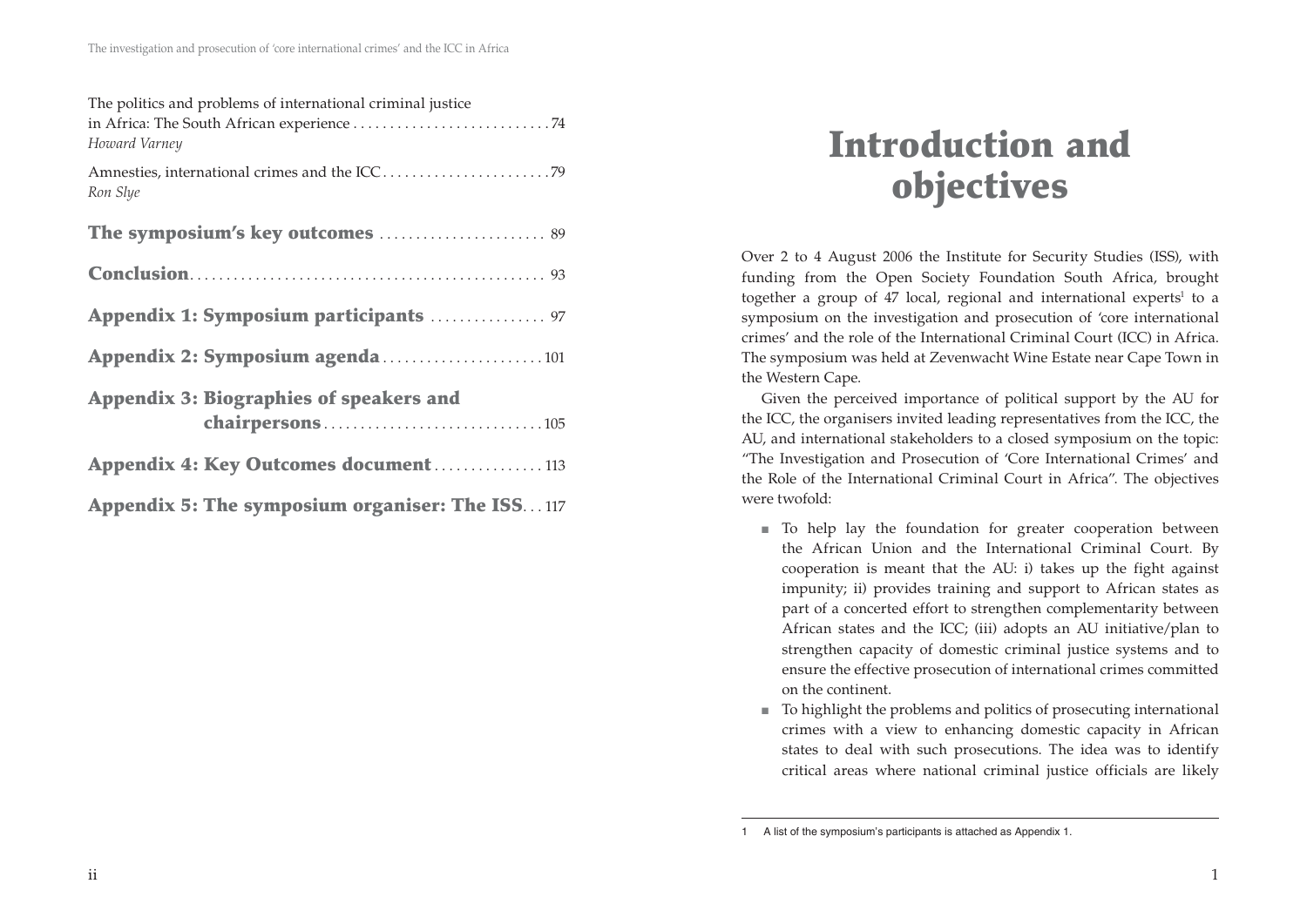The politics and problems of international criminal justice in Africa: The South African experience . . . 74
*Howard Varney*

Amnesties, international crimes and the ICC . . . 79
*Ron Slye*

**The symposium's key outcomes . . . 89**

**Conclusion . . . 93**

**Appendix 1: Symposium participants . . . 97**

**Appendix 2: Symposium agenda . . . 101**

**Appendix 3: Biographies of speakers and chairpersons . . . 105**

**Appendix 4: Key Outcomes document . . . 113**

**Appendix 5: The symposium organiser: The ISS . . . 117**

# Introduction and objectives

Over 2 to 4 August 2006 the Institute for Security Studies (ISS), with funding from the Open Society Foundation South Africa, brought together a group of 47 local, regional and international experts[1] to a symposium on the investigation and prosecution of 'core international crimes' and the role of the International Criminal Court (ICC) in Africa. The symposium was held at Zevenwacht Wine Estate near Cape Town in the Western Cape.

Given the perceived importance of political support by the AU for the ICC, the organisers invited leading representatives from the ICC, the AU, and international stakeholders to a closed symposium on the topic: "The Investigation and Prosecution of 'Core International Crimes' and the Role of the International Criminal Court in Africa". The objectives were twofold:

- To help lay the foundation for greater cooperation between the African Union and the International Criminal Court. By cooperation is meant that the AU: i) takes up the fight against impunity; ii) provides training and support to African states as part of a concerted effort to strengthen complementarity between African states and the ICC; (iii) adopts an AU initiative/plan to strengthen capacity of domestic criminal justice systems and to ensure the effective prosecution of international crimes committed on the continent.
- To highlight the problems and politics of prosecuting international crimes with a view to enhancing domestic capacity in African states to deal with such prosecutions. The idea was to identify critical areas where national criminal justice officials are likely

1 A list of the symposium's participants is attached as Appendix 1.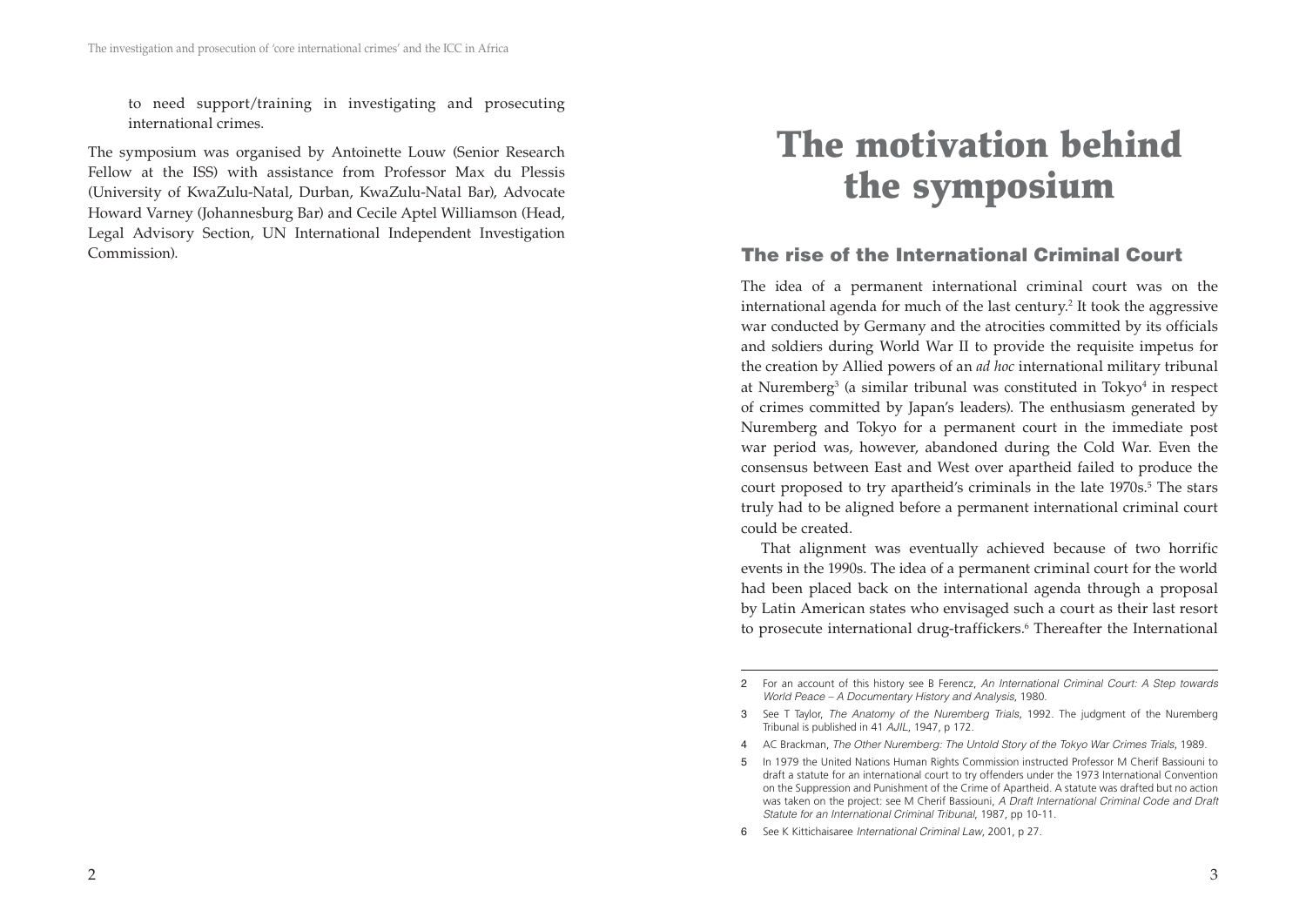to need support/training in investigating and prosecuting international crimes.

The symposium was organised by Antoinette Louw (Senior Research Fellow at the ISS) with assistance from Professor Max du Plessis (University of KwaZulu-Natal, Durban, KwaZulu-Natal Bar), Advocate Howard Varney (Johannesburg Bar) and Cecile Aptel Williamson (Head, Legal Advisory Section, UN International Independent Investigation Commission).

# The motivation behind the symposium

## The rise of the International Criminal Court

The idea of a permanent international criminal court was on the international agenda for much of the last century.[2] It took the aggressive war conducted by Germany and the atrocities committed by its officials and soldiers during World War II to provide the requisite impetus for the creation by Allied powers of an *ad hoc* international military tribunal at Nuremberg[3] (a similar tribunal was constituted in Tokyo[4] in respect of crimes committed by Japan's leaders). The enthusiasm generated by Nuremberg and Tokyo for a permanent court in the immediate post war period was, however, abandoned during the Cold War. Even the consensus between East and West over apartheid failed to produce the court proposed to try apartheid's criminals in the late 1970s.[5] The stars truly had to be aligned before a permanent international criminal court could be created.

That alignment was eventually achieved because of two horrific events in the 1990s. The idea of a permanent criminal court for the world had been placed back on the international agenda through a proposal by Latin American states who envisaged such a court as their last resort to prosecute international drug-traffickers.[6] Thereafter the International

---

2 For an account of this history see B Ferencz, *An International Criminal Court: A Step towards World Peace – A Documentary History and Analysis*, 1980.

3 See T Taylor, *The Anatomy of the Nuremberg Trials*, 1992. The judgment of the Nuremberg Tribunal is published in 41 *AJIL*, 1947, p 172.

4 AC Brackman, *The Other Nuremberg: The Untold Story of the Tokyo War Crimes Trials*, 1989.

5 In 1979 the United Nations Human Rights Commission instructed Professor M Cherif Bassiouni to draft a statute for an international court to try offenders under the 1973 International Convention on the Suppression and Punishment of the Crime of Apartheid. A statute was drafted but no action was taken on the project: see M Cherif Bassiouni, *A Draft International Criminal Code and Draft Statute for an International Criminal Tribunal*, 1987, pp 10-11.

6 See K Kittichaisaree *International Criminal Law*, 2001, p 27.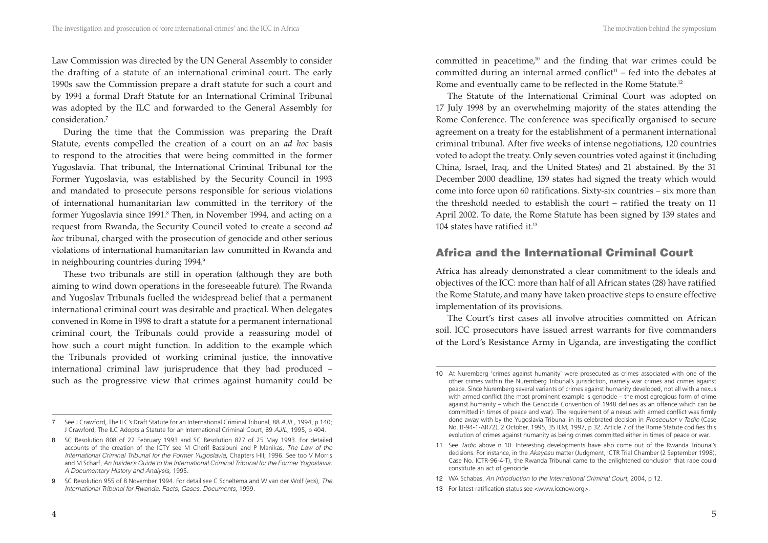Law Commission was directed by the UN General Assembly to consider the drafting of a statute of an international criminal court. The early 1990s saw the Commission prepare a draft statute for such a court and by 1994 a formal Draft Statute for an International Criminal Tribunal was adopted by the ILC and forwarded to the General Assembly for consideration.[7]

During the time that the Commission was preparing the Draft Statute, events compelled the creation of a court on an *ad hoc* basis to respond to the atrocities that were being committed in the former Yugoslavia. That tribunal, the International Criminal Tribunal for the Former Yugoslavia, was established by the Security Council in 1993 and mandated to prosecute persons responsible for serious violations of international humanitarian law committed in the territory of the former Yugoslavia since 1991.[8] Then, in November 1994, and acting on a request from Rwanda, the Security Council voted to create a second *ad hoc* tribunal, charged with the prosecution of genocide and other serious violations of international humanitarian law committed in Rwanda and in neighbouring countries during 1994.[9]

These two tribunals are still in operation (although they are both aiming to wind down operations in the foreseeable future). The Rwanda and Yugoslav Tribunals fuelled the widespread belief that a permanent international criminal court was desirable and practical. When delegates convened in Rome in 1998 to draft a statute for a permanent international criminal court, the Tribunals could provide a reassuring model of how such a court might function. In addition to the example which the Tribunals provided of working criminal justice, the innovative international criminal law jurisprudence that they had produced – such as the progressive view that crimes against humanity could be committed in peacetime,[10] and the finding that war crimes could be committed during an internal armed conflict[11] – fed into the debates at Rome and eventually came to be reflected in the Rome Statute.[12]

The Statute of the International Criminal Court was adopted on 17 July 1998 by an overwhelming majority of the states attending the Rome Conference. The conference was specifically organised to secure agreement on a treaty for the establishment of a permanent international criminal tribunal. After five weeks of intense negotiations, 120 countries voted to adopt the treaty. Only seven countries voted against it (including China, Israel, Iraq, and the United States) and 21 abstained. By the 31 December 2000 deadline, 139 states had signed the treaty which would come into force upon 60 ratifications. Sixty-six countries – six more than the threshold needed to establish the court – ratified the treaty on 11 April 2002. To date, the Rome Statute has been signed by 139 states and 104 states have ratified it.[13]

## Africa and the International Criminal Court

Africa has already demonstrated a clear commitment to the ideals and objectives of the ICC: more than half of all African states (28) have ratified the Rome Statute, and many have taken proactive steps to ensure effective implementation of its provisions.

The Court's first cases all involve atrocities committed on African soil. ICC prosecutors have issued arrest warrants for five commanders of the Lord's Resistance Army in Uganda, are investigating the conflict

---

7 See J Crawford, The ILC's Draft Statute for an International Criminal Tribunal, 88 *AJIL*, 1994, p 140; J Crawford, The ILC Adopts a Statute for an International Criminal Court, 89 *AJIL*, 1995, p 404.

8 SC Resolution 808 of 22 February 1993 and SC Resolution 827 of 25 May 1993. For detailed accounts of the creation of the ICTY see M Cherif Bassiouni and P Manikas, *The Law of the International Criminal Tribunal for the Former Yugoslavia*, Chapters I-III, 1996. See too V Morris and M Scharf, *An Insider's Guide to the International Criminal Tribunal for the Former Yugoslavia: A Documentary History and Analysis*, 1995.

9 SC Resolution 955 of 8 November 1994. For detail see C Scheltema and W van der Wolf (eds), *The International Tribunal for Rwanda: Facts, Cases, Documents*, 1999.

10 At Nuremberg 'crimes against humanity' were prosecuted as crimes associated with one of the other crimes within the Nuremberg Tribunal's jurisdiction, namely war crimes and crimes against peace. Since Nuremberg several variants of crimes against humanity developed, not all with a nexus with armed conflict (the most prominent example is genocide – the most egregious form of crime against humanity – which the Genocide Convention of 1948 defines as an offence which can be committed in times of peace and war). The requirement of a nexus with armed conflict was firmly done away with by the Yugoslavia Tribunal in its celebrated decision in *Prosecutor v Tadic* (Case No. IT-94-1-AR72), 2 October, 1995, 35 ILM, 1997, p 32. Article 7 of the Rome Statute codifies this evolution of crimes against humanity as being crimes committed either in times of peace or war.

11 See *Tadic* above n 10. Interesting developments have also come out of the Rwanda Tribunal's decisions. For instance, in the *Akayesu* matter (Judgment, ICTR Trial Chamber (2 September 1998), Case No. ICTR-96-4-T), the Rwanda Tribunal came to the enlightened conclusion that rape could constitute an act of genocide.

12 WA Schabas, *An Introduction to the International Criminal Court*, 2004, p 12.

13 For latest ratification status see <www.iccnow.org>.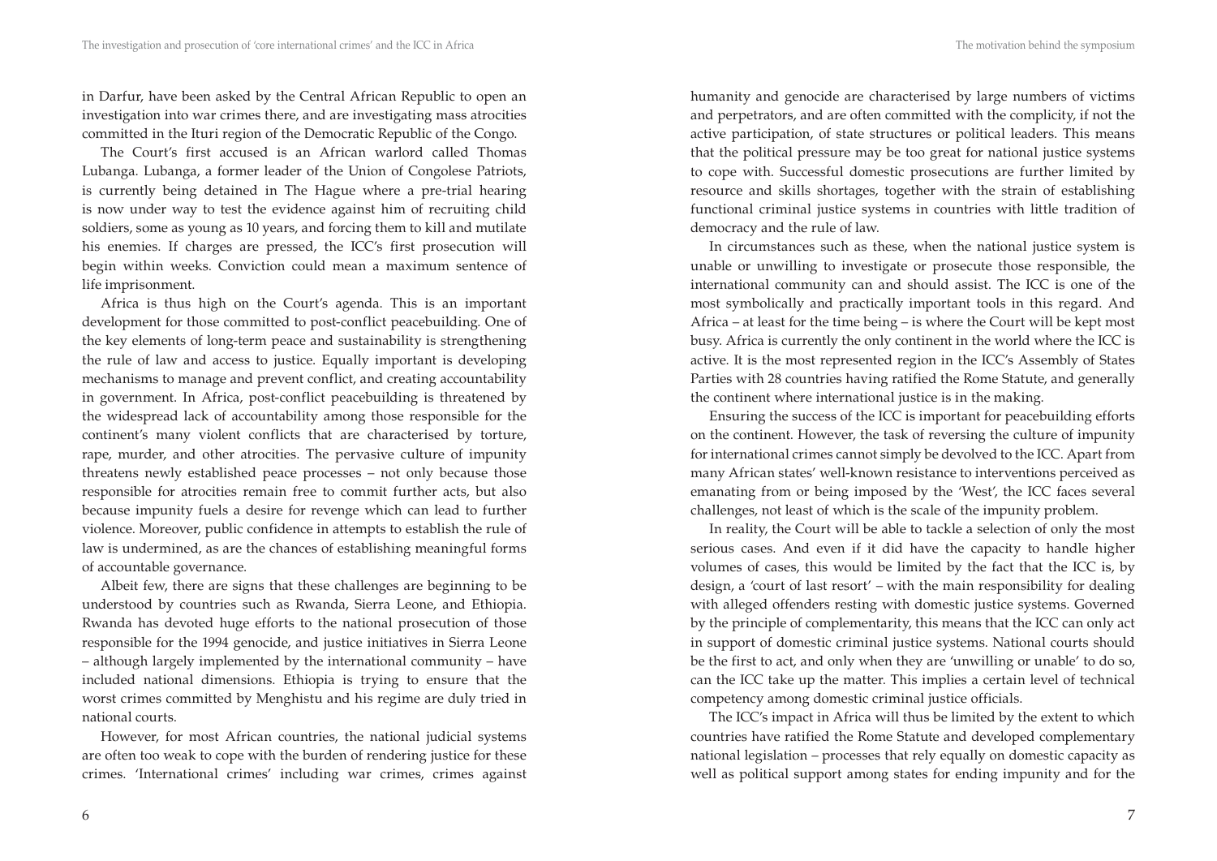in Darfur, have been asked by the Central African Republic to open an investigation into war crimes there, and are investigating mass atrocities committed in the Ituri region of the Democratic Republic of the Congo.

The Court's first accused is an African warlord called Thomas Lubanga. Lubanga, a former leader of the Union of Congolese Patriots, is currently being detained in The Hague where a pre-trial hearing is now under way to test the evidence against him of recruiting child soldiers, some as young as 10 years, and forcing them to kill and mutilate his enemies. If charges are pressed, the ICC's first prosecution will begin within weeks. Conviction could mean a maximum sentence of life imprisonment.

Africa is thus high on the Court's agenda. This is an important development for those committed to post-conflict peacebuilding. One of the key elements of long-term peace and sustainability is strengthening the rule of law and access to justice. Equally important is developing mechanisms to manage and prevent conflict, and creating accountability in government. In Africa, post-conflict peacebuilding is threatened by the widespread lack of accountability among those responsible for the continent's many violent conflicts that are characterised by torture, rape, murder, and other atrocities. The pervasive culture of impunity threatens newly established peace processes – not only because those responsible for atrocities remain free to commit further acts, but also because impunity fuels a desire for revenge which can lead to further violence. Moreover, public confidence in attempts to establish the rule of law is undermined, as are the chances of establishing meaningful forms of accountable governance.

Albeit few, there are signs that these challenges are beginning to be understood by countries such as Rwanda, Sierra Leone, and Ethiopia. Rwanda has devoted huge efforts to the national prosecution of those responsible for the 1994 genocide, and justice initiatives in Sierra Leone – although largely implemented by the international community – have included national dimensions. Ethiopia is trying to ensure that the worst crimes committed by Menghistu and his regime are duly tried in national courts.

However, for most African countries, the national judicial systems are often too weak to cope with the burden of rendering justice for these crimes. 'International crimes' including war crimes, crimes against humanity and genocide are characterised by large numbers of victims and perpetrators, and are often committed with the complicity, if not the active participation, of state structures or political leaders. This means that the political pressure may be too great for national justice systems to cope with. Successful domestic prosecutions are further limited by resource and skills shortages, together with the strain of establishing functional criminal justice systems in countries with little tradition of democracy and the rule of law.

In circumstances such as these, when the national justice system is unable or unwilling to investigate or prosecute those responsible, the international community can and should assist. The ICC is one of the most symbolically and practically important tools in this regard. And Africa – at least for the time being – is where the Court will be kept most busy. Africa is currently the only continent in the world where the ICC is active. It is the most represented region in the ICC's Assembly of States Parties with 28 countries having ratified the Rome Statute, and generally the continent where international justice is in the making.

Ensuring the success of the ICC is important for peacebuilding efforts on the continent. However, the task of reversing the culture of impunity for international crimes cannot simply be devolved to the ICC. Apart from many African states' well-known resistance to interventions perceived as emanating from or being imposed by the 'West', the ICC faces several challenges, not least of which is the scale of the impunity problem.

In reality, the Court will be able to tackle a selection of only the most serious cases. And even if it did have the capacity to handle higher volumes of cases, this would be limited by the fact that the ICC is, by design, a 'court of last resort' – with the main responsibility for dealing with alleged offenders resting with domestic justice systems. Governed by the principle of complementarity, this means that the ICC can only act in support of domestic criminal justice systems. National courts should be the first to act, and only when they are 'unwilling or unable' to do so, can the ICC take up the matter. This implies a certain level of technical competency among domestic criminal justice officials.

The ICC's impact in Africa will thus be limited by the extent to which countries have ratified the Rome Statute and developed complementary national legislation – processes that rely equally on domestic capacity as well as political support among states for ending impunity and for the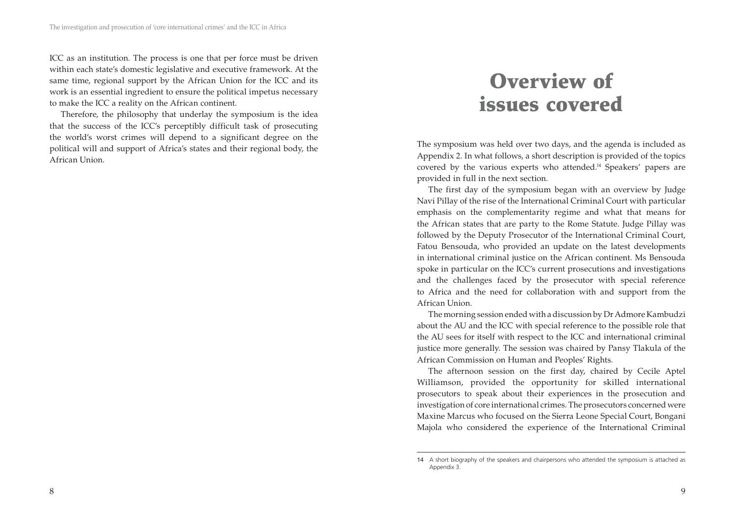ICC as an institution. The process is one that per force must be driven within each state's domestic legislative and executive framework. At the same time, regional support by the African Union for the ICC and its work is an essential ingredient to ensure the political impetus necessary to make the ICC a reality on the African continent.

Therefore, the philosophy that underlay the symposium is the idea that the success of the ICC's perceptibly difficult task of prosecuting the world's worst crimes will depend to a significant degree on the political will and support of Africa's states and their regional body, the African Union.

# Overview of issues covered

The symposium was held over two days, and the agenda is included as Appendix 2. In what follows, a short description is provided of the topics covered by the various experts who attended.[14] Speakers' papers are provided in full in the next section.

The first day of the symposium began with an overview by Judge Navi Pillay of the rise of the International Criminal Court with particular emphasis on the complementarity regime and what that means for the African states that are party to the Rome Statute. Judge Pillay was followed by the Deputy Prosecutor of the International Criminal Court, Fatou Bensouda, who provided an update on the latest developments in international criminal justice on the African continent. Ms Bensouda spoke in particular on the ICC's current prosecutions and investigations and the challenges faced by the prosecutor with special reference to Africa and the need for collaboration with and support from the African Union.

The morning session ended with a discussion by Dr Admore Kambudzi about the AU and the ICC with special reference to the possible role that the AU sees for itself with respect to the ICC and international criminal justice more generally. The session was chaired by Pansy Tlakula of the African Commission on Human and Peoples' Rights.

The afternoon session on the first day, chaired by Cecile Aptel Williamson, provided the opportunity for skilled international prosecutors to speak about their experiences in the prosecution and investigation of core international crimes. The prosecutors concerned were Maxine Marcus who focused on the Sierra Leone Special Court, Bongani Majola who considered the experience of the International Criminal

14 A short biography of the speakers and chairpersons who attended the symposium is attached as Appendix 3.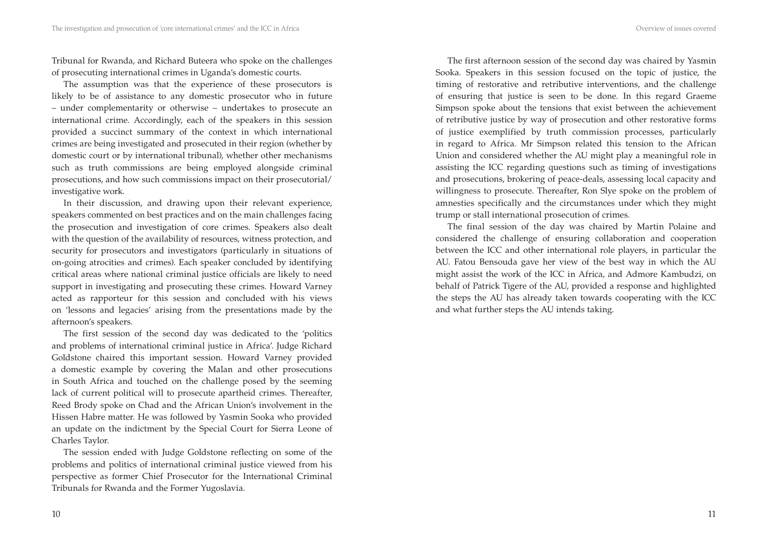Tribunal for Rwanda, and Richard Buteera who spoke on the challenges of prosecuting international crimes in Uganda's domestic courts.

The assumption was that the experience of these prosecutors is likely to be of assistance to any domestic prosecutor who in future – under complementarity or otherwise – undertakes to prosecute an international crime. Accordingly, each of the speakers in this session provided a succinct summary of the context in which international crimes are being investigated and prosecuted in their region (whether by domestic court or by international tribunal), whether other mechanisms such as truth commissions are being employed alongside criminal prosecutions, and how such commissions impact on their prosecutorial/ investigative work.

In their discussion, and drawing upon their relevant experience, speakers commented on best practices and on the main challenges facing the prosecution and investigation of core crimes. Speakers also dealt with the question of the availability of resources, witness protection, and security for prosecutors and investigators (particularly in situations of on-going atrocities and crimes). Each speaker concluded by identifying critical areas where national criminal justice officials are likely to need support in investigating and prosecuting these crimes. Howard Varney acted as rapporteur for this session and concluded with his views on 'lessons and legacies' arising from the presentations made by the afternoon's speakers.

The first session of the second day was dedicated to the 'politics and problems of international criminal justice in Africa'. Judge Richard Goldstone chaired this important session. Howard Varney provided a domestic example by covering the Malan and other prosecutions in South Africa and touched on the challenge posed by the seeming lack of current political will to prosecute apartheid crimes. Thereafter, Reed Brody spoke on Chad and the African Union's involvement in the Hissen Habre matter. He was followed by Yasmin Sooka who provided an update on the indictment by the Special Court for Sierra Leone of Charles Taylor.

The session ended with Judge Goldstone reflecting on some of the problems and politics of international criminal justice viewed from his perspective as former Chief Prosecutor for the International Criminal Tribunals for Rwanda and the Former Yugoslavia.

The first afternoon session of the second day was chaired by Yasmin Sooka. Speakers in this session focused on the topic of justice, the timing of restorative and retributive interventions, and the challenge of ensuring that justice is seen to be done. In this regard Graeme Simpson spoke about the tensions that exist between the achievement of retributive justice by way of prosecution and other restorative forms of justice exemplified by truth commission processes, particularly in regard to Africa. Mr Simpson related this tension to the African Union and considered whether the AU might play a meaningful role in assisting the ICC regarding questions such as timing of investigations and prosecutions, brokering of peace-deals, assessing local capacity and willingness to prosecute. Thereafter, Ron Slye spoke on the problem of amnesties specifically and the circumstances under which they might trump or stall international prosecution of crimes.

The final session of the day was chaired by Martin Polaine and considered the challenge of ensuring collaboration and cooperation between the ICC and other international role players, in particular the AU. Fatou Bensouda gave her view of the best way in which the AU might assist the work of the ICC in Africa, and Admore Kambudzi, on behalf of Patrick Tigere of the AU, provided a response and highlighted the steps the AU has already taken towards cooperating with the ICC and what further steps the AU intends taking.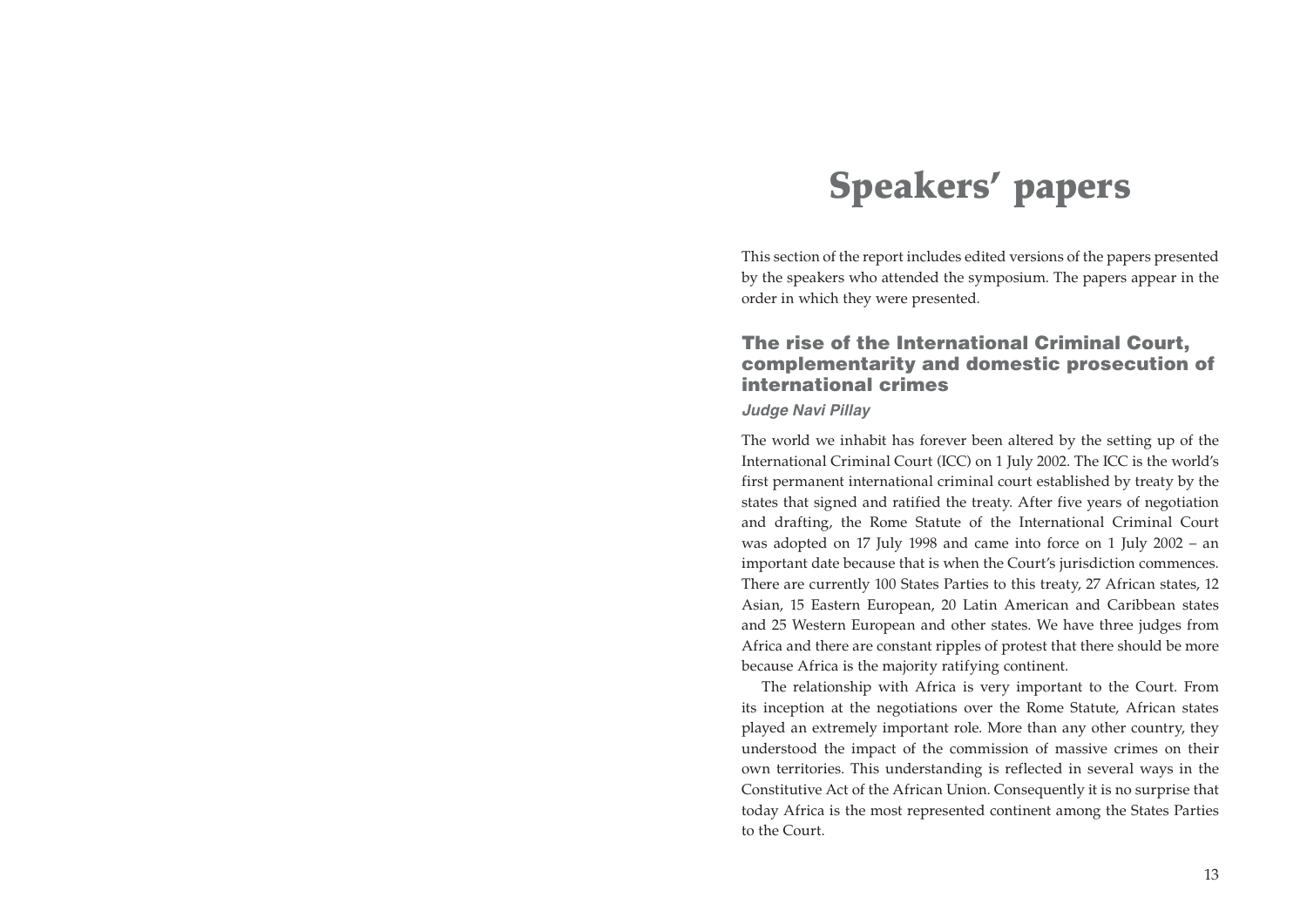# Speakers' papers

This section of the report includes edited versions of the papers presented by the speakers who attended the symposium. The papers appear in the order in which they were presented.

## The rise of the International Criminal Court, complementarity and domestic prosecution of international crimes

***Judge Navi Pillay***

The world we inhabit has forever been altered by the setting up of the International Criminal Court (ICC) on 1 July 2002. The ICC is the world's first permanent international criminal court established by treaty by the states that signed and ratified the treaty. After five years of negotiation and drafting, the Rome Statute of the International Criminal Court was adopted on 17 July 1998 and came into force on 1 July 2002 – an important date because that is when the Court's jurisdiction commences. There are currently 100 States Parties to this treaty, 27 African states, 12 Asian, 15 Eastern European, 20 Latin American and Caribbean states and 25 Western European and other states. We have three judges from Africa and there are constant ripples of protest that there should be more because Africa is the majority ratifying continent.

The relationship with Africa is very important to the Court. From its inception at the negotiations over the Rome Statute, African states played an extremely important role. More than any other country, they understood the impact of the commission of massive crimes on their own territories. This understanding is reflected in several ways in the Constitutive Act of the African Union. Consequently it is no surprise that today Africa is the most represented continent among the States Parties to the Court.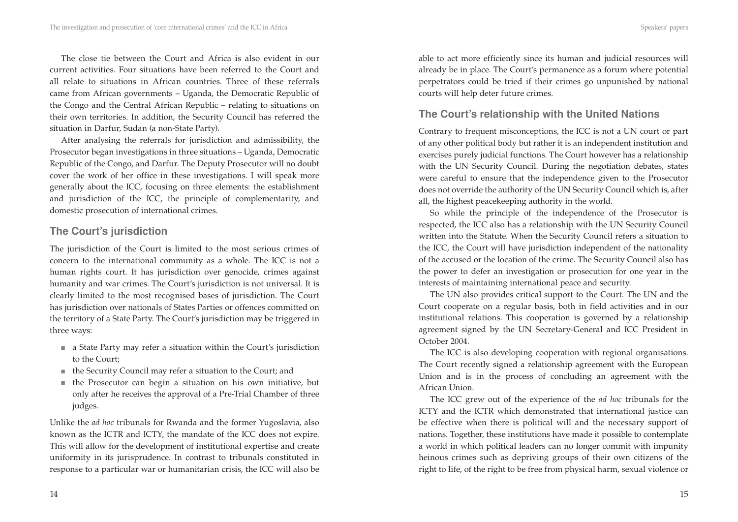The close tie between the Court and Africa is also evident in our current activities. Four situations have been referred to the Court and all relate to situations in African countries. Three of these referrals came from African governments – Uganda, the Democratic Republic of the Congo and the Central African Republic – relating to situations on their own territories. In addition, the Security Council has referred the situation in Darfur, Sudan (a non-State Party).

After analysing the referrals for jurisdiction and admissibility, the Prosecutor began investigations in three situations – Uganda, Democratic Republic of the Congo, and Darfur. The Deputy Prosecutor will no doubt cover the work of her office in these investigations. I will speak more generally about the ICC, focusing on three elements: the establishment and jurisdiction of the ICC, the principle of complementarity, and domestic prosecution of international crimes.

## The Court's jurisdiction

The jurisdiction of the Court is limited to the most serious crimes of concern to the international community as a whole. The ICC is not a human rights court. It has jurisdiction over genocide, crimes against humanity and war crimes. The Court's jurisdiction is not universal. It is clearly limited to the most recognised bases of jurisdiction. The Court has jurisdiction over nationals of States Parties or offences committed on the territory of a State Party. The Court's jurisdiction may be triggered in three ways:

- a State Party may refer a situation within the Court's jurisdiction to the Court;
- the Security Council may refer a situation to the Court; and
- the Prosecutor can begin a situation on his own initiative, but only after he receives the approval of a Pre-Trial Chamber of three judges.

Unlike the *ad hoc* tribunals for Rwanda and the former Yugoslavia, also known as the ICTR and ICTY, the mandate of the ICC does not expire. This will allow for the development of institutional expertise and create uniformity in its jurisprudence. In contrast to tribunals constituted in response to a particular war or humanitarian crisis, the ICC will also be able to act more efficiently since its human and judicial resources will already be in place. The Court's permanence as a forum where potential perpetrators could be tried if their crimes go unpunished by national courts will help deter future crimes.

## The Court's relationship with the United Nations

Contrary to frequent misconceptions, the ICC is not a UN court or part of any other political body but rather it is an independent institution and exercises purely judicial functions. The Court however has a relationship with the UN Security Council. During the negotiation debates, states were careful to ensure that the independence given to the Prosecutor does not override the authority of the UN Security Council which is, after all, the highest peacekeeping authority in the world.

So while the principle of the independence of the Prosecutor is respected, the ICC also has a relationship with the UN Security Council written into the Statute. When the Security Council refers a situation to the ICC, the Court will have jurisdiction independent of the nationality of the accused or the location of the crime. The Security Council also has the power to defer an investigation or prosecution for one year in the interests of maintaining international peace and security.

The UN also provides critical support to the Court. The UN and the Court cooperate on a regular basis, both in field activities and in our institutional relations. This cooperation is governed by a relationship agreement signed by the UN Secretary-General and ICC President in October 2004.

The ICC is also developing cooperation with regional organisations. The Court recently signed a relationship agreement with the European Union and is in the process of concluding an agreement with the African Union.

The ICC grew out of the experience of the *ad hoc* tribunals for the ICTY and the ICTR which demonstrated that international justice can be effective when there is political will and the necessary support of nations. Together, these institutions have made it possible to contemplate a world in which political leaders can no longer commit with impunity heinous crimes such as depriving groups of their own citizens of the right to life, of the right to be free from physical harm, sexual violence or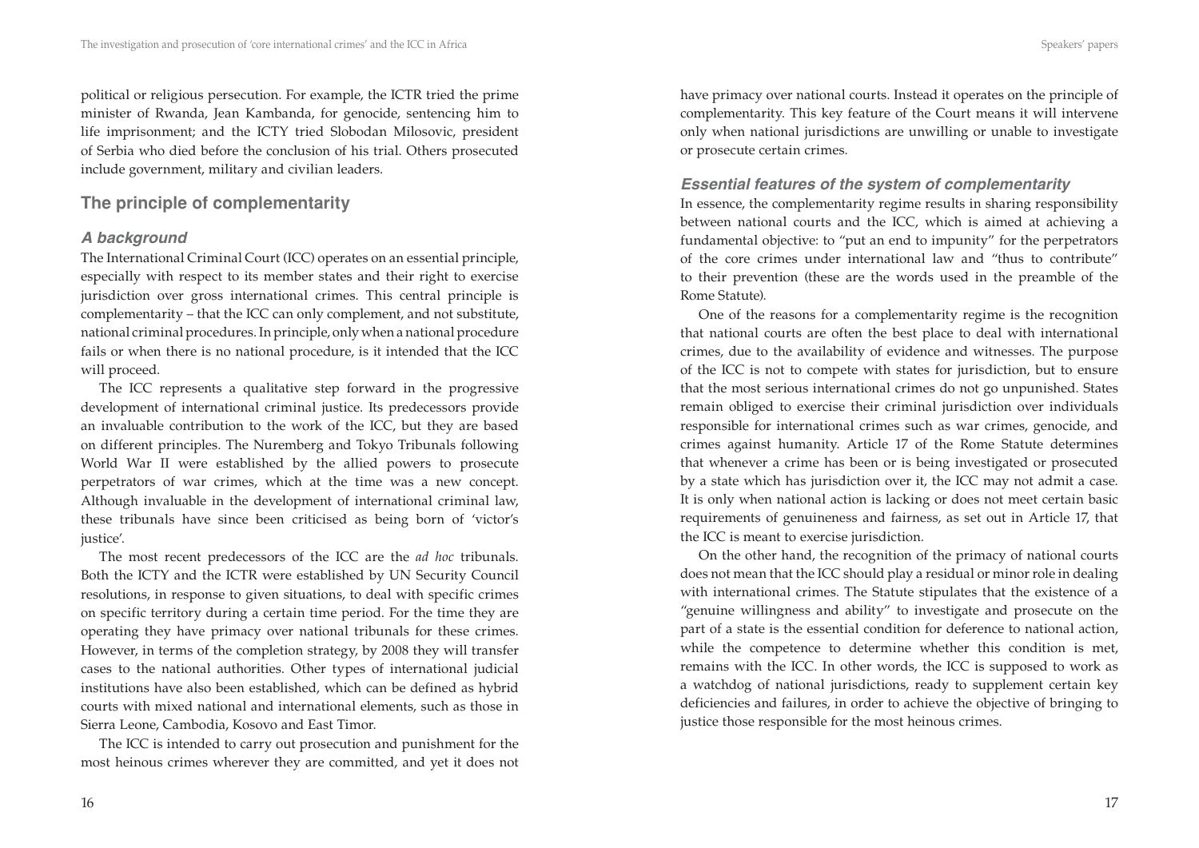political or religious persecution. For example, the ICTR tried the prime minister of Rwanda, Jean Kambanda, for genocide, sentencing him to life imprisonment; and the ICTY tried Slobodan Milosovic, president of Serbia who died before the conclusion of his trial. Others prosecuted include government, military and civilian leaders.

## The principle of complementarity

### *A background*

The International Criminal Court (ICC) operates on an essential principle, especially with respect to its member states and their right to exercise jurisdiction over gross international crimes. This central principle is complementarity – that the ICC can only complement, and not substitute, national criminal procedures. In principle, only when a national procedure fails or when there is no national procedure, is it intended that the ICC will proceed.

The ICC represents a qualitative step forward in the progressive development of international criminal justice. Its predecessors provide an invaluable contribution to the work of the ICC, but they are based on different principles. The Nuremberg and Tokyo Tribunals following World War II were established by the allied powers to prosecute perpetrators of war crimes, which at the time was a new concept. Although invaluable in the development of international criminal law, these tribunals have since been criticised as being born of 'victor's justice'.

The most recent predecessors of the ICC are the *ad hoc* tribunals. Both the ICTY and the ICTR were established by UN Security Council resolutions, in response to given situations, to deal with specific crimes on specific territory during a certain time period. For the time they are operating they have primacy over national tribunals for these crimes. However, in terms of the completion strategy, by 2008 they will transfer cases to the national authorities. Other types of international judicial institutions have also been established, which can be defined as hybrid courts with mixed national and international elements, such as those in Sierra Leone, Cambodia, Kosovo and East Timor.

The ICC is intended to carry out prosecution and punishment for the most heinous crimes wherever they are committed, and yet it does not have primacy over national courts. Instead it operates on the principle of complementarity. This key feature of the Court means it will intervene only when national jurisdictions are unwilling or unable to investigate or prosecute certain crimes.

### *Essential features of the system of complementarity*

In essence, the complementarity regime results in sharing responsibility between national courts and the ICC, which is aimed at achieving a fundamental objective: to "put an end to impunity" for the perpetrators of the core crimes under international law and "thus to contribute" to their prevention (these are the words used in the preamble of the Rome Statute).

One of the reasons for a complementarity regime is the recognition that national courts are often the best place to deal with international crimes, due to the availability of evidence and witnesses. The purpose of the ICC is not to compete with states for jurisdiction, but to ensure that the most serious international crimes do not go unpunished. States remain obliged to exercise their criminal jurisdiction over individuals responsible for international crimes such as war crimes, genocide, and crimes against humanity. Article 17 of the Rome Statute determines that whenever a crime has been or is being investigated or prosecuted by a state which has jurisdiction over it, the ICC may not admit a case. It is only when national action is lacking or does not meet certain basic requirements of genuineness and fairness, as set out in Article 17, that the ICC is meant to exercise jurisdiction.

On the other hand, the recognition of the primacy of national courts does not mean that the ICC should play a residual or minor role in dealing with international crimes. The Statute stipulates that the existence of a "genuine willingness and ability" to investigate and prosecute on the part of a state is the essential condition for deference to national action, while the competence to determine whether this condition is met, remains with the ICC. In other words, the ICC is supposed to work as a watchdog of national jurisdictions, ready to supplement certain key deficiencies and failures, in order to achieve the objective of bringing to justice those responsible for the most heinous crimes.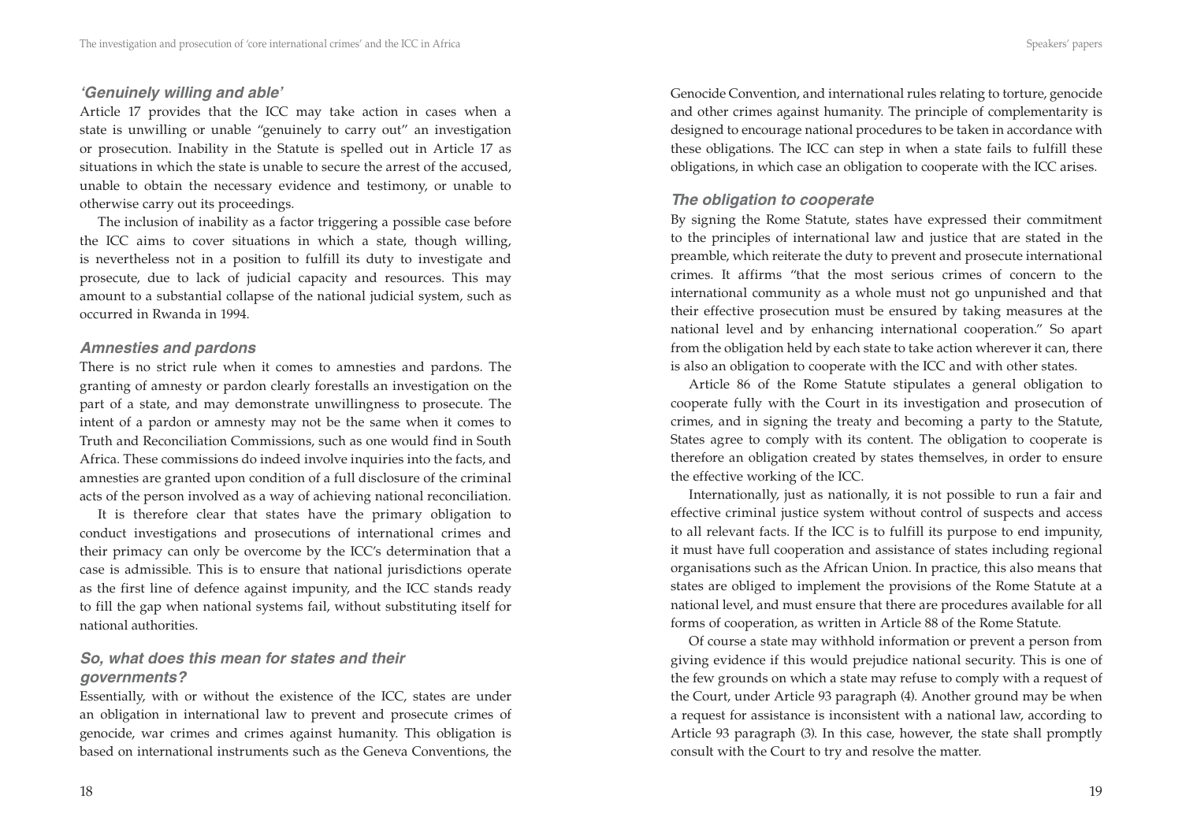### *'Genuinely willing and able'*

Article 17 provides that the ICC may take action in cases when a state is unwilling or unable "genuinely to carry out" an investigation or prosecution. Inability in the Statute is spelled out in Article 17 as situations in which the state is unable to secure the arrest of the accused, unable to obtain the necessary evidence and testimony, or unable to otherwise carry out its proceedings.

The inclusion of inability as a factor triggering a possible case before the ICC aims to cover situations in which a state, though willing, is nevertheless not in a position to fulfill its duty to investigate and prosecute, due to lack of judicial capacity and resources. This may amount to a substantial collapse of the national judicial system, such as occurred in Rwanda in 1994.

### *Amnesties and pardons*

There is no strict rule when it comes to amnesties and pardons. The granting of amnesty or pardon clearly forestalls an investigation on the part of a state, and may demonstrate unwillingness to prosecute. The intent of a pardon or amnesty may not be the same when it comes to Truth and Reconciliation Commissions, such as one would find in South Africa. These commissions do indeed involve inquiries into the facts, and amnesties are granted upon condition of a full disclosure of the criminal acts of the person involved as a way of achieving national reconciliation.

It is therefore clear that states have the primary obligation to conduct investigations and prosecutions of international crimes and their primacy can only be overcome by the ICC's determination that a case is admissible. This is to ensure that national jurisdictions operate as the first line of defence against impunity, and the ICC stands ready to fill the gap when national systems fail, without substituting itself for national authorities.

### *So, what does this mean for states and their governments?*

Essentially, with or without the existence of the ICC, states are under an obligation in international law to prevent and prosecute crimes of genocide, war crimes and crimes against humanity. This obligation is based on international instruments such as the Geneva Conventions, the Genocide Convention, and international rules relating to torture, genocide and other crimes against humanity. The principle of complementarity is designed to encourage national procedures to be taken in accordance with these obligations. The ICC can step in when a state fails to fulfill these obligations, in which case an obligation to cooperate with the ICC arises.

### *The obligation to cooperate*

By signing the Rome Statute, states have expressed their commitment to the principles of international law and justice that are stated in the preamble, which reiterate the duty to prevent and prosecute international crimes. It affirms "that the most serious crimes of concern to the international community as a whole must not go unpunished and that their effective prosecution must be ensured by taking measures at the national level and by enhancing international cooperation." So apart from the obligation held by each state to take action wherever it can, there is also an obligation to cooperate with the ICC and with other states.

Article 86 of the Rome Statute stipulates a general obligation to cooperate fully with the Court in its investigation and prosecution of crimes, and in signing the treaty and becoming a party to the Statute, States agree to comply with its content. The obligation to cooperate is therefore an obligation created by states themselves, in order to ensure the effective working of the ICC.

Internationally, just as nationally, it is not possible to run a fair and effective criminal justice system without control of suspects and access to all relevant facts. If the ICC is to fulfill its purpose to end impunity, it must have full cooperation and assistance of states including regional organisations such as the African Union. In practice, this also means that states are obliged to implement the provisions of the Rome Statute at a national level, and must ensure that there are procedures available for all forms of cooperation, as written in Article 88 of the Rome Statute.

Of course a state may withhold information or prevent a person from giving evidence if this would prejudice national security. This is one of the few grounds on which a state may refuse to comply with a request of the Court, under Article 93 paragraph (4). Another ground may be when a request for assistance is inconsistent with a national law, according to Article 93 paragraph (3). In this case, however, the state shall promptly consult with the Court to try and resolve the matter.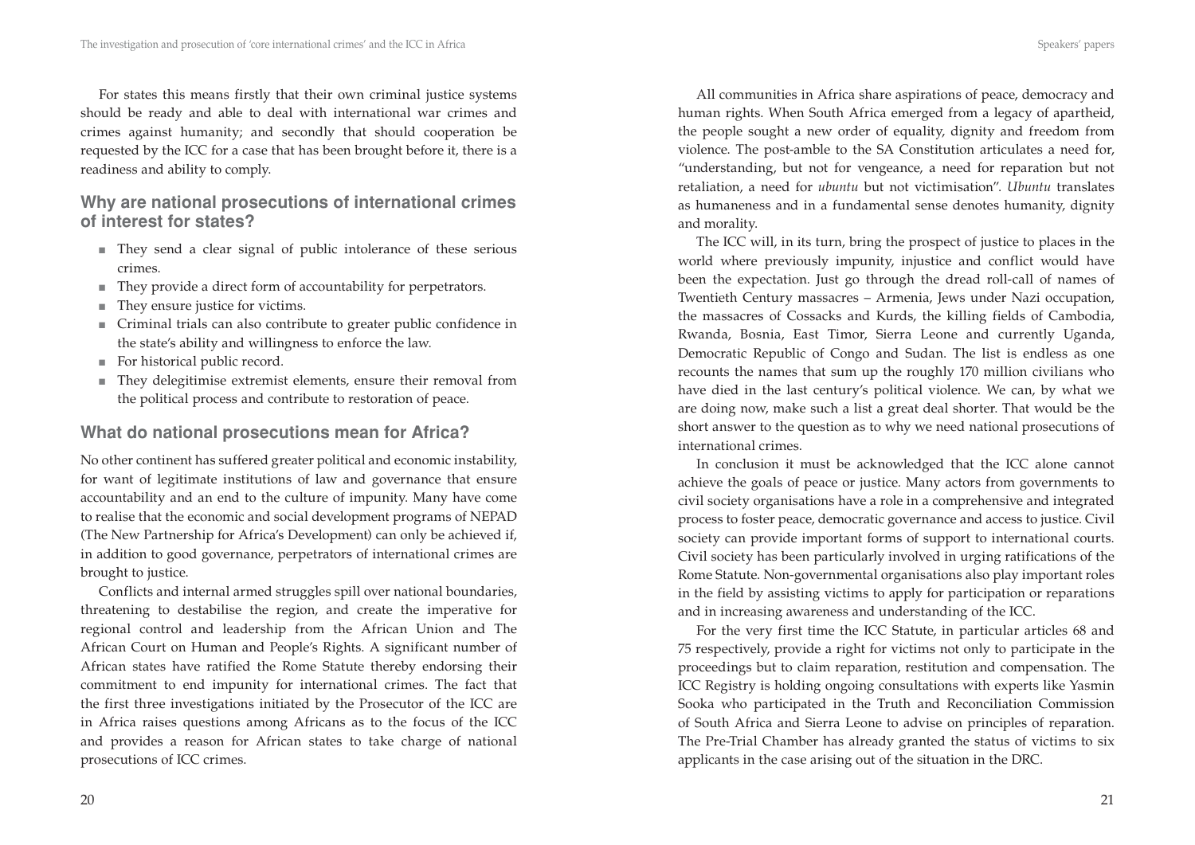For states this means firstly that their own criminal justice systems should be ready and able to deal with international war crimes and crimes against humanity; and secondly that should cooperation be requested by the ICC for a case that has been brought before it, there is a readiness and ability to comply.

## Why are national prosecutions of international crimes of interest for states?

- They send a clear signal of public intolerance of these serious crimes.
- They provide a direct form of accountability for perpetrators.
- They ensure justice for victims.
- Criminal trials can also contribute to greater public confidence in the state's ability and willingness to enforce the law.
- For historical public record.
- They delegitimise extremist elements, ensure their removal from the political process and contribute to restoration of peace.

## What do national prosecutions mean for Africa?

No other continent has suffered greater political and economic instability, for want of legitimate institutions of law and governance that ensure accountability and an end to the culture of impunity. Many have come to realise that the economic and social development programs of NEPAD (The New Partnership for Africa's Development) can only be achieved if, in addition to good governance, perpetrators of international crimes are brought to justice.

Conflicts and internal armed struggles spill over national boundaries, threatening to destabilise the region, and create the imperative for regional control and leadership from the African Union and The African Court on Human and People's Rights. A significant number of African states have ratified the Rome Statute thereby endorsing their commitment to end impunity for international crimes. The fact that the first three investigations initiated by the Prosecutor of the ICC are in Africa raises questions among Africans as to the focus of the ICC and provides a reason for African states to take charge of national prosecutions of ICC crimes.

All communities in Africa share aspirations of peace, democracy and human rights. When South Africa emerged from a legacy of apartheid, the people sought a new order of equality, dignity and freedom from violence. The post-amble to the SA Constitution articulates a need for, "understanding, but not for vengeance, a need for reparation but not retaliation, a need for *ubuntu* but not victimisation". *Ubuntu* translates as humaneness and in a fundamental sense denotes humanity, dignity and morality.

The ICC will, in its turn, bring the prospect of justice to places in the world where previously impunity, injustice and conflict would have been the expectation. Just go through the dread roll-call of names of Twentieth Century massacres – Armenia, Jews under Nazi occupation, the massacres of Cossacks and Kurds, the killing fields of Cambodia, Rwanda, Bosnia, East Timor, Sierra Leone and currently Uganda, Democratic Republic of Congo and Sudan. The list is endless as one recounts the names that sum up the roughly 170 million civilians who have died in the last century's political violence. We can, by what we are doing now, make such a list a great deal shorter. That would be the short answer to the question as to why we need national prosecutions of international crimes.

In conclusion it must be acknowledged that the ICC alone cannot achieve the goals of peace or justice. Many actors from governments to civil society organisations have a role in a comprehensive and integrated process to foster peace, democratic governance and access to justice. Civil society can provide important forms of support to international courts. Civil society has been particularly involved in urging ratifications of the Rome Statute. Non-governmental organisations also play important roles in the field by assisting victims to apply for participation or reparations and in increasing awareness and understanding of the ICC.

For the very first time the ICC Statute, in particular articles 68 and 75 respectively, provide a right for victims not only to participate in the proceedings but to claim reparation, restitution and compensation. The ICC Registry is holding ongoing consultations with experts like Yasmin Sooka who participated in the Truth and Reconciliation Commission of South Africa and Sierra Leone to advise on principles of reparation. The Pre-Trial Chamber has already granted the status of victims to six applicants in the case arising out of the situation in the DRC.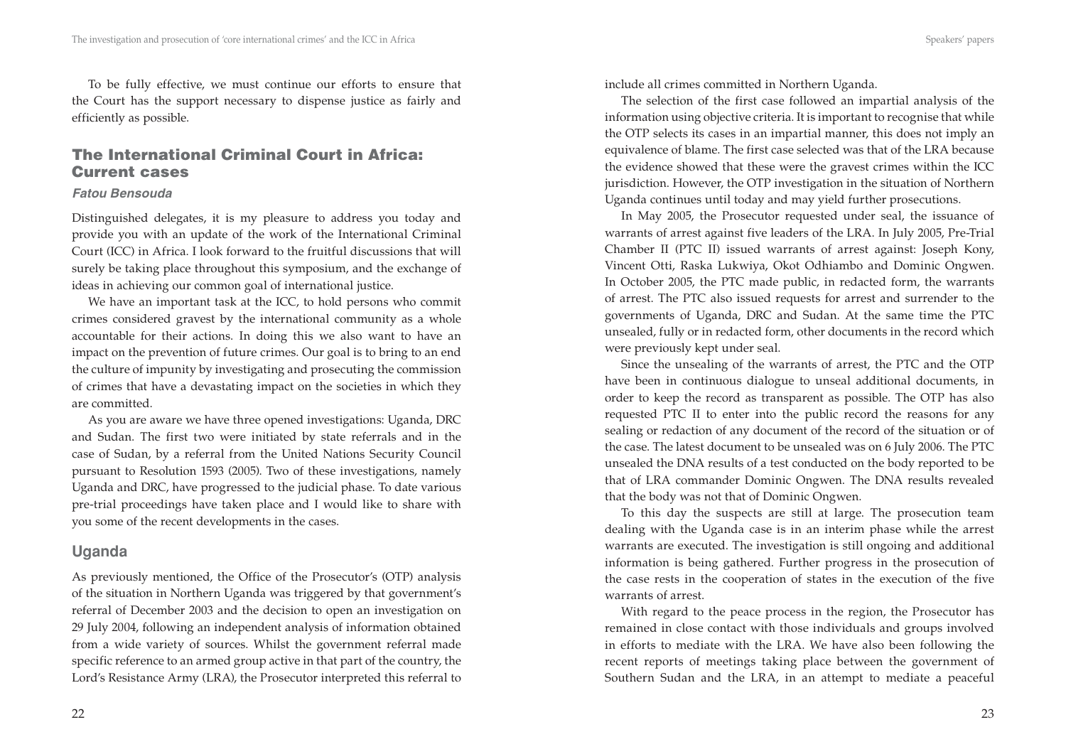To be fully effective, we must continue our efforts to ensure that the Court has the support necessary to dispense justice as fairly and efficiently as possible.

## The International Criminal Court in Africa: Current cases

### *Fatou Bensouda*

Distinguished delegates, it is my pleasure to address you today and provide you with an update of the work of the International Criminal Court (ICC) in Africa. I look forward to the fruitful discussions that will surely be taking place throughout this symposium, and the exchange of ideas in achieving our common goal of international justice.

We have an important task at the ICC, to hold persons who commit crimes considered gravest by the international community as a whole accountable for their actions. In doing this we also want to have an impact on the prevention of future crimes. Our goal is to bring to an end the culture of impunity by investigating and prosecuting the commission of crimes that have a devastating impact on the societies in which they are committed.

As you are aware we have three opened investigations: Uganda, DRC and Sudan. The first two were initiated by state referrals and in the case of Sudan, by a referral from the United Nations Security Council pursuant to Resolution 1593 (2005). Two of these investigations, namely Uganda and DRC, have progressed to the judicial phase. To date various pre-trial proceedings have taken place and I would like to share with you some of the recent developments in the cases.

### Uganda

As previously mentioned, the Office of the Prosecutor's (OTP) analysis of the situation in Northern Uganda was triggered by that government's referral of December 2003 and the decision to open an investigation on 29 July 2004, following an independent analysis of information obtained from a wide variety of sources. Whilst the government referral made specific reference to an armed group active in that part of the country, the Lord's Resistance Army (LRA), the Prosecutor interpreted this referral to include all crimes committed in Northern Uganda.

The selection of the first case followed an impartial analysis of the information using objective criteria. It is important to recognise that while the OTP selects its cases in an impartial manner, this does not imply an equivalence of blame. The first case selected was that of the LRA because the evidence showed that these were the gravest crimes within the ICC jurisdiction. However, the OTP investigation in the situation of Northern Uganda continues until today and may yield further prosecutions.

In May 2005, the Prosecutor requested under seal, the issuance of warrants of arrest against five leaders of the LRA. In July 2005, Pre-Trial Chamber II (PTC II) issued warrants of arrest against: Joseph Kony, Vincent Otti, Raska Lukwiya, Okot Odhiambo and Dominic Ongwen. In October 2005, the PTC made public, in redacted form, the warrants of arrest. The PTC also issued requests for arrest and surrender to the governments of Uganda, DRC and Sudan. At the same time the PTC unsealed, fully or in redacted form, other documents in the record which were previously kept under seal.

Since the unsealing of the warrants of arrest, the PTC and the OTP have been in continuous dialogue to unseal additional documents, in order to keep the record as transparent as possible. The OTP has also requested PTC II to enter into the public record the reasons for any sealing or redaction of any document of the record of the situation or of the case. The latest document to be unsealed was on 6 July 2006. The PTC unsealed the DNA results of a test conducted on the body reported to be that of LRA commander Dominic Ongwen. The DNA results revealed that the body was not that of Dominic Ongwen.

To this day the suspects are still at large. The prosecution team dealing with the Uganda case is in an interim phase while the arrest warrants are executed. The investigation is still ongoing and additional information is being gathered. Further progress in the prosecution of the case rests in the cooperation of states in the execution of the five warrants of arrest.

With regard to the peace process in the region, the Prosecutor has remained in close contact with those individuals and groups involved in efforts to mediate with the LRA. We have also been following the recent reports of meetings taking place between the government of Southern Sudan and the LRA, in an attempt to mediate a peaceful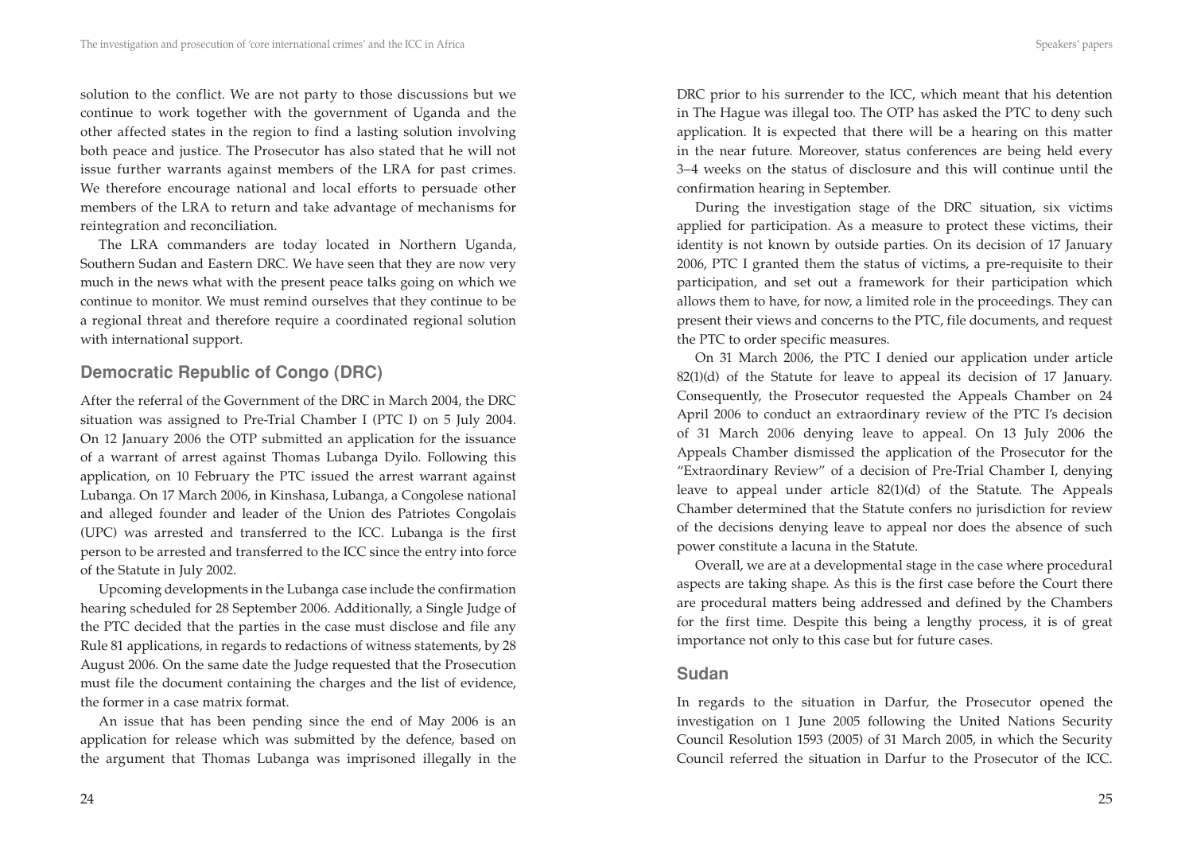solution to the conflict. We are not party to those discussions but we continue to work together with the government of Uganda and the other affected states in the region to find a lasting solution involving both peace and justice. The Prosecutor has also stated that he will not issue further warrants against members of the LRA for past crimes. We therefore encourage national and local efforts to persuade other members of the LRA to return and take advantage of mechanisms for reintegration and reconciliation.

The LRA commanders are today located in Northern Uganda, Southern Sudan and Eastern DRC. We have seen that they are now very much in the news what with the present peace talks going on which we continue to monitor. We must remind ourselves that they continue to be a regional threat and therefore require a coordinated regional solution with international support.

## Democratic Republic of Congo (DRC)

After the referral of the Government of the DRC in March 2004, the DRC situation was assigned to Pre-Trial Chamber I (PTC I) on 5 July 2004. On 12 January 2006 the OTP submitted an application for the issuance of a warrant of arrest against Thomas Lubanga Dyilo. Following this application, on 10 February the PTC issued the arrest warrant against Lubanga. On 17 March 2006, in Kinshasa, Lubanga, a Congolese national and alleged founder and leader of the Union des Patriotes Congolais (UPC) was arrested and transferred to the ICC. Lubanga is the first person to be arrested and transferred to the ICC since the entry into force of the Statute in July 2002.

Upcoming developments in the Lubanga case include the confirmation hearing scheduled for 28 September 2006. Additionally, a Single Judge of the PTC decided that the parties in the case must disclose and file any Rule 81 applications, in regards to redactions of witness statements, by 28 August 2006. On the same date the Judge requested that the Prosecution must file the document containing the charges and the list of evidence, the former in a case matrix format.

An issue that has been pending since the end of May 2006 is an application for release which was submitted by the defence, based on the argument that Thomas Lubanga was imprisoned illegally in the DRC prior to his surrender to the ICC, which meant that his detention in The Hague was illegal too. The OTP has asked the PTC to deny such application. It is expected that there will be a hearing on this matter in the near future. Moreover, status conferences are being held every 3–4 weeks on the status of disclosure and this will continue until the confirmation hearing in September.

During the investigation stage of the DRC situation, six victims applied for participation. As a measure to protect these victims, their identity is not known by outside parties. On its decision of 17 January 2006, PTC I granted them the status of victims, a pre-requisite to their participation, and set out a framework for their participation which allows them to have, for now, a limited role in the proceedings. They can present their views and concerns to the PTC, file documents, and request the PTC to order specific measures.

On 31 March 2006, the PTC I denied our application under article 82(1)(d) of the Statute for leave to appeal its decision of 17 January. Consequently, the Prosecutor requested the Appeals Chamber on 24 April 2006 to conduct an extraordinary review of the PTC I's decision of 31 March 2006 denying leave to appeal. On 13 July 2006 the Appeals Chamber dismissed the application of the Prosecutor for the "Extraordinary Review" of a decision of Pre-Trial Chamber I, denying leave to appeal under article 82(1)(d) of the Statute. The Appeals Chamber determined that the Statute confers no jurisdiction for review of the decisions denying leave to appeal nor does the absence of such power constitute a lacuna in the Statute.

Overall, we are at a developmental stage in the case where procedural aspects are taking shape. As this is the first case before the Court there are procedural matters being addressed and defined by the Chambers for the first time. Despite this being a lengthy process, it is of great importance not only to this case but for future cases.

## Sudan

In regards to the situation in Darfur, the Prosecutor opened the investigation on 1 June 2005 following the United Nations Security Council Resolution 1593 (2005) of 31 March 2005, in which the Security Council referred the situation in Darfur to the Prosecutor of the ICC.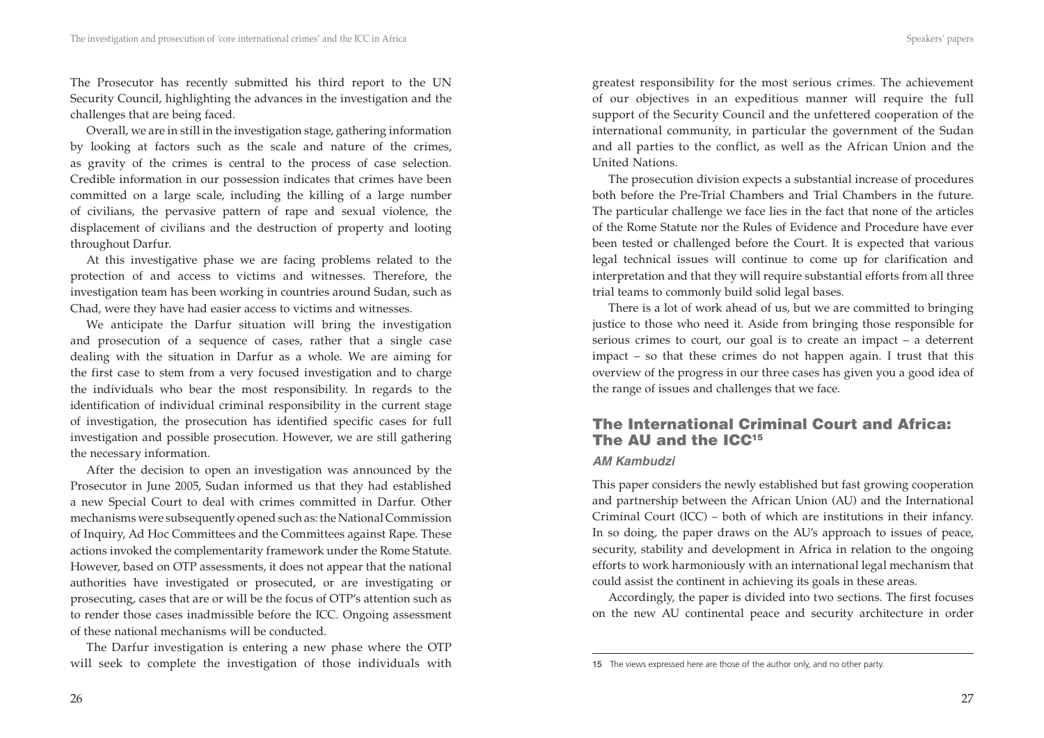The Prosecutor has recently submitted his third report to the UN Security Council, highlighting the advances in the investigation and the challenges that are being faced.

Overall, we are in still in the investigation stage, gathering information by looking at factors such as the scale and nature of the crimes, as gravity of the crimes is central to the process of case selection. Credible information in our possession indicates that crimes have been committed on a large scale, including the killing of a large number of civilians, the pervasive pattern of rape and sexual violence, the displacement of civilians and the destruction of property and looting throughout Darfur.

At this investigative phase we are facing problems related to the protection of and access to victims and witnesses. Therefore, the investigation team has been working in countries around Sudan, such as Chad, were they have had easier access to victims and witnesses.

We anticipate the Darfur situation will bring the investigation and prosecution of a sequence of cases, rather that a single case dealing with the situation in Darfur as a whole. We are aiming for the first case to stem from a very focused investigation and to charge the individuals who bear the most responsibility. In regards to the identification of individual criminal responsibility in the current stage of investigation, the prosecution has identified specific cases for full investigation and possible prosecution. However, we are still gathering the necessary information.

After the decision to open an investigation was announced by the Prosecutor in June 2005, Sudan informed us that they had established a new Special Court to deal with crimes committed in Darfur. Other mechanisms were subsequently opened such as: the National Commission of Inquiry, Ad Hoc Committees and the Committees against Rape. These actions invoked the complementarity framework under the Rome Statute. However, based on OTP assessments, it does not appear that the national authorities have investigated or prosecuted, or are investigating or prosecuting, cases that are or will be the focus of OTP's attention such as to render those cases inadmissible before the ICC. Ongoing assessment of these national mechanisms will be conducted.

The Darfur investigation is entering a new phase where the OTP will seek to complete the investigation of those individuals with greatest responsibility for the most serious crimes. The achievement of our objectives in an expeditious manner will require the full support of the Security Council and the unfettered cooperation of the international community, in particular the government of the Sudan and all parties to the conflict, as well as the African Union and the United Nations.

The prosecution division expects a substantial increase of procedures both before the Pre-Trial Chambers and Trial Chambers in the future. The particular challenge we face lies in the fact that none of the articles of the Rome Statute nor the Rules of Evidence and Procedure have ever been tested or challenged before the Court. It is expected that various legal technical issues will continue to come up for clarification and interpretation and that they will require substantial efforts from all three trial teams to commonly build solid legal bases.

There is a lot of work ahead of us, but we are committed to bringing justice to those who need it. Aside from bringing those responsible for serious crimes to court, our goal is to create an impact – a deterrent impact – so that these crimes do not happen again. I trust that this overview of the progress in our three cases has given you a good idea of the range of issues and challenges that we face.

## The International Criminal Court and Africa: The AU and the ICC[15]

***AM Kambudzi***

This paper considers the newly established but fast growing cooperation and partnership between the African Union (AU) and the International Criminal Court (ICC) – both of which are institutions in their infancy. In so doing, the paper draws on the AU's approach to issues of peace, security, stability and development in Africa in relation to the ongoing efforts to work harmoniously with an international legal mechanism that could assist the continent in achieving its goals in these areas.

Accordingly, the paper is divided into two sections. The first focuses on the new AU continental peace and security architecture in order

---

15 The views expressed here are those of the author only, and no other party.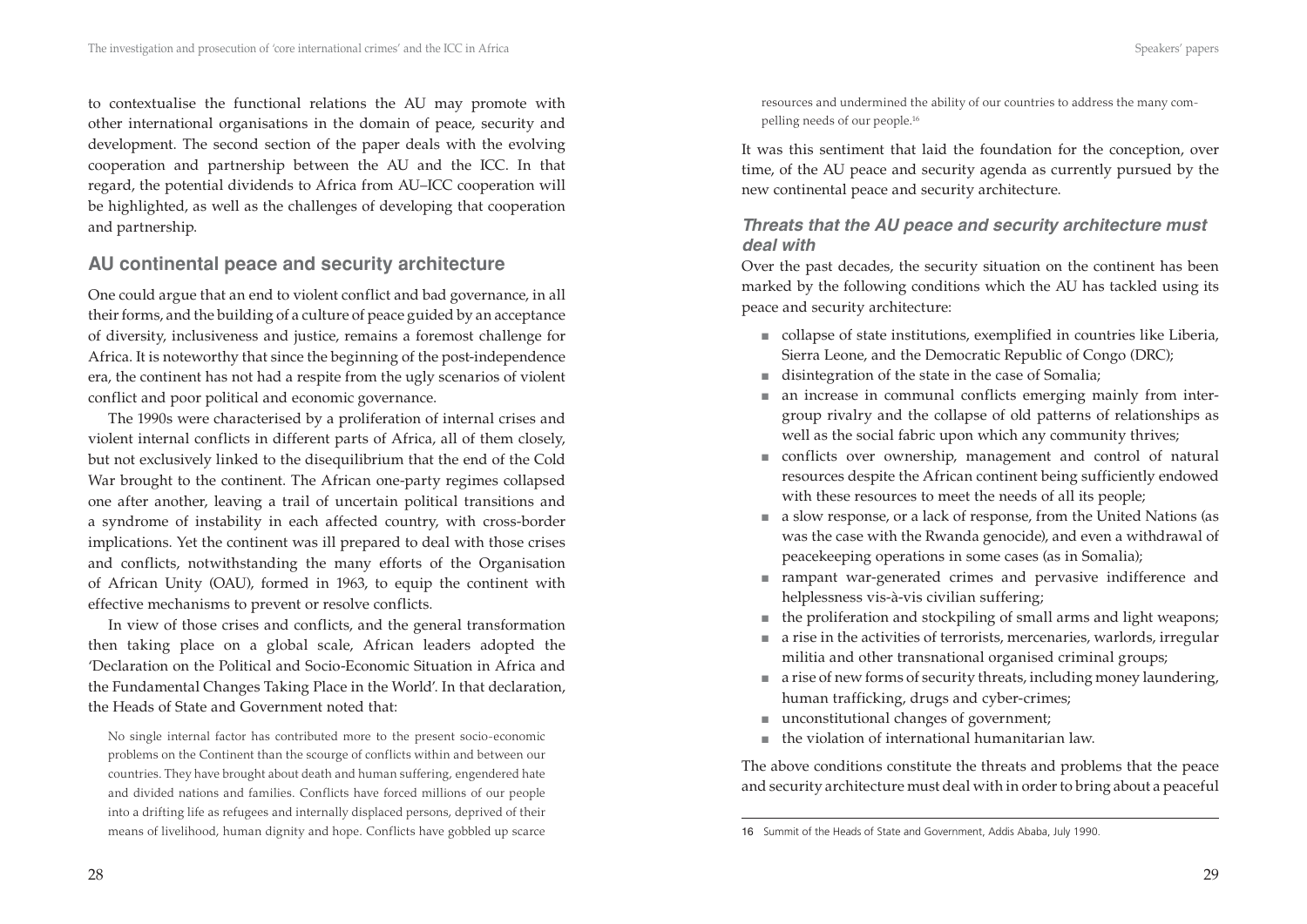to contextualise the functional relations the AU may promote with other international organisations in the domain of peace, security and development. The second section of the paper deals with the evolving cooperation and partnership between the AU and the ICC. In that regard, the potential dividends to Africa from AU–ICC cooperation will be highlighted, as well as the challenges of developing that cooperation and partnership.

## AU continental peace and security architecture

One could argue that an end to violent conflict and bad governance, in all their forms, and the building of a culture of peace guided by an acceptance of diversity, inclusiveness and justice, remains a foremost challenge for Africa. It is noteworthy that since the beginning of the post-independence era, the continent has not had a respite from the ugly scenarios of violent conflict and poor political and economic governance.

The 1990s were characterised by a proliferation of internal crises and violent internal conflicts in different parts of Africa, all of them closely, but not exclusively linked to the disequilibrium that the end of the Cold War brought to the continent. The African one-party regimes collapsed one after another, leaving a trail of uncertain political transitions and a syndrome of instability in each affected country, with cross-border implications. Yet the continent was ill prepared to deal with those crises and conflicts, notwithstanding the many efforts of the Organisation of African Unity (OAU), formed in 1963, to equip the continent with effective mechanisms to prevent or resolve conflicts.

In view of those crises and conflicts, and the general transformation then taking place on a global scale, African leaders adopted the 'Declaration on the Political and Socio-Economic Situation in Africa and the Fundamental Changes Taking Place in the World'. In that declaration, the Heads of State and Government noted that:

> No single internal factor has contributed more to the present socio-economic problems on the Continent than the scourge of conflicts within and between our countries. They have brought about death and human suffering, engendered hate and divided nations and families. Conflicts have forced millions of our people into a drifting life as refugees and internally displaced persons, deprived of their means of livelihood, human dignity and hope. Conflicts have gobbled up scarce resources and undermined the ability of our countries to address the many compelling needs of our people.[16]

It was this sentiment that laid the foundation for the conception, over time, of the AU peace and security agenda as currently pursued by the new continental peace and security architecture.

### *Threats that the AU peace and security architecture must deal with*

Over the past decades, the security situation on the continent has been marked by the following conditions which the AU has tackled using its peace and security architecture:

- collapse of state institutions, exemplified in countries like Liberia, Sierra Leone, and the Democratic Republic of Congo (DRC);
- disintegration of the state in the case of Somalia;
- an increase in communal conflicts emerging mainly from intergroup rivalry and the collapse of old patterns of relationships as well as the social fabric upon which any community thrives;
- conflicts over ownership, management and control of natural resources despite the African continent being sufficiently endowed with these resources to meet the needs of all its people;
- a slow response, or a lack of response, from the United Nations (as was the case with the Rwanda genocide), and even a withdrawal of peacekeeping operations in some cases (as in Somalia);
- rampant war-generated crimes and pervasive indifference and helplessness vis-à-vis civilian suffering;
- the proliferation and stockpiling of small arms and light weapons;
- a rise in the activities of terrorists, mercenaries, warlords, irregular militia and other transnational organised criminal groups;
- a rise of new forms of security threats, including money laundering, human trafficking, drugs and cyber-crimes;
- unconstitutional changes of government;
- the violation of international humanitarian law.

The above conditions constitute the threats and problems that the peace and security architecture must deal with in order to bring about a peaceful

16 Summit of the Heads of State and Government, Addis Ababa, July 1990.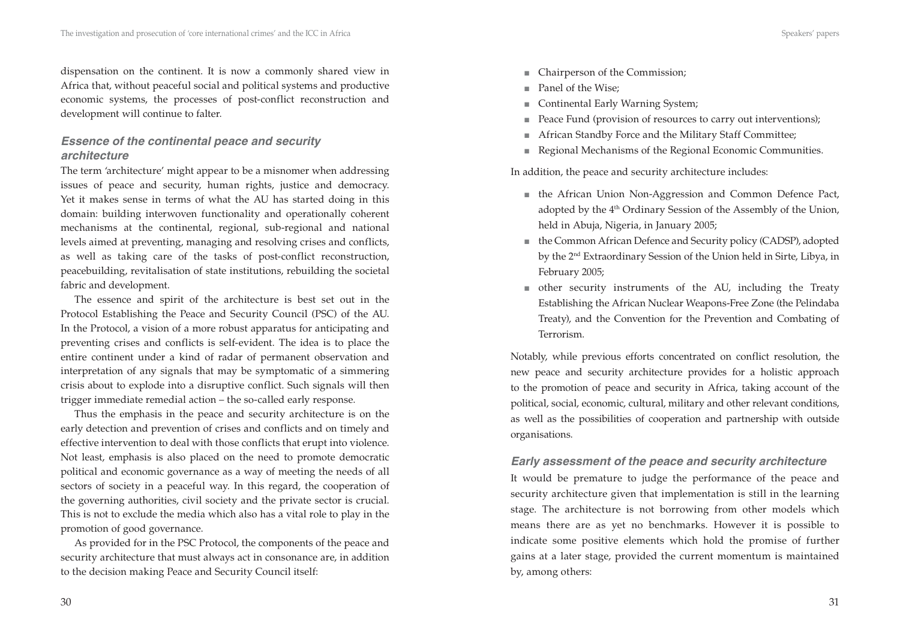dispensation on the continent. It is now a commonly shared view in Africa that, without peaceful social and political systems and productive economic systems, the processes of post-conflict reconstruction and development will continue to falter.

### *Essence of the continental peace and security architecture*

The term 'architecture' might appear to be a misnomer when addressing issues of peace and security, human rights, justice and democracy. Yet it makes sense in terms of what the AU has started doing in this domain: building interwoven functionality and operationally coherent mechanisms at the continental, regional, sub-regional and national levels aimed at preventing, managing and resolving crises and conflicts, as well as taking care of the tasks of post-conflict reconstruction, peacebuilding, revitalisation of state institutions, rebuilding the societal fabric and development.

The essence and spirit of the architecture is best set out in the Protocol Establishing the Peace and Security Council (PSC) of the AU. In the Protocol, a vision of a more robust apparatus for anticipating and preventing crises and conflicts is self-evident. The idea is to place the entire continent under a kind of radar of permanent observation and interpretation of any signals that may be symptomatic of a simmering crisis about to explode into a disruptive conflict. Such signals will then trigger immediate remedial action – the so-called early response.

Thus the emphasis in the peace and security architecture is on the early detection and prevention of crises and conflicts and on timely and effective intervention to deal with those conflicts that erupt into violence. Not least, emphasis is also placed on the need to promote democratic political and economic governance as a way of meeting the needs of all sectors of society in a peaceful way. In this regard, the cooperation of the governing authorities, civil society and the private sector is crucial. This is not to exclude the media which also has a vital role to play in the promotion of good governance.

As provided for in the PSC Protocol, the components of the peace and security architecture that must always act in consonance are, in addition to the decision making Peace and Security Council itself:

- Chairperson of the Commission;
- Panel of the Wise;
- Continental Early Warning System;
- Peace Fund (provision of resources to carry out interventions);
- African Standby Force and the Military Staff Committee;
- Regional Mechanisms of the Regional Economic Communities.

In addition, the peace and security architecture includes:

- the African Union Non-Aggression and Common Defence Pact, adopted by the 4th Ordinary Session of the Assembly of the Union, held in Abuja, Nigeria, in January 2005;
- the Common African Defence and Security policy (CADSP), adopted by the 2nd Extraordinary Session of the Union held in Sirte, Libya, in February 2005;
- other security instruments of the AU, including the Treaty Establishing the African Nuclear Weapons-Free Zone (the Pelindaba Treaty), and the Convention for the Prevention and Combating of Terrorism.

Notably, while previous efforts concentrated on conflict resolution, the new peace and security architecture provides for a holistic approach to the promotion of peace and security in Africa, taking account of the political, social, economic, cultural, military and other relevant conditions, as well as the possibilities of cooperation and partnership with outside organisations.

### *Early assessment of the peace and security architecture*

It would be premature to judge the performance of the peace and security architecture given that implementation is still in the learning stage. The architecture is not borrowing from other models which means there are as yet no benchmarks. However it is possible to indicate some positive elements which hold the promise of further gains at a later stage, provided the current momentum is maintained by, among others: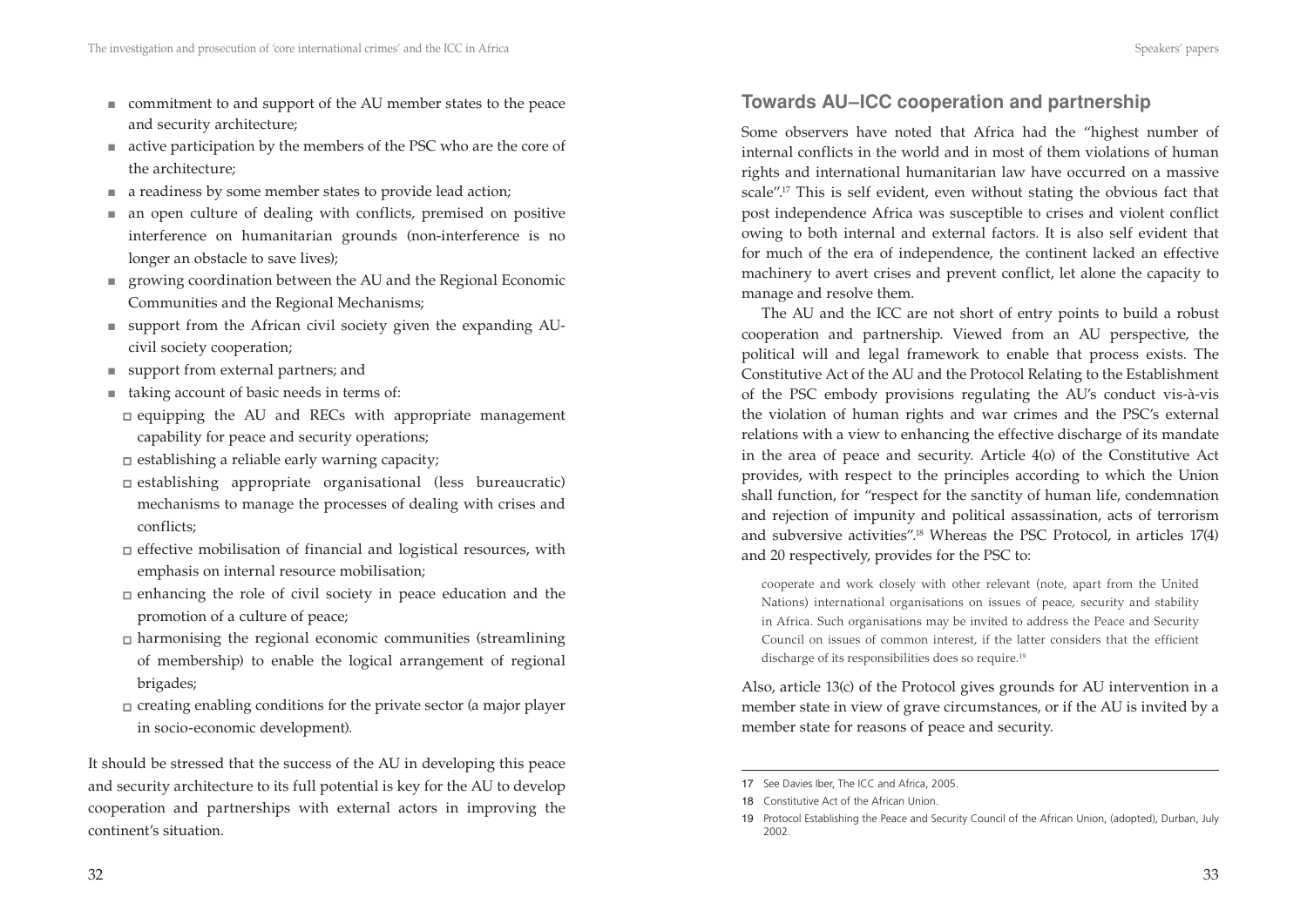- commitment to and support of the AU member states to the peace and security architecture;
- active participation by the members of the PSC who are the core of the architecture;
- a readiness by some member states to provide lead action;
- an open culture of dealing with conflicts, premised on positive interference on humanitarian grounds (non-interference is no longer an obstacle to save lives);
- growing coordination between the AU and the Regional Economic Communities and the Regional Mechanisms;
- support from the African civil society given the expanding AU-civil society cooperation;
- support from external partners; and
- taking account of basic needs in terms of:
  - equipping the AU and RECs with appropriate management capability for peace and security operations;
  - establishing a reliable early warning capacity;
  - establishing appropriate organisational (less bureaucratic) mechanisms to manage the processes of dealing with crises and conflicts;
  - effective mobilisation of financial and logistical resources, with emphasis on internal resource mobilisation;
  - enhancing the role of civil society in peace education and the promotion of a culture of peace;
  - harmonising the regional economic communities (streamlining of membership) to enable the logical arrangement of regional brigades;
  - creating enabling conditions for the private sector (a major player in socio-economic development).

It should be stressed that the success of the AU in developing this peace and security architecture to its full potential is key for the AU to develop cooperation and partnerships with external actors in improving the continent's situation.

## Towards AU–ICC cooperation and partnership

Some observers have noted that Africa had the "highest number of internal conflicts in the world and in most of them violations of human rights and international humanitarian law have occurred on a massive scale".[17] This is self evident, even without stating the obvious fact that post independence Africa was susceptible to crises and violent conflict owing to both internal and external factors. It is also self evident that for much of the era of independence, the continent lacked an effective machinery to avert crises and prevent conflict, let alone the capacity to manage and resolve them.

The AU and the ICC are not short of entry points to build a robust cooperation and partnership. Viewed from an AU perspective, the political will and legal framework to enable that process exists. The Constitutive Act of the AU and the Protocol Relating to the Establishment of the PSC embody provisions regulating the AU's conduct vis-à-vis the violation of human rights and war crimes and the PSC's external relations with a view to enhancing the effective discharge of its mandate in the area of peace and security. Article 4(o) of the Constitutive Act provides, with respect to the principles according to which the Union shall function, for "respect for the sanctity of human life, condemnation and rejection of impunity and political assassination, acts of terrorism and subversive activities".[18] Whereas the PSC Protocol, in articles 17(4) and 20 respectively, provides for the PSC to:

> cooperate and work closely with other relevant (note, apart from the United Nations) international organisations on issues of peace, security and stability in Africa. Such organisations may be invited to address the Peace and Security Council on issues of common interest, if the latter considers that the efficient discharge of its responsibilities does so require.[19]

Also, article 13(c) of the Protocol gives grounds for AU intervention in a member state in view of grave circumstances, or if the AU is invited by a member state for reasons of peace and security.

---

17 See Davies Iber, The ICC and Africa, 2005.

18 Constitutive Act of the African Union.

19 Protocol Establishing the Peace and Security Council of the African Union, (adopted), Durban, July 2002.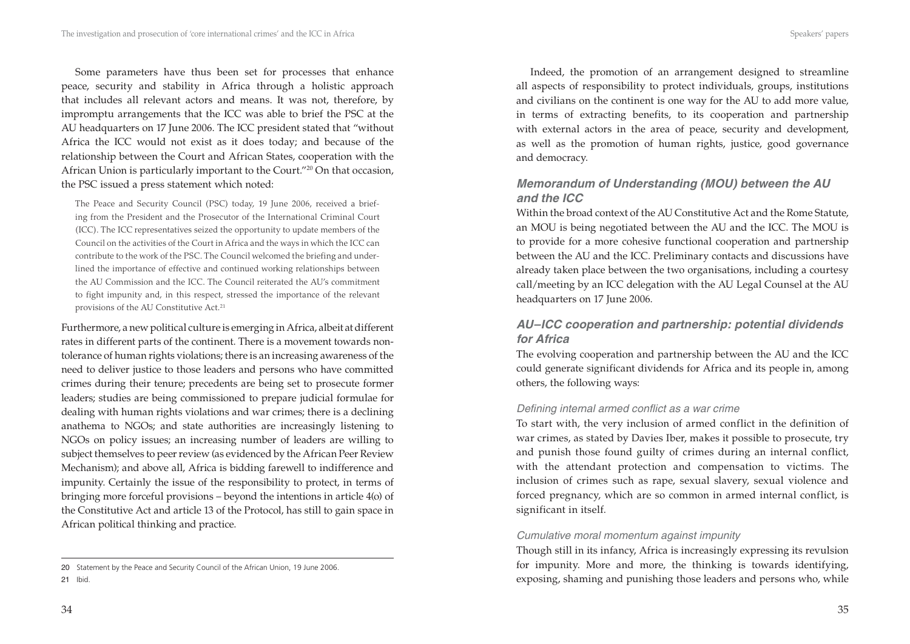Some parameters have thus been set for processes that enhance peace, security and stability in Africa through a holistic approach that includes all relevant actors and means. It was not, therefore, by impromptu arrangements that the ICC was able to brief the PSC at the AU headquarters on 17 June 2006. The ICC president stated that "without Africa the ICC would not exist as it does today; and because of the relationship between the Court and African States, cooperation with the African Union is particularly important to the Court."[20] On that occasion, the PSC issued a press statement which noted:

> The Peace and Security Council (PSC) today, 19 June 2006, received a briefing from the President and the Prosecutor of the International Criminal Court (ICC). The ICC representatives seized the opportunity to update members of the Council on the activities of the Court in Africa and the ways in which the ICC can contribute to the work of the PSC. The Council welcomed the briefing and underlined the importance of effective and continued working relationships between the AU Commission and the ICC. The Council reiterated the AU's commitment to fight impunity and, in this respect, stressed the importance of the relevant provisions of the AU Constitutive Act.[21]

Furthermore, a new political culture is emerging in Africa, albeit at different rates in different parts of the continent. There is a movement towards non-tolerance of human rights violations; there is an increasing awareness of the need to deliver justice to those leaders and persons who have committed crimes during their tenure; precedents are being set to prosecute former leaders; studies are being commissioned to prepare judicial formulae for dealing with human rights violations and war crimes; there is a declining anathema to NGOs; and state authorities are increasingly listening to NGOs on policy issues; an increasing number of leaders are willing to subject themselves to peer review (as evidenced by the African Peer Review Mechanism); and above all, Africa is bidding farewell to indifference and impunity. Certainly the issue of the responsibility to protect, in terms of bringing more forceful provisions – beyond the intentions in article 4(o) of the Constitutive Act and article 13 of the Protocol, has still to gain space in African political thinking and practice.

20 Statement by the Peace and Security Council of the African Union, 19 June 2006.

21 Ibid.

Indeed, the promotion of an arrangement designed to streamline all aspects of responsibility to protect individuals, groups, institutions and civilians on the continent is one way for the AU to add more value, in terms of extracting benefits, to its cooperation and partnership with external actors in the area of peace, security and development, as well as the promotion of human rights, justice, good governance and democracy.

## *Memorandum of Understanding (MOU) between the AU and the ICC*

Within the broad context of the AU Constitutive Act and the Rome Statute, an MOU is being negotiated between the AU and the ICC. The MOU is to provide for a more cohesive functional cooperation and partnership between the AU and the ICC. Preliminary contacts and discussions have already taken place between the two organisations, including a courtesy call/meeting by an ICC delegation with the AU Legal Counsel at the AU headquarters on 17 June 2006.

## *AU–ICC cooperation and partnership: potential dividends for Africa*

The evolving cooperation and partnership between the AU and the ICC could generate significant dividends for Africa and its people in, among others, the following ways:

### *Defining internal armed conflict as a war crime*

To start with, the very inclusion of armed conflict in the definition of war crimes, as stated by Davies Iber, makes it possible to prosecute, try and punish those found guilty of crimes during an internal conflict, with the attendant protection and compensation to victims. The inclusion of crimes such as rape, sexual slavery, sexual violence and forced pregnancy, which are so common in armed internal conflict, is significant in itself.

### *Cumulative moral momentum against impunity*

Though still in its infancy, Africa is increasingly expressing its revulsion for impunity. More and more, the thinking is towards identifying, exposing, shaming and punishing those leaders and persons who, while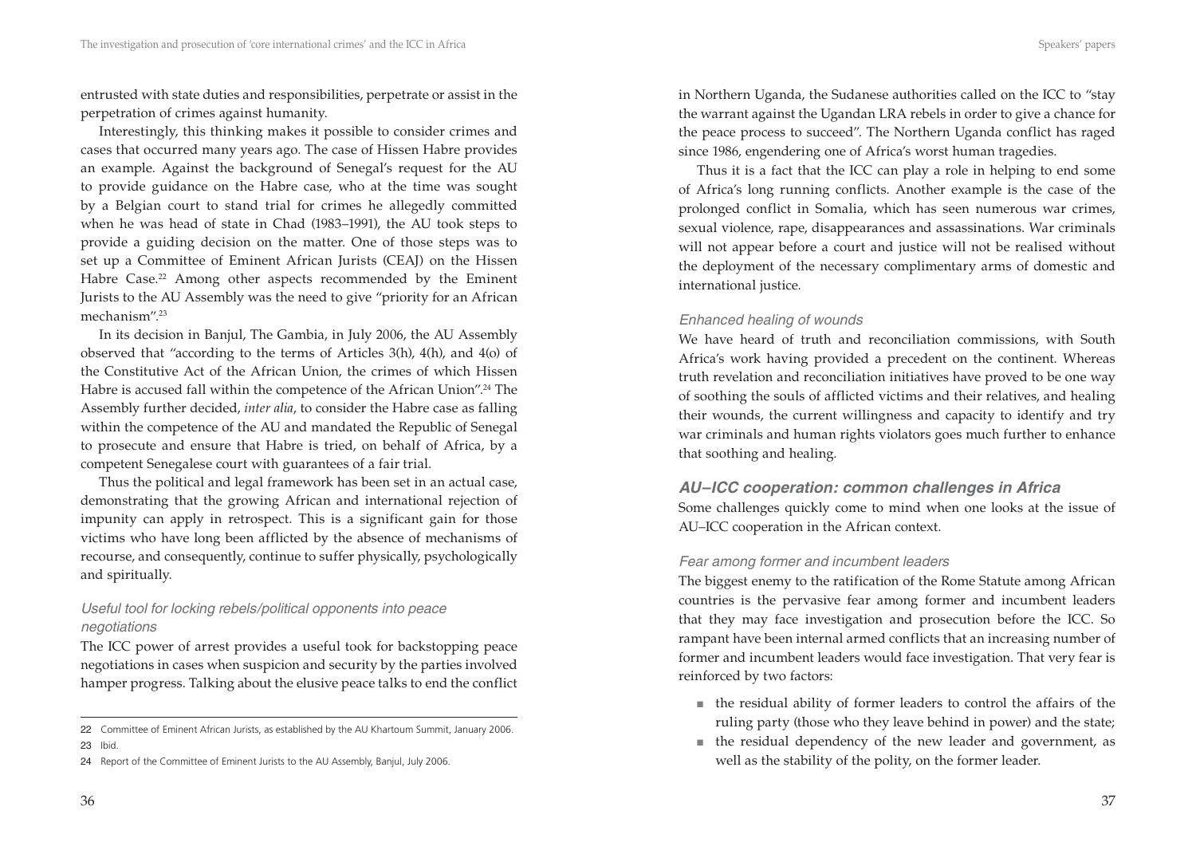entrusted with state duties and responsibilities, perpetrate or assist in the perpetration of crimes against humanity.

Interestingly, this thinking makes it possible to consider crimes and cases that occurred many years ago. The case of Hissen Habre provides an example. Against the background of Senegal's request for the AU to provide guidance on the Habre case, who at the time was sought by a Belgian court to stand trial for crimes he allegedly committed when he was head of state in Chad (1983–1991), the AU took steps to provide a guiding decision on the matter. One of those steps was to set up a Committee of Eminent African Jurists (CEAJ) on the Hissen Habre Case.[22] Among other aspects recommended by the Eminent Jurists to the AU Assembly was the need to give "priority for an African mechanism".[23]

In its decision in Banjul, The Gambia, in July 2006, the AU Assembly observed that "according to the terms of Articles 3(h), 4(h), and 4(o) of the Constitutive Act of the African Union, the crimes of which Hissen Habre is accused fall within the competence of the African Union".[24] The Assembly further decided, *inter alia*, to consider the Habre case as falling within the competence of the AU and mandated the Republic of Senegal to prosecute and ensure that Habre is tried, on behalf of Africa, by a competent Senegalese court with guarantees of a fair trial.

Thus the political and legal framework has been set in an actual case, demonstrating that the growing African and international rejection of impunity can apply in retrospect. This is a significant gain for those victims who have long been afflicted by the absence of mechanisms of recourse, and consequently, continue to suffer physically, psychologically and spiritually.

### *Useful tool for locking rebels/political opponents into peace negotiations*

The ICC power of arrest provides a useful took for backstopping peace negotiations in cases when suspicion and security by the parties involved hamper progress. Talking about the elusive peace talks to end the conflict in Northern Uganda, the Sudanese authorities called on the ICC to "stay the warrant against the Ugandan LRA rebels in order to give a chance for the peace process to succeed". The Northern Uganda conflict has raged since 1986, engendering one of Africa's worst human tragedies.

Thus it is a fact that the ICC can play a role in helping to end some of Africa's long running conflicts. Another example is the case of the prolonged conflict in Somalia, which has seen numerous war crimes, sexual violence, rape, disappearances and assassinations. War criminals will not appear before a court and justice will not be realised without the deployment of the necessary complimentary arms of domestic and international justice.

### *Enhanced healing of wounds*

We have heard of truth and reconciliation commissions, with South Africa's work having provided a precedent on the continent. Whereas truth revelation and reconciliation initiatives have proved to be one way of soothing the souls of afflicted victims and their relatives, and healing their wounds, the current willingness and capacity to identify and try war criminals and human rights violators goes much further to enhance that soothing and healing.

## AU–ICC cooperation: common challenges in Africa

Some challenges quickly come to mind when one looks at the issue of AU–ICC cooperation in the African context.

### *Fear among former and incumbent leaders*

The biggest enemy to the ratification of the Rome Statute among African countries is the pervasive fear among former and incumbent leaders that they may face investigation and prosecution before the ICC. So rampant have been internal armed conflicts that an increasing number of former and incumbent leaders would face investigation. That very fear is reinforced by two factors:

- the residual ability of former leaders to control the affairs of the ruling party (those who they leave behind in power) and the state;
- the residual dependency of the new leader and government, as well as the stability of the polity, on the former leader.

---

22 Committee of Eminent African Jurists, as established by the AU Khartoum Summit, January 2006.

23 Ibid.

24 Report of the Committee of Eminent Jurists to the AU Assembly, Banjul, July 2006.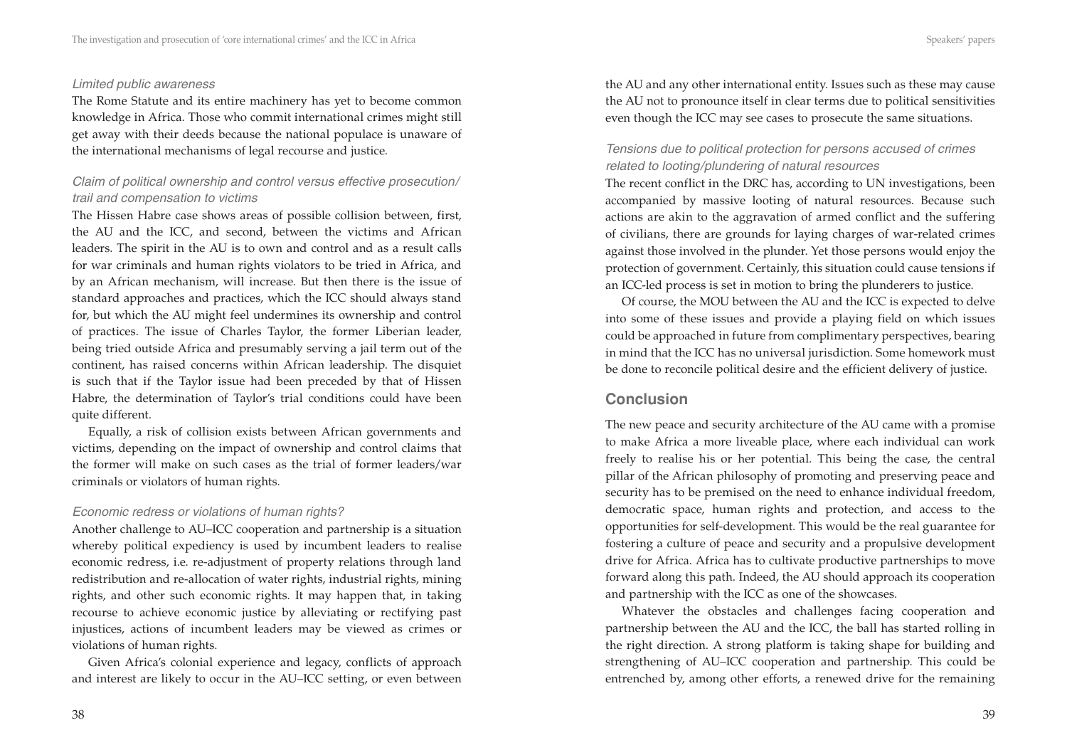*Limited public awareness*

The Rome Statute and its entire machinery has yet to become common knowledge in Africa. Those who commit international crimes might still get away with their deeds because the national populace is unaware of the international mechanisms of legal recourse and justice.

*Claim of political ownership and control versus effective prosecution/trail and compensation to victims*

The Hissen Habre case shows areas of possible collision between, first, the AU and the ICC, and second, between the victims and African leaders. The spirit in the AU is to own and control and as a result calls for war criminals and human rights violators to be tried in Africa, and by an African mechanism, will increase. But then there is the issue of standard approaches and practices, which the ICC should always stand for, but which the AU might feel undermines its ownership and control of practices. The issue of Charles Taylor, the former Liberian leader, being tried outside Africa and presumably serving a jail term out of the continent, has raised concerns within African leadership. The disquiet is such that if the Taylor issue had been preceded by that of Hissen Habre, the determination of Taylor's trial conditions could have been quite different.

Equally, a risk of collision exists between African governments and victims, depending on the impact of ownership and control claims that the former will make on such cases as the trial of former leaders/war criminals or violators of human rights.

*Economic redress or violations of human rights?*

Another challenge to AU–ICC cooperation and partnership is a situation whereby political expediency is used by incumbent leaders to realise economic redress, i.e. re-adjustment of property relations through land redistribution and re-allocation of water rights, industrial rights, mining rights, and other such economic rights. It may happen that, in taking recourse to achieve economic justice by alleviating or rectifying past injustices, actions of incumbent leaders may be viewed as crimes or violations of human rights.

Given Africa's colonial experience and legacy, conflicts of approach and interest are likely to occur in the AU–ICC setting, or even between the AU and any other international entity. Issues such as these may cause the AU not to pronounce itself in clear terms due to political sensitivities even though the ICC may see cases to prosecute the same situations.

*Tensions due to political protection for persons accused of crimes related to looting/plundering of natural resources*

The recent conflict in the DRC has, according to UN investigations, been accompanied by massive looting of natural resources. Because such actions are akin to the aggravation of armed conflict and the suffering of civilians, there are grounds for laying charges of war-related crimes against those involved in the plunder. Yet those persons would enjoy the protection of government. Certainly, this situation could cause tensions if an ICC-led process is set in motion to bring the plunderers to justice.

Of course, the MOU between the AU and the ICC is expected to delve into some of these issues and provide a playing field on which issues could be approached in future from complimentary perspectives, bearing in mind that the ICC has no universal jurisdiction. Some homework must be done to reconcile political desire and the efficient delivery of justice.

## Conclusion

The new peace and security architecture of the AU came with a promise to make Africa a more liveable place, where each individual can work freely to realise his or her potential. This being the case, the central pillar of the African philosophy of promoting and preserving peace and security has to be premised on the need to enhance individual freedom, democratic space, human rights and protection, and access to the opportunities for self-development. This would be the real guarantee for fostering a culture of peace and security and a propulsive development drive for Africa. Africa has to cultivate productive partnerships to move forward along this path. Indeed, the AU should approach its cooperation and partnership with the ICC as one of the showcases.

Whatever the obstacles and challenges facing cooperation and partnership between the AU and the ICC, the ball has started rolling in the right direction. A strong platform is taking shape for building and strengthening of AU–ICC cooperation and partnership. This could be entrenched by, among other efforts, a renewed drive for the remaining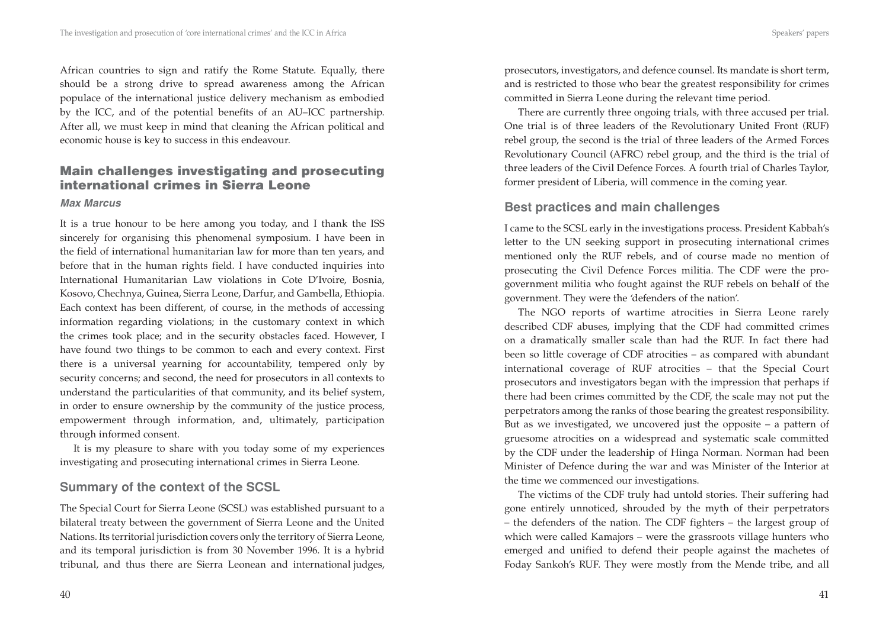African countries to sign and ratify the Rome Statute. Equally, there should be a strong drive to spread awareness among the African populace of the international justice delivery mechanism as embodied by the ICC, and of the potential benefits of an AU–ICC partnership. After all, we must keep in mind that cleaning the African political and economic house is key to success in this endeavour.

## Main challenges investigating and prosecuting international crimes in Sierra Leone

***Max Marcus***

It is a true honour to be here among you today, and I thank the ISS sincerely for organising this phenomenal symposium. I have been in the field of international humanitarian law for more than ten years, and before that in the human rights field. I have conducted inquiries into International Humanitarian Law violations in Cote D'Ivoire, Bosnia, Kosovo, Chechnya, Guinea, Sierra Leone, Darfur, and Gambella, Ethiopia. Each context has been different, of course, in the methods of accessing information regarding violations; in the customary context in which the crimes took place; and in the security obstacles faced. However, I have found two things to be common to each and every context. First there is a universal yearning for accountability, tempered only by security concerns; and second, the need for prosecutors in all contexts to understand the particularities of that community, and its belief system, in order to ensure ownership by the community of the justice process, empowerment through information, and, ultimately, participation through informed consent.

It is my pleasure to share with you today some of my experiences investigating and prosecuting international crimes in Sierra Leone.

### Summary of the context of the SCSL

The Special Court for Sierra Leone (SCSL) was established pursuant to a bilateral treaty between the government of Sierra Leone and the United Nations. Its territorial jurisdiction covers only the territory of Sierra Leone, and its temporal jurisdiction is from 30 November 1996. It is a hybrid tribunal, and thus there are Sierra Leonean and international judges, prosecutors, investigators, and defence counsel. Its mandate is short term, and is restricted to those who bear the greatest responsibility for crimes committed in Sierra Leone during the relevant time period.

There are currently three ongoing trials, with three accused per trial. One trial is of three leaders of the Revolutionary United Front (RUF) rebel group, the second is the trial of three leaders of the Armed Forces Revolutionary Council (AFRC) rebel group, and the third is the trial of three leaders of the Civil Defence Forces. A fourth trial of Charles Taylor, former president of Liberia, will commence in the coming year.

### Best practices and main challenges

I came to the SCSL early in the investigations process. President Kabbah's letter to the UN seeking support in prosecuting international crimes mentioned only the RUF rebels, and of course made no mention of prosecuting the Civil Defence Forces militia. The CDF were the pro-government militia who fought against the RUF rebels on behalf of the government. They were the 'defenders of the nation'.

The NGO reports of wartime atrocities in Sierra Leone rarely described CDF abuses, implying that the CDF had committed crimes on a dramatically smaller scale than had the RUF. In fact there had been so little coverage of CDF atrocities – as compared with abundant international coverage of RUF atrocities – that the Special Court prosecutors and investigators began with the impression that perhaps if there had been crimes committed by the CDF, the scale may not put the perpetrators among the ranks of those bearing the greatest responsibility. But as we investigated, we uncovered just the opposite – a pattern of gruesome atrocities on a widespread and systematic scale committed by the CDF under the leadership of Hinga Norman. Norman had been Minister of Defence during the war and was Minister of the Interior at the time we commenced our investigations.

The victims of the CDF truly had untold stories. Their suffering had gone entirely unnoticed, shrouded by the myth of their perpetrators – the defenders of the nation. The CDF fighters – the largest group of which were called Kamajors – were the grassroots village hunters who emerged and unified to defend their people against the machetes of Foday Sankoh's RUF. They were mostly from the Mende tribe, and all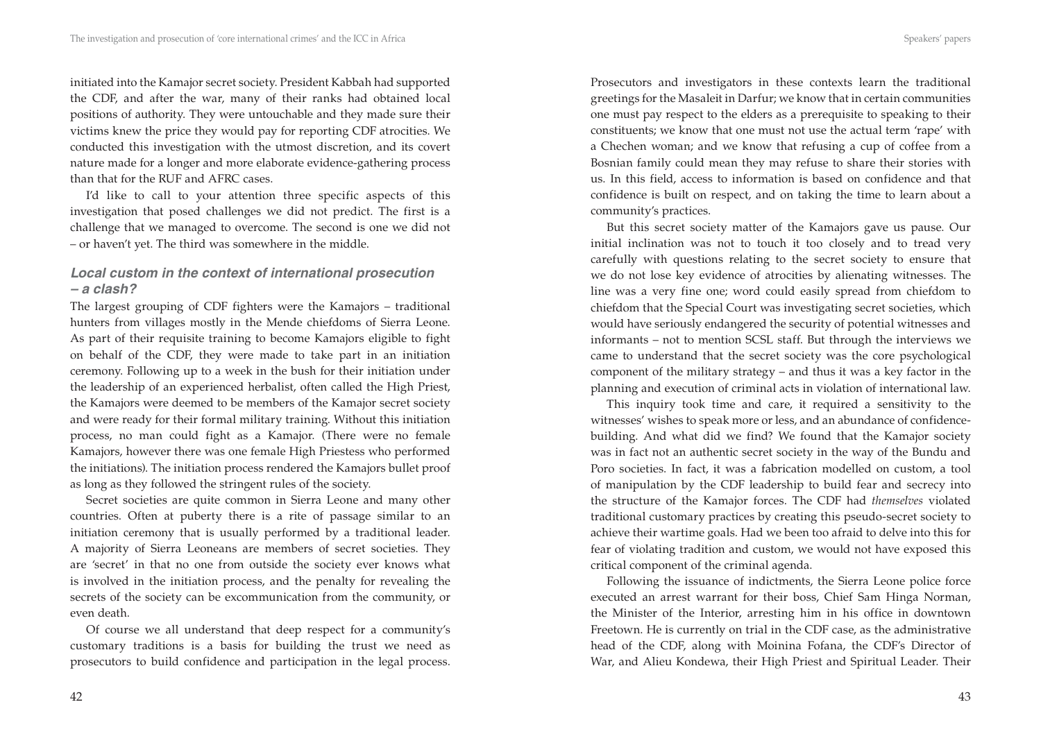initiated into the Kamajor secret society. President Kabbah had supported the CDF, and after the war, many of their ranks had obtained local positions of authority. They were untouchable and they made sure their victims knew the price they would pay for reporting CDF atrocities. We conducted this investigation with the utmost discretion, and its covert nature made for a longer and more elaborate evidence-gathering process than that for the RUF and AFRC cases.

I'd like to call to your attention three specific aspects of this investigation that posed challenges we did not predict. The first is a challenge that we managed to overcome. The second is one we did not – or haven't yet. The third was somewhere in the middle.

### *Local custom in the context of international prosecution – a clash?*

The largest grouping of CDF fighters were the Kamajors – traditional hunters from villages mostly in the Mende chiefdoms of Sierra Leone. As part of their requisite training to become Kamajors eligible to fight on behalf of the CDF, they were made to take part in an initiation ceremony. Following up to a week in the bush for their initiation under the leadership of an experienced herbalist, often called the High Priest, the Kamajors were deemed to be members of the Kamajor secret society and were ready for their formal military training. Without this initiation process, no man could fight as a Kamajor. (There were no female Kamajors, however there was one female High Priestess who performed the initiations). The initiation process rendered the Kamajors bullet proof as long as they followed the stringent rules of the society.

Secret societies are quite common in Sierra Leone and many other countries. Often at puberty there is a rite of passage similar to an initiation ceremony that is usually performed by a traditional leader. A majority of Sierra Leoneans are members of secret societies. They are 'secret' in that no one from outside the society ever knows what is involved in the initiation process, and the penalty for revealing the secrets of the society can be excommunication from the community, or even death.

Of course we all understand that deep respect for a community's customary traditions is a basis for building the trust we need as prosecutors to build confidence and participation in the legal process. Prosecutors and investigators in these contexts learn the traditional greetings for the Masaleit in Darfur; we know that in certain communities one must pay respect to the elders as a prerequisite to speaking to their constituents; we know that one must not use the actual term 'rape' with a Chechen woman; and we know that refusing a cup of coffee from a Bosnian family could mean they may refuse to share their stories with us. In this field, access to information is based on confidence and that confidence is built on respect, and on taking the time to learn about a community's practices.

But this secret society matter of the Kamajors gave us pause. Our initial inclination was not to touch it too closely and to tread very carefully with questions relating to the secret society to ensure that we do not lose key evidence of atrocities by alienating witnesses. The line was a very fine one; word could easily spread from chiefdom to chiefdom that the Special Court was investigating secret societies, which would have seriously endangered the security of potential witnesses and informants – not to mention SCSL staff. But through the interviews we came to understand that the secret society was the core psychological component of the military strategy – and thus it was a key factor in the planning and execution of criminal acts in violation of international law.

This inquiry took time and care, it required a sensitivity to the witnesses' wishes to speak more or less, and an abundance of confidence-building. And what did we find? We found that the Kamajor society was in fact not an authentic secret society in the way of the Bundu and Poro societies. In fact, it was a fabrication modelled on custom, a tool of manipulation by the CDF leadership to build fear and secrecy into the structure of the Kamajor forces. The CDF had *themselves* violated traditional customary practices by creating this pseudo-secret society to achieve their wartime goals. Had we been too afraid to delve into this for fear of violating tradition and custom, we would not have exposed this critical component of the criminal agenda.

Following the issuance of indictments, the Sierra Leone police force executed an arrest warrant for their boss, Chief Sam Hinga Norman, the Minister of the Interior, arresting him in his office in downtown Freetown. He is currently on trial in the CDF case, as the administrative head of the CDF, along with Moinina Fofana, the CDF's Director of War, and Alieu Kondewa, their High Priest and Spiritual Leader. Their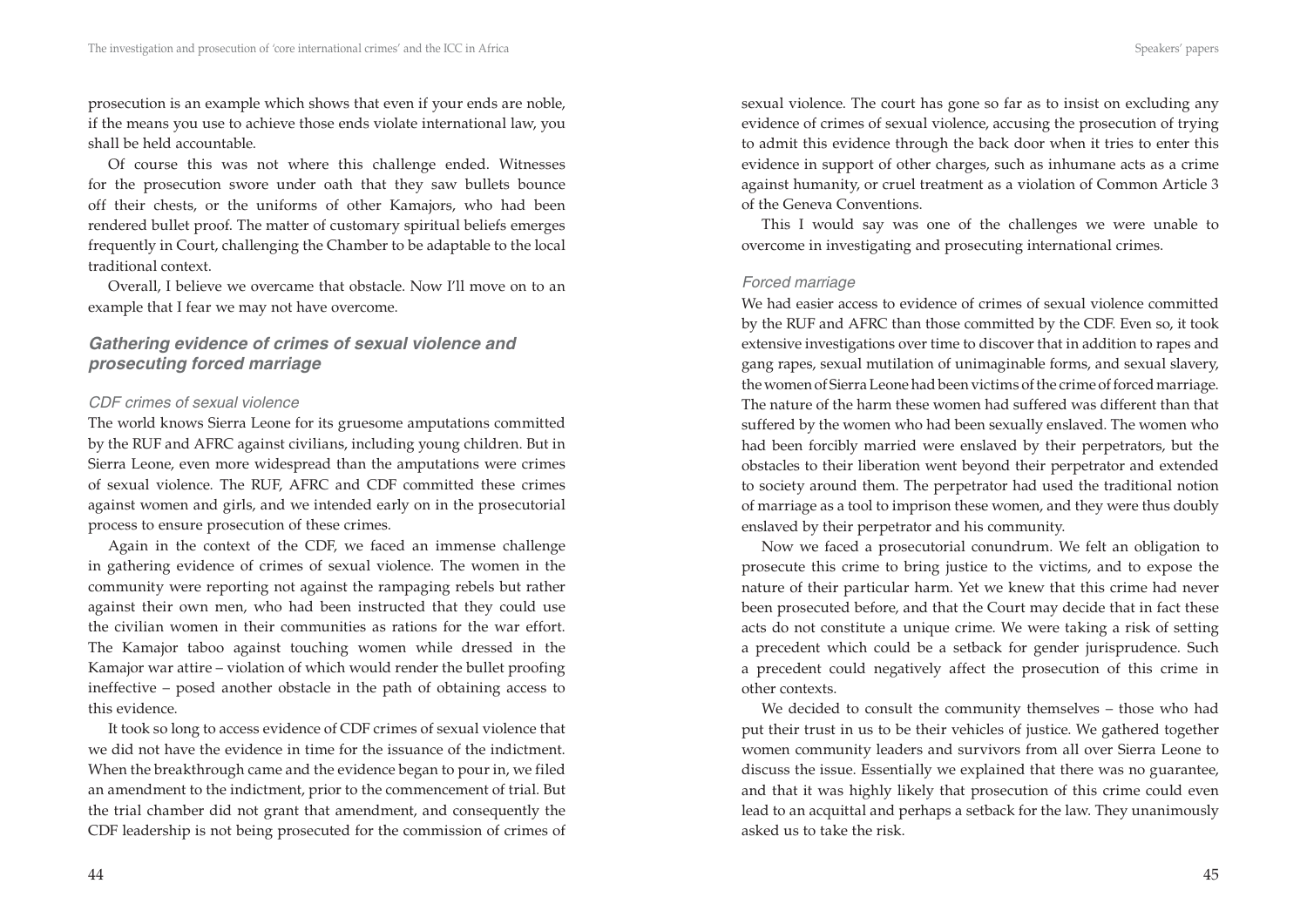prosecution is an example which shows that even if your ends are noble, if the means you use to achieve those ends violate international law, you shall be held accountable.

Of course this was not where this challenge ended. Witnesses for the prosecution swore under oath that they saw bullets bounce off their chests, or the uniforms of other Kamajors, who had been rendered bullet proof. The matter of customary spiritual beliefs emerges frequently in Court, challenging the Chamber to be adaptable to the local traditional context.

Overall, I believe we overcame that obstacle. Now I'll move on to an example that I fear we may not have overcome.

## *Gathering evidence of crimes of sexual violence and prosecuting forced marriage*

### *CDF crimes of sexual violence*

The world knows Sierra Leone for its gruesome amputations committed by the RUF and AFRC against civilians, including young children. But in Sierra Leone, even more widespread than the amputations were crimes of sexual violence. The RUF, AFRC and CDF committed these crimes against women and girls, and we intended early on in the prosecutorial process to ensure prosecution of these crimes.

Again in the context of the CDF, we faced an immense challenge in gathering evidence of crimes of sexual violence. The women in the community were reporting not against the rampaging rebels but rather against their own men, who had been instructed that they could use the civilian women in their communities as rations for the war effort. The Kamajor taboo against touching women while dressed in the Kamajor war attire – violation of which would render the bullet proofing ineffective – posed another obstacle in the path of obtaining access to this evidence.

It took so long to access evidence of CDF crimes of sexual violence that we did not have the evidence in time for the issuance of the indictment. When the breakthrough came and the evidence began to pour in, we filed an amendment to the indictment, prior to the commencement of trial. But the trial chamber did not grant that amendment, and consequently the CDF leadership is not being prosecuted for the commission of crimes of sexual violence. The court has gone so far as to insist on excluding any evidence of crimes of sexual violence, accusing the prosecution of trying to admit this evidence through the back door when it tries to enter this evidence in support of other charges, such as inhumane acts as a crime against humanity, or cruel treatment as a violation of Common Article 3 of the Geneva Conventions.

This I would say was one of the challenges we were unable to overcome in investigating and prosecuting international crimes.

### *Forced marriage*

We had easier access to evidence of crimes of sexual violence committed by the RUF and AFRC than those committed by the CDF. Even so, it took extensive investigations over time to discover that in addition to rapes and gang rapes, sexual mutilation of unimaginable forms, and sexual slavery, the women of Sierra Leone had been victims of the crime of forced marriage. The nature of the harm these women had suffered was different than that suffered by the women who had been sexually enslaved. The women who had been forcibly married were enslaved by their perpetrators, but the obstacles to their liberation went beyond their perpetrator and extended to society around them. The perpetrator had used the traditional notion of marriage as a tool to imprison these women, and they were thus doubly enslaved by their perpetrator and his community.

Now we faced a prosecutorial conundrum. We felt an obligation to prosecute this crime to bring justice to the victims, and to expose the nature of their particular harm. Yet we knew that this crime had never been prosecuted before, and that the Court may decide that in fact these acts do not constitute a unique crime. We were taking a risk of setting a precedent which could be a setback for gender jurisprudence. Such a precedent could negatively affect the prosecution of this crime in other contexts.

We decided to consult the community themselves – those who had put their trust in us to be their vehicles of justice. We gathered together women community leaders and survivors from all over Sierra Leone to discuss the issue. Essentially we explained that there was no guarantee, and that it was highly likely that prosecution of this crime could even lead to an acquittal and perhaps a setback for the law. They unanimously asked us to take the risk.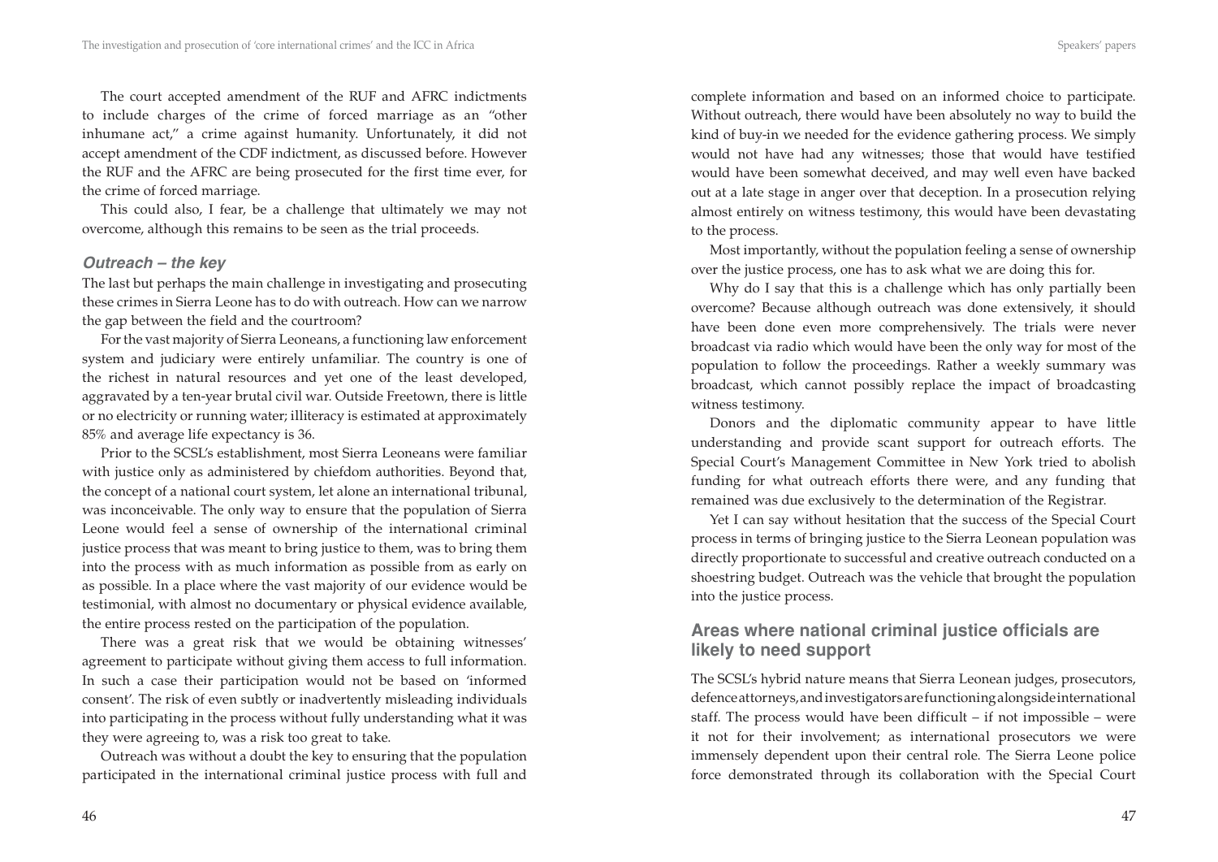The court accepted amendment of the RUF and AFRC indictments to include charges of the crime of forced marriage as an "other inhumane act," a crime against humanity. Unfortunately, it did not accept amendment of the CDF indictment, as discussed before. However the RUF and the AFRC are being prosecuted for the first time ever, for the crime of forced marriage.

This could also, I fear, be a challenge that ultimately we may not overcome, although this remains to be seen as the trial proceeds.

### *Outreach – the key*

The last but perhaps the main challenge in investigating and prosecuting these crimes in Sierra Leone has to do with outreach. How can we narrow the gap between the field and the courtroom?

For the vast majority of Sierra Leoneans, a functioning law enforcement system and judiciary were entirely unfamiliar. The country is one of the richest in natural resources and yet one of the least developed, aggravated by a ten-year brutal civil war. Outside Freetown, there is little or no electricity or running water; illiteracy is estimated at approximately 85% and average life expectancy is 36.

Prior to the SCSL's establishment, most Sierra Leoneans were familiar with justice only as administered by chiefdom authorities. Beyond that, the concept of a national court system, let alone an international tribunal, was inconceivable. The only way to ensure that the population of Sierra Leone would feel a sense of ownership of the international criminal justice process that was meant to bring justice to them, was to bring them into the process with as much information as possible from as early on as possible. In a place where the vast majority of our evidence would be testimonial, with almost no documentary or physical evidence available, the entire process rested on the participation of the population.

There was a great risk that we would be obtaining witnesses' agreement to participate without giving them access to full information. In such a case their participation would not be based on 'informed consent'. The risk of even subtly or inadvertently misleading individuals into participating in the process without fully understanding what it was they were agreeing to, was a risk too great to take.

Outreach was without a doubt the key to ensuring that the population participated in the international criminal justice process with full and complete information and based on an informed choice to participate. Without outreach, there would have been absolutely no way to build the kind of buy-in we needed for the evidence gathering process. We simply would not have had any witnesses; those that would have testified would have been somewhat deceived, and may well even have backed out at a late stage in anger over that deception. In a prosecution relying almost entirely on witness testimony, this would have been devastating to the process.

Most importantly, without the population feeling a sense of ownership over the justice process, one has to ask what we are doing this for.

Why do I say that this is a challenge which has only partially been overcome? Because although outreach was done extensively, it should have been done even more comprehensively. The trials were never broadcast via radio which would have been the only way for most of the population to follow the proceedings. Rather a weekly summary was broadcast, which cannot possibly replace the impact of broadcasting witness testimony.

Donors and the diplomatic community appear to have little understanding and provide scant support for outreach efforts. The Special Court's Management Committee in New York tried to abolish funding for what outreach efforts there were, and any funding that remained was due exclusively to the determination of the Registrar.

Yet I can say without hesitation that the success of the Special Court process in terms of bringing justice to the Sierra Leonean population was directly proportionate to successful and creative outreach conducted on a shoestring budget. Outreach was the vehicle that brought the population into the justice process.

## Areas where national criminal justice officials are likely to need support

The SCSL's hybrid nature means that Sierra Leonean judges, prosecutors, defence attorneys, and investigators are functioning alongside international staff. The process would have been difficult – if not impossible – were it not for their involvement; as international prosecutors we were immensely dependent upon their central role. The Sierra Leone police force demonstrated through its collaboration with the Special Court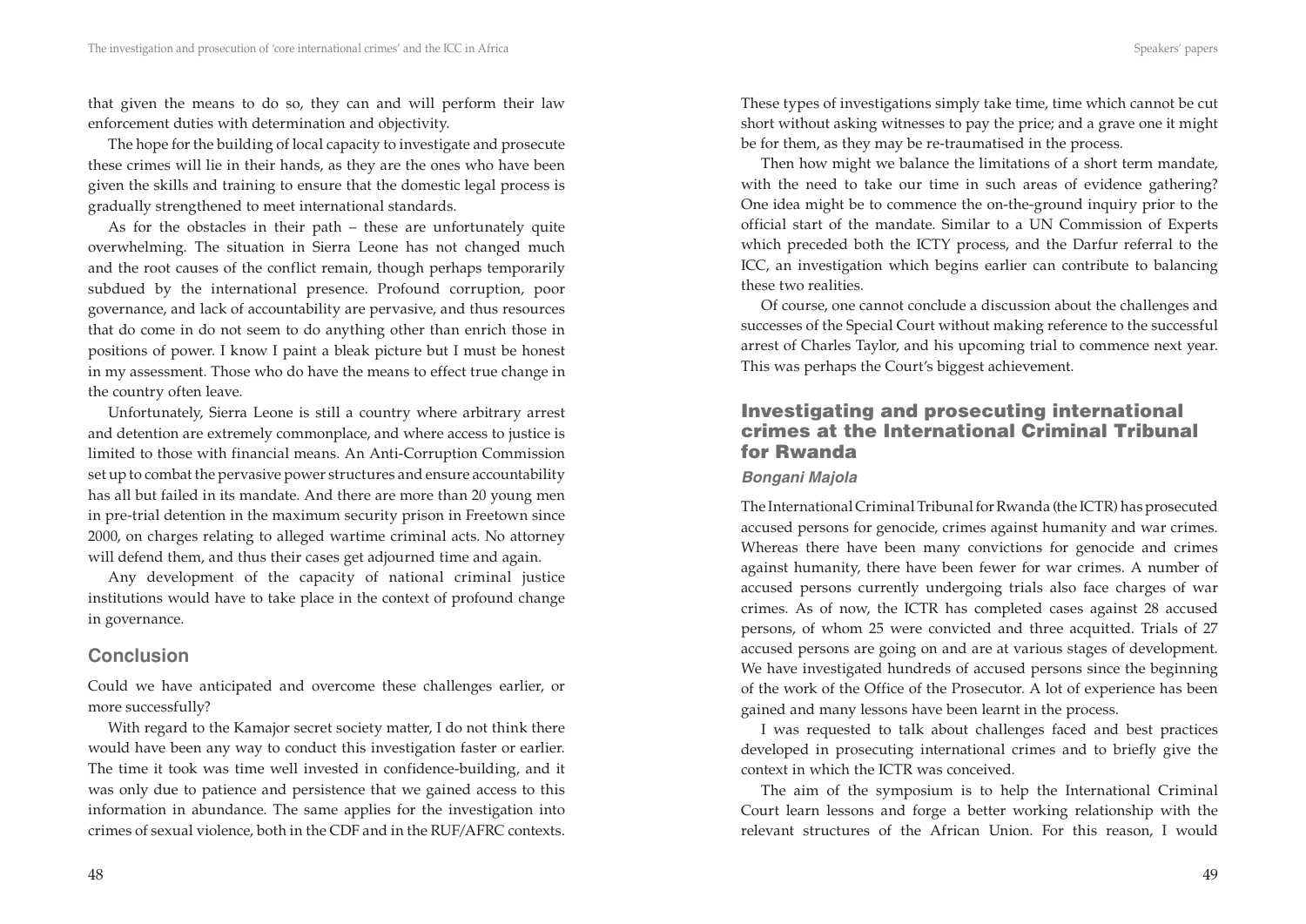that given the means to do so, they can and will perform their law enforcement duties with determination and objectivity.

The hope for the building of local capacity to investigate and prosecute these crimes will lie in their hands, as they are the ones who have been given the skills and training to ensure that the domestic legal process is gradually strengthened to meet international standards.

As for the obstacles in their path – these are unfortunately quite overwhelming. The situation in Sierra Leone has not changed much and the root causes of the conflict remain, though perhaps temporarily subdued by the international presence. Profound corruption, poor governance, and lack of accountability are pervasive, and thus resources that do come in do not seem to do anything other than enrich those in positions of power. I know I paint a bleak picture but I must be honest in my assessment. Those who do have the means to effect true change in the country often leave.

Unfortunately, Sierra Leone is still a country where arbitrary arrest and detention are extremely commonplace, and where access to justice is limited to those with financial means. An Anti-Corruption Commission set up to combat the pervasive power structures and ensure accountability has all but failed in its mandate. And there are more than 20 young men in pre-trial detention in the maximum security prison in Freetown since 2000, on charges relating to alleged wartime criminal acts. No attorney will defend them, and thus their cases get adjourned time and again.

Any development of the capacity of national criminal justice institutions would have to take place in the context of profound change in governance.

## Conclusion

Could we have anticipated and overcome these challenges earlier, or more successfully?

With regard to the Kamajor secret society matter, I do not think there would have been any way to conduct this investigation faster or earlier. The time it took was time well invested in confidence-building, and it was only due to patience and persistence that we gained access to this information in abundance. The same applies for the investigation into crimes of sexual violence, both in the CDF and in the RUF/AFRC contexts. These types of investigations simply take time, time which cannot be cut short without asking witnesses to pay the price; and a grave one it might be for them, as they may be re-traumatised in the process.

Then how might we balance the limitations of a short term mandate, with the need to take our time in such areas of evidence gathering? One idea might be to commence the on-the-ground inquiry prior to the official start of the mandate. Similar to a UN Commission of Experts which preceded both the ICTY process, and the Darfur referral to the ICC, an investigation which begins earlier can contribute to balancing these two realities.

Of course, one cannot conclude a discussion about the challenges and successes of the Special Court without making reference to the successful arrest of Charles Taylor, and his upcoming trial to commence next year. This was perhaps the Court's biggest achievement.

# Investigating and prosecuting international crimes at the International Criminal Tribunal for Rwanda

***Bongani Majola***

The International Criminal Tribunal for Rwanda (the ICTR) has prosecuted accused persons for genocide, crimes against humanity and war crimes. Whereas there have been many convictions for genocide and crimes against humanity, there have been fewer for war crimes. A number of accused persons currently undergoing trials also face charges of war crimes. As of now, the ICTR has completed cases against 28 accused persons, of whom 25 were convicted and three acquitted. Trials of 27 accused persons are going on and are at various stages of development. We have investigated hundreds of accused persons since the beginning of the work of the Office of the Prosecutor. A lot of experience has been gained and many lessons have been learnt in the process.

I was requested to talk about challenges faced and best practices developed in prosecuting international crimes and to briefly give the context in which the ICTR was conceived.

The aim of the symposium is to help the International Criminal Court learn lessons and forge a better working relationship with the relevant structures of the African Union. For this reason, I would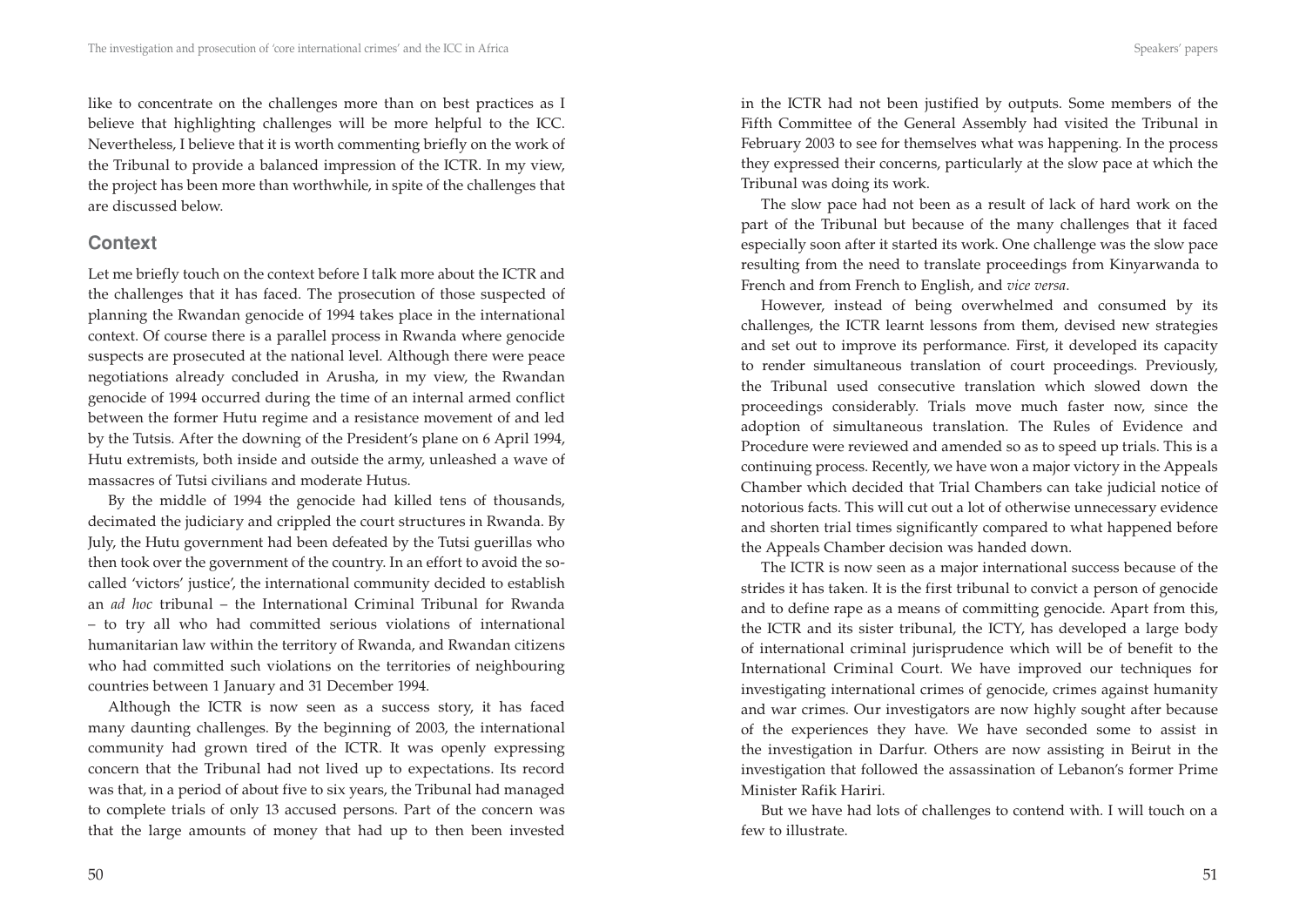like to concentrate on the challenges more than on best practices as I believe that highlighting challenges will be more helpful to the ICC. Nevertheless, I believe that it is worth commenting briefly on the work of the Tribunal to provide a balanced impression of the ICTR. In my view, the project has been more than worthwhile, in spite of the challenges that are discussed below.

## Context

Let me briefly touch on the context before I talk more about the ICTR and the challenges that it has faced. The prosecution of those suspected of planning the Rwandan genocide of 1994 takes place in the international context. Of course there is a parallel process in Rwanda where genocide suspects are prosecuted at the national level. Although there were peace negotiations already concluded in Arusha, in my view, the Rwandan genocide of 1994 occurred during the time of an internal armed conflict between the former Hutu regime and a resistance movement of and led by the Tutsis. After the downing of the President's plane on 6 April 1994, Hutu extremists, both inside and outside the army, unleashed a wave of massacres of Tutsi civilians and moderate Hutus.

By the middle of 1994 the genocide had killed tens of thousands, decimated the judiciary and crippled the court structures in Rwanda. By July, the Hutu government had been defeated by the Tutsi guerillas who then took over the government of the country. In an effort to avoid the so-called 'victors' justice', the international community decided to establish an *ad hoc* tribunal – the International Criminal Tribunal for Rwanda – to try all who had committed serious violations of international humanitarian law within the territory of Rwanda, and Rwandan citizens who had committed such violations on the territories of neighbouring countries between 1 January and 31 December 1994.

Although the ICTR is now seen as a success story, it has faced many daunting challenges. By the beginning of 2003, the international community had grown tired of the ICTR. It was openly expressing concern that the Tribunal had not lived up to expectations. Its record was that, in a period of about five to six years, the Tribunal had managed to complete trials of only 13 accused persons. Part of the concern was that the large amounts of money that had up to then been invested in the ICTR had not been justified by outputs. Some members of the Fifth Committee of the General Assembly had visited the Tribunal in February 2003 to see for themselves what was happening. In the process they expressed their concerns, particularly at the slow pace at which the Tribunal was doing its work.

The slow pace had not been as a result of lack of hard work on the part of the Tribunal but because of the many challenges that it faced especially soon after it started its work. One challenge was the slow pace resulting from the need to translate proceedings from Kinyarwanda to French and from French to English, and *vice versa*.

However, instead of being overwhelmed and consumed by its challenges, the ICTR learnt lessons from them, devised new strategies and set out to improve its performance. First, it developed its capacity to render simultaneous translation of court proceedings. Previously, the Tribunal used consecutive translation which slowed down the proceedings considerably. Trials move much faster now, since the adoption of simultaneous translation. The Rules of Evidence and Procedure were reviewed and amended so as to speed up trials. This is a continuing process. Recently, we have won a major victory in the Appeals Chamber which decided that Trial Chambers can take judicial notice of notorious facts. This will cut out a lot of otherwise unnecessary evidence and shorten trial times significantly compared to what happened before the Appeals Chamber decision was handed down.

The ICTR is now seen as a major international success because of the strides it has taken. It is the first tribunal to convict a person of genocide and to define rape as a means of committing genocide. Apart from this, the ICTR and its sister tribunal, the ICTY, has developed a large body of international criminal jurisprudence which will be of benefit to the International Criminal Court. We have improved our techniques for investigating international crimes of genocide, crimes against humanity and war crimes. Our investigators are now highly sought after because of the experiences they have. We have seconded some to assist in the investigation in Darfur. Others are now assisting in Beirut in the investigation that followed the assassination of Lebanon's former Prime Minister Rafik Hariri.

But we have had lots of challenges to contend with. I will touch on a few to illustrate.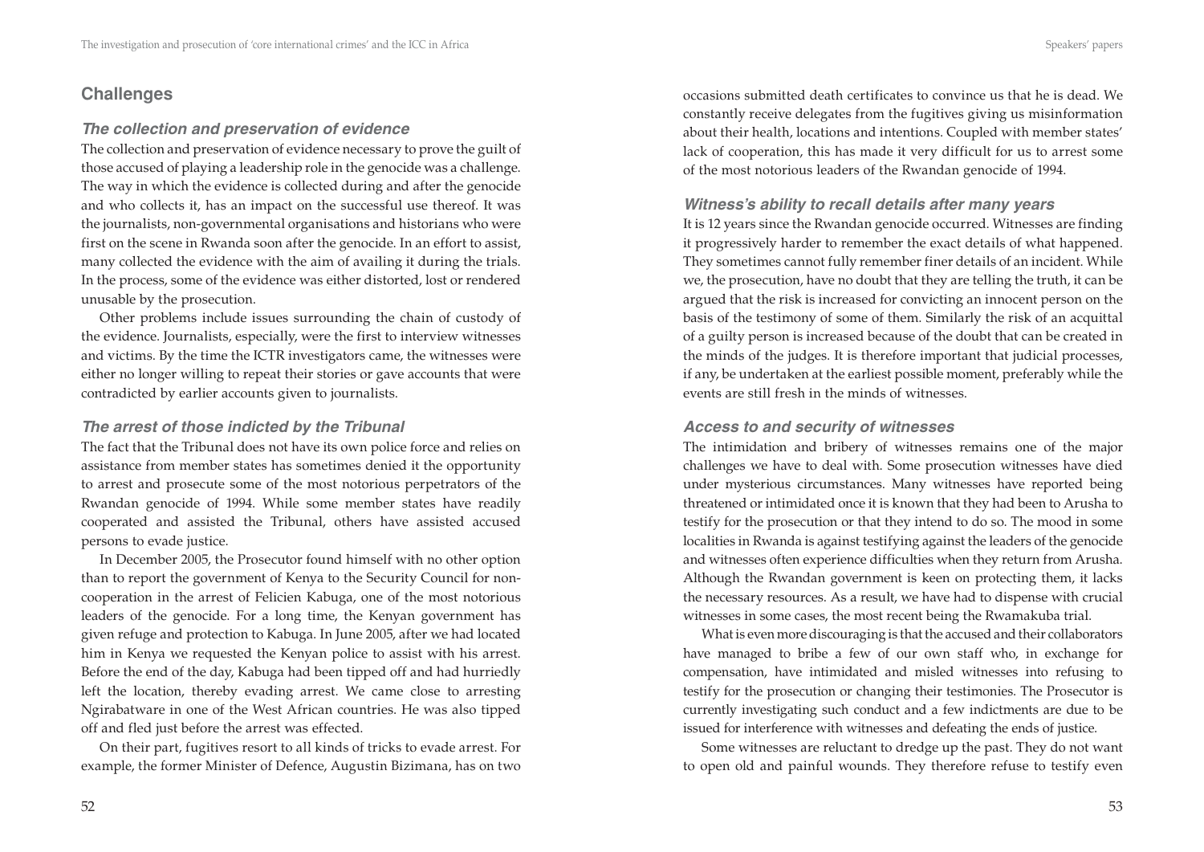## Challenges

### *The collection and preservation of evidence*

The collection and preservation of evidence necessary to prove the guilt of those accused of playing a leadership role in the genocide was a challenge. The way in which the evidence is collected during and after the genocide and who collects it, has an impact on the successful use thereof. It was the journalists, non-governmental organisations and historians who were first on the scene in Rwanda soon after the genocide. In an effort to assist, many collected the evidence with the aim of availing it during the trials. In the process, some of the evidence was either distorted, lost or rendered unusable by the prosecution.

Other problems include issues surrounding the chain of custody of the evidence. Journalists, especially, were the first to interview witnesses and victims. By the time the ICTR investigators came, the witnesses were either no longer willing to repeat their stories or gave accounts that were contradicted by earlier accounts given to journalists.

### *The arrest of those indicted by the Tribunal*

The fact that the Tribunal does not have its own police force and relies on assistance from member states has sometimes denied it the opportunity to arrest and prosecute some of the most notorious perpetrators of the Rwandan genocide of 1994. While some member states have readily cooperated and assisted the Tribunal, others have assisted accused persons to evade justice.

In December 2005, the Prosecutor found himself with no other option than to report the government of Kenya to the Security Council for non-cooperation in the arrest of Felicien Kabuga, one of the most notorious leaders of the genocide. For a long time, the Kenyan government has given refuge and protection to Kabuga. In June 2005, after we had located him in Kenya we requested the Kenyan police to assist with his arrest. Before the end of the day, Kabuga had been tipped off and had hurriedly left the location, thereby evading arrest. We came close to arresting Ngirabatware in one of the West African countries. He was also tipped off and fled just before the arrest was effected.

On their part, fugitives resort to all kinds of tricks to evade arrest. For example, the former Minister of Defence, Augustin Bizimana, has on two occasions submitted death certificates to convince us that he is dead. We constantly receive delegates from the fugitives giving us misinformation about their health, locations and intentions. Coupled with member states' lack of cooperation, this has made it very difficult for us to arrest some of the most notorious leaders of the Rwandan genocide of 1994.

### *Witness's ability to recall details after many years*

It is 12 years since the Rwandan genocide occurred. Witnesses are finding it progressively harder to remember the exact details of what happened. They sometimes cannot fully remember finer details of an incident. While we, the prosecution, have no doubt that they are telling the truth, it can be argued that the risk is increased for convicting an innocent person on the basis of the testimony of some of them. Similarly the risk of an acquittal of a guilty person is increased because of the doubt that can be created in the minds of the judges. It is therefore important that judicial processes, if any, be undertaken at the earliest possible moment, preferably while the events are still fresh in the minds of witnesses.

### *Access to and security of witnesses*

The intimidation and bribery of witnesses remains one of the major challenges we have to deal with. Some prosecution witnesses have died under mysterious circumstances. Many witnesses have reported being threatened or intimidated once it is known that they had been to Arusha to testify for the prosecution or that they intend to do so. The mood in some localities in Rwanda is against testifying against the leaders of the genocide and witnesses often experience difficulties when they return from Arusha. Although the Rwandan government is keen on protecting them, it lacks the necessary resources. As a result, we have had to dispense with crucial witnesses in some cases, the most recent being the Rwamakuba trial.

What is even more discouraging is that the accused and their collaborators have managed to bribe a few of our own staff who, in exchange for compensation, have intimidated and misled witnesses into refusing to testify for the prosecution or changing their testimonies. The Prosecutor is currently investigating such conduct and a few indictments are due to be issued for interference with witnesses and defeating the ends of justice.

Some witnesses are reluctant to dredge up the past. They do not want to open old and painful wounds. They therefore refuse to testify even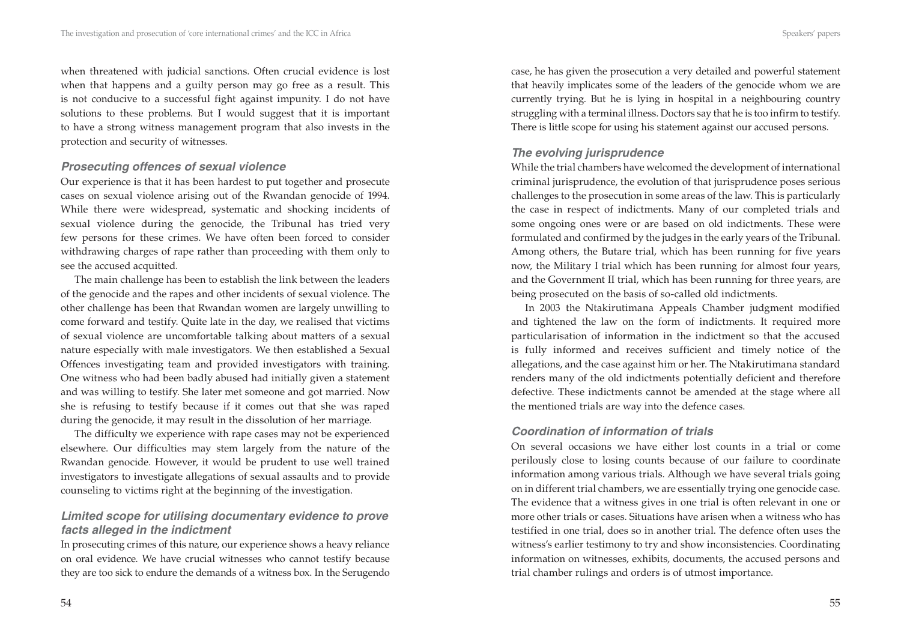when threatened with judicial sanctions. Often crucial evidence is lost when that happens and a guilty person may go free as a result. This is not conducive to a successful fight against impunity. I do not have solutions to these problems. But I would suggest that it is important to have a strong witness management program that also invests in the protection and security of witnesses.

### *Prosecuting offences of sexual violence*

Our experience is that it has been hardest to put together and prosecute cases on sexual violence arising out of the Rwandan genocide of 1994. While there were widespread, systematic and shocking incidents of sexual violence during the genocide, the Tribunal has tried very few persons for these crimes. We have often been forced to consider withdrawing charges of rape rather than proceeding with them only to see the accused acquitted.

The main challenge has been to establish the link between the leaders of the genocide and the rapes and other incidents of sexual violence. The other challenge has been that Rwandan women are largely unwilling to come forward and testify. Quite late in the day, we realised that victims of sexual violence are uncomfortable talking about matters of a sexual nature especially with male investigators. We then established a Sexual Offences investigating team and provided investigators with training. One witness who had been badly abused had initially given a statement and was willing to testify. She later met someone and got married. Now she is refusing to testify because if it comes out that she was raped during the genocide, it may result in the dissolution of her marriage.

The difficulty we experience with rape cases may not be experienced elsewhere. Our difficulties may stem largely from the nature of the Rwandan genocide. However, it would be prudent to use well trained investigators to investigate allegations of sexual assaults and to provide counseling to victims right at the beginning of the investigation.

### *Limited scope for utilising documentary evidence to prove facts alleged in the indictment*

In prosecuting crimes of this nature, our experience shows a heavy reliance on oral evidence. We have crucial witnesses who cannot testify because they are too sick to endure the demands of a witness box. In the Serugendo case, he has given the prosecution a very detailed and powerful statement that heavily implicates some of the leaders of the genocide whom we are currently trying. But he is lying in hospital in a neighbouring country struggling with a terminal illness. Doctors say that he is too infirm to testify. There is little scope for using his statement against our accused persons.

### *The evolving jurisprudence*

While the trial chambers have welcomed the development of international criminal jurisprudence, the evolution of that jurisprudence poses serious challenges to the prosecution in some areas of the law. This is particularly the case in respect of indictments. Many of our completed trials and some ongoing ones were or are based on old indictments. These were formulated and confirmed by the judges in the early years of the Tribunal. Among others, the Butare trial, which has been running for five years now, the Military I trial which has been running for almost four years, and the Government II trial, which has been running for three years, are being prosecuted on the basis of so-called old indictments.

In 2003 the Ntakirutimana Appeals Chamber judgment modified and tightened the law on the form of indictments. It required more particularisation of information in the indictment so that the accused is fully informed and receives sufficient and timely notice of the allegations, and the case against him or her. The Ntakirutimana standard renders many of the old indictments potentially deficient and therefore defective. These indictments cannot be amended at the stage where all the mentioned trials are way into the defence cases.

### *Coordination of information of trials*

On several occasions we have either lost counts in a trial or come perilously close to losing counts because of our failure to coordinate information among various trials. Although we have several trials going on in different trial chambers, we are essentially trying one genocide case. The evidence that a witness gives in one trial is often relevant in one or more other trials or cases. Situations have arisen when a witness who has testified in one trial, does so in another trial. The defence often uses the witness's earlier testimony to try and show inconsistencies. Coordinating information on witnesses, exhibits, documents, the accused persons and trial chamber rulings and orders is of utmost importance.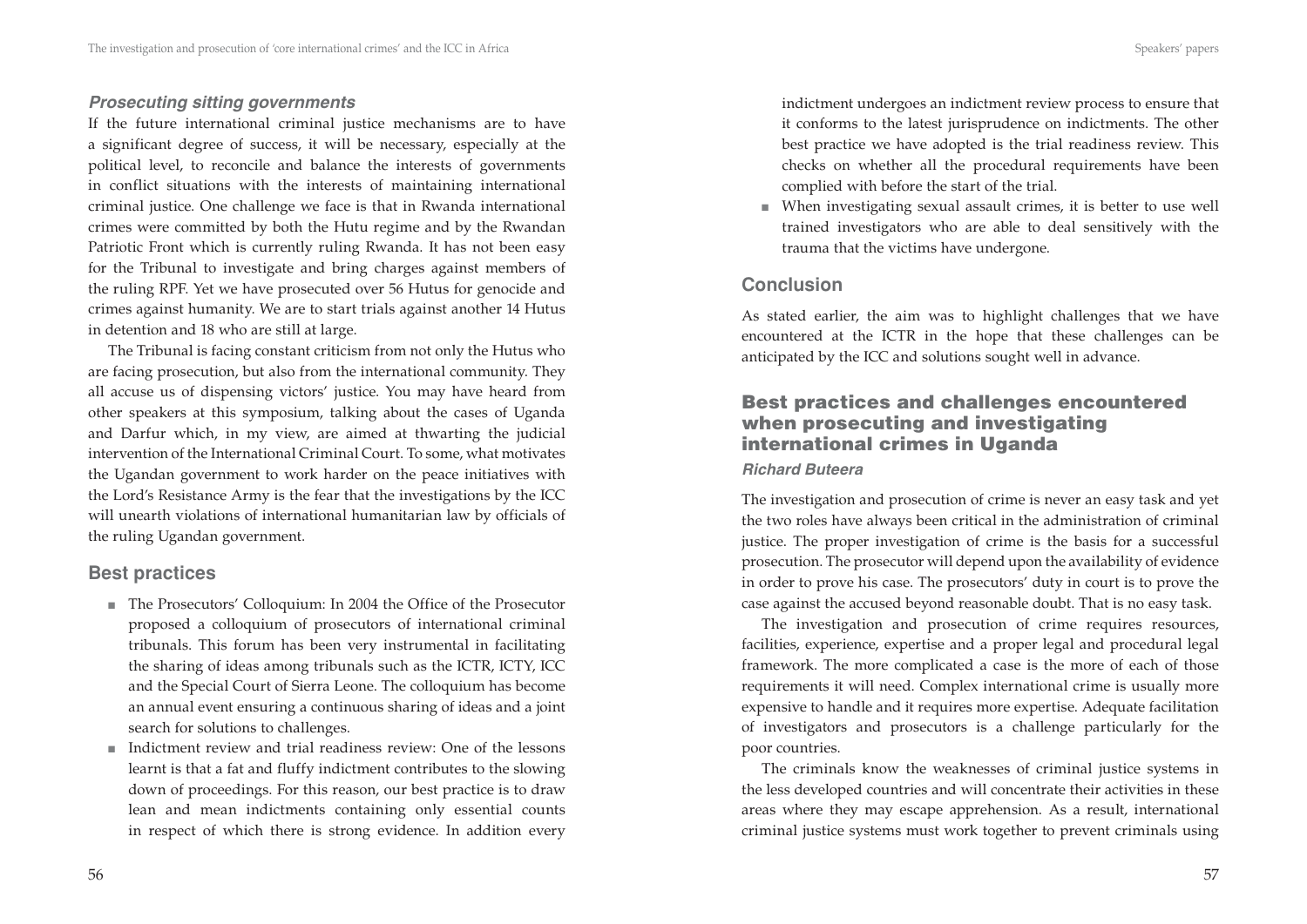### *Prosecuting sitting governments*

If the future international criminal justice mechanisms are to have a significant degree of success, it will be necessary, especially at the political level, to reconcile and balance the interests of governments in conflict situations with the interests of maintaining international criminal justice. One challenge we face is that in Rwanda international crimes were committed by both the Hutu regime and by the Rwandan Patriotic Front which is currently ruling Rwanda. It has not been easy for the Tribunal to investigate and bring charges against members of the ruling RPF. Yet we have prosecuted over 56 Hutus for genocide and crimes against humanity. We are to start trials against another 14 Hutus in detention and 18 who are still at large.

The Tribunal is facing constant criticism from not only the Hutus who are facing prosecution, but also from the international community. They all accuse us of dispensing victors' justice. You may have heard from other speakers at this symposium, talking about the cases of Uganda and Darfur which, in my view, are aimed at thwarting the judicial intervention of the International Criminal Court. To some, what motivates the Ugandan government to work harder on the peace initiatives with the Lord's Resistance Army is the fear that the investigations by the ICC will unearth violations of international humanitarian law by officials of the ruling Ugandan government.

## Best practices

- The Prosecutors' Colloquium: In 2004 the Office of the Prosecutor proposed a colloquium of prosecutors of international criminal tribunals. This forum has been very instrumental in facilitating the sharing of ideas among tribunals such as the ICTR, ICTY, ICC and the Special Court of Sierra Leone. The colloquium has become an annual event ensuring a continuous sharing of ideas and a joint search for solutions to challenges.
- Indictment review and trial readiness review: One of the lessons learnt is that a fat and fluffy indictment contributes to the slowing down of proceedings. For this reason, our best practice is to draw lean and mean indictments containing only essential counts in respect of which there is strong evidence. In addition every indictment undergoes an indictment review process to ensure that it conforms to the latest jurisprudence on indictments. The other best practice we have adopted is the trial readiness review. This checks on whether all the procedural requirements have been complied with before the start of the trial.
- When investigating sexual assault crimes, it is better to use well trained investigators who are able to deal sensitively with the trauma that the victims have undergone.

## Conclusion

As stated earlier, the aim was to highlight challenges that we have encountered at the ICTR in the hope that these challenges can be anticipated by the ICC and solutions sought well in advance.

# Best practices and challenges encountered when prosecuting and investigating international crimes in Uganda

***Richard Buteera***

The investigation and prosecution of crime is never an easy task and yet the two roles have always been critical in the administration of criminal justice. The proper investigation of crime is the basis for a successful prosecution. The prosecutor will depend upon the availability of evidence in order to prove his case. The prosecutors' duty in court is to prove the case against the accused beyond reasonable doubt. That is no easy task.

The investigation and prosecution of crime requires resources, facilities, experience, expertise and a proper legal and procedural legal framework. The more complicated a case is the more of each of those requirements it will need. Complex international crime is usually more expensive to handle and it requires more expertise. Adequate facilitation of investigators and prosecutors is a challenge particularly for the poor countries.

The criminals know the weaknesses of criminal justice systems in the less developed countries and will concentrate their activities in these areas where they may escape apprehension. As a result, international criminal justice systems must work together to prevent criminals using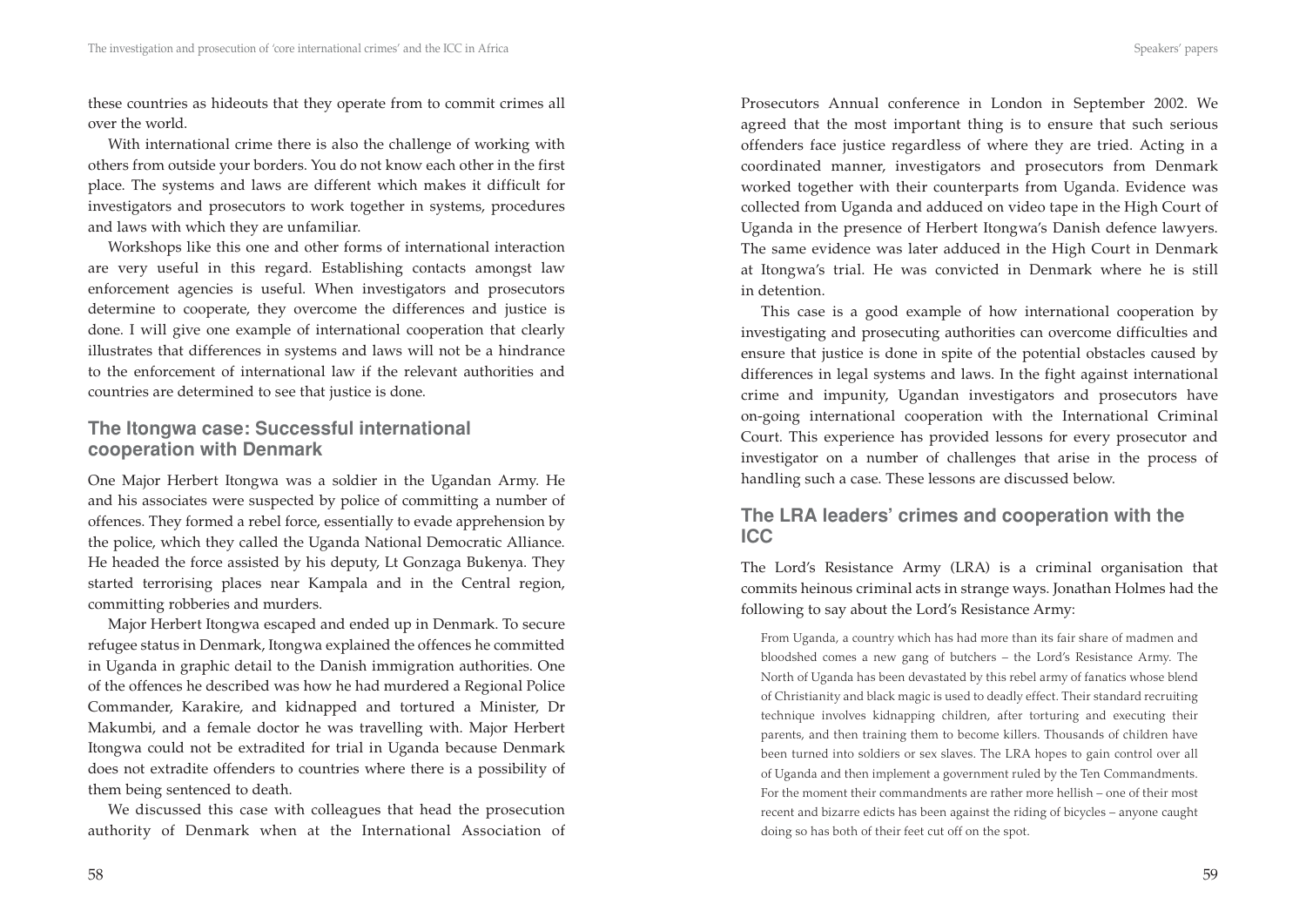these countries as hideouts that they operate from to commit crimes all over the world.

With international crime there is also the challenge of working with others from outside your borders. You do not know each other in the first place. The systems and laws are different which makes it difficult for investigators and prosecutors to work together in systems, procedures and laws with which they are unfamiliar.

Workshops like this one and other forms of international interaction are very useful in this regard. Establishing contacts amongst law enforcement agencies is useful. When investigators and prosecutors determine to cooperate, they overcome the differences and justice is done. I will give one example of international cooperation that clearly illustrates that differences in systems and laws will not be a hindrance to the enforcement of international law if the relevant authorities and countries are determined to see that justice is done.

## The Itongwa case: Successful international cooperation with Denmark

One Major Herbert Itongwa was a soldier in the Ugandan Army. He and his associates were suspected by police of committing a number of offences. They formed a rebel force, essentially to evade apprehension by the police, which they called the Uganda National Democratic Alliance. He headed the force assisted by his deputy, Lt Gonzaga Bukenya. They started terrorising places near Kampala and in the Central region, committing robberies and murders.

Major Herbert Itongwa escaped and ended up in Denmark. To secure refugee status in Denmark, Itongwa explained the offences he committed in Uganda in graphic detail to the Danish immigration authorities. One of the offences he described was how he had murdered a Regional Police Commander, Karakire, and kidnapped and tortured a Minister, Dr Makumbi, and a female doctor he was travelling with. Major Herbert Itongwa could not be extradited for trial in Uganda because Denmark does not extradite offenders to countries where there is a possibility of them being sentenced to death.

We discussed this case with colleagues that head the prosecution authority of Denmark when at the International Association of Prosecutors Annual conference in London in September 2002. We agreed that the most important thing is to ensure that such serious offenders face justice regardless of where they are tried. Acting in a coordinated manner, investigators and prosecutors from Denmark worked together with their counterparts from Uganda. Evidence was collected from Uganda and adduced on video tape in the High Court of Uganda in the presence of Herbert Itongwa's Danish defence lawyers. The same evidence was later adduced in the High Court in Denmark at Itongwa's trial. He was convicted in Denmark where he is still in detention.

This case is a good example of how international cooperation by investigating and prosecuting authorities can overcome difficulties and ensure that justice is done in spite of the potential obstacles caused by differences in legal systems and laws. In the fight against international crime and impunity, Ugandan investigators and prosecutors have on-going international cooperation with the International Criminal Court. This experience has provided lessons for every prosecutor and investigator on a number of challenges that arise in the process of handling such a case. These lessons are discussed below.

## The LRA leaders' crimes and cooperation with the ICC

The Lord's Resistance Army (LRA) is a criminal organisation that commits heinous criminal acts in strange ways. Jonathan Holmes had the following to say about the Lord's Resistance Army:

> From Uganda, a country which has had more than its fair share of madmen and bloodshed comes a new gang of butchers – the Lord's Resistance Army. The North of Uganda has been devastated by this rebel army of fanatics whose blend of Christianity and black magic is used to deadly effect. Their standard recruiting technique involves kidnapping children, after torturing and executing their parents, and then training them to become killers. Thousands of children have been turned into soldiers or sex slaves. The LRA hopes to gain control over all of Uganda and then implement a government ruled by the Ten Commandments. For the moment their commandments are rather more hellish – one of their most recent and bizarre edicts has been against the riding of bicycles – anyone caught doing so has both of their feet cut off on the spot.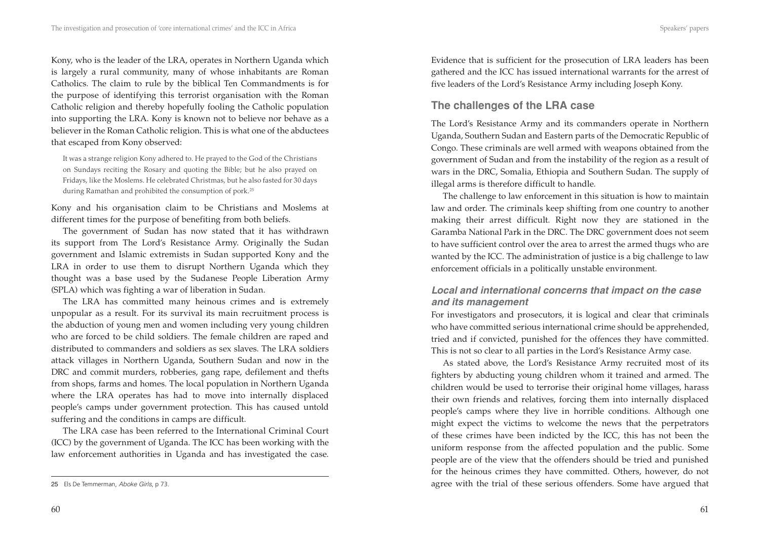Kony, who is the leader of the LRA, operates in Northern Uganda which is largely a rural community, many of whose inhabitants are Roman Catholics. The claim to rule by the biblical Ten Commandments is for the purpose of identifying this terrorist organisation with the Roman Catholic religion and thereby hopefully fooling the Catholic population into supporting the LRA. Kony is known not to believe nor behave as a believer in the Roman Catholic religion. This is what one of the abductees that escaped from Kony observed:

> It was a strange religion Kony adhered to. He prayed to the God of the Christians on Sundays reciting the Rosary and quoting the Bible; but he also prayed on Fridays, like the Moslems. He celebrated Christmas, but he also fasted for 30 days during Ramathan and prohibited the consumption of pork.[25]

Kony and his organisation claim to be Christians and Moslems at different times for the purpose of benefiting from both beliefs.

The government of Sudan has now stated that it has withdrawn its support from The Lord's Resistance Army. Originally the Sudan government and Islamic extremists in Sudan supported Kony and the LRA in order to use them to disrupt Northern Uganda which they thought was a base used by the Sudanese People Liberation Army (SPLA) which was fighting a war of liberation in Sudan.

The LRA has committed many heinous crimes and is extremely unpopular as a result. For its survival its main recruitment process is the abduction of young men and women including very young children who are forced to be child soldiers. The female children are raped and distributed to commanders and soldiers as sex slaves. The LRA soldiers attack villages in Northern Uganda, Southern Sudan and now in the DRC and commit murders, robberies, gang rape, defilement and thefts from shops, farms and homes. The local population in Northern Uganda where the LRA operates has had to move into internally displaced people's camps under government protection. This has caused untold suffering and the conditions in camps are difficult.

The LRA case has been referred to the International Criminal Court (ICC) by the government of Uganda. The ICC has been working with the law enforcement authorities in Uganda and has investigated the case. Evidence that is sufficient for the prosecution of LRA leaders has been gathered and the ICC has issued international warrants for the arrest of five leaders of the Lord's Resistance Army including Joseph Kony.

[25] Els De Temmerman, *Aboke Girls*, p 73.

## The challenges of the LRA case

The Lord's Resistance Army and its commanders operate in Northern Uganda, Southern Sudan and Eastern parts of the Democratic Republic of Congo. These criminals are well armed with weapons obtained from the government of Sudan and from the instability of the region as a result of wars in the DRC, Somalia, Ethiopia and Southern Sudan. The supply of illegal arms is therefore difficult to handle.

The challenge to law enforcement in this situation is how to maintain law and order. The criminals keep shifting from one country to another making their arrest difficult. Right now they are stationed in the Garamba National Park in the DRC. The DRC government does not seem to have sufficient control over the area to arrest the armed thugs who are wanted by the ICC. The administration of justice is a big challenge to law enforcement officials in a politically unstable environment.

### *Local and international concerns that impact on the case and its management*

For investigators and prosecutors, it is logical and clear that criminals who have committed serious international crime should be apprehended, tried and if convicted, punished for the offences they have committed. This is not so clear to all parties in the Lord's Resistance Army case.

As stated above, the Lord's Resistance Army recruited most of its fighters by abducting young children whom it trained and armed. The children would be used to terrorise their original home villages, harass their own friends and relatives, forcing them into internally displaced people's camps where they live in horrible conditions. Although one might expect the victims to welcome the news that the perpetrators of these crimes have been indicted by the ICC, this has not been the uniform response from the affected population and the public. Some people are of the view that the offenders should be tried and punished for the heinous crimes they have committed. Others, however, do not agree with the trial of these serious offenders. Some have argued that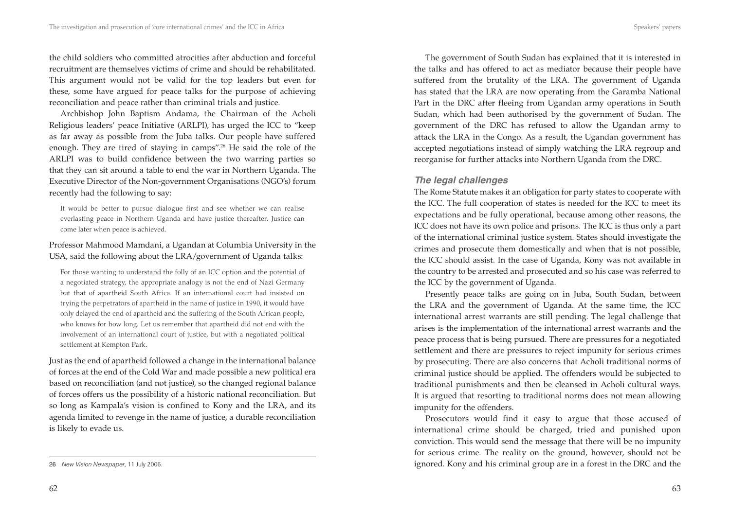the child soldiers who committed atrocities after abduction and forceful recruitment are themselves victims of crime and should be rehabilitated. This argument would not be valid for the top leaders but even for these, some have argued for peace talks for the purpose of achieving reconciliation and peace rather than criminal trials and justice.

Archbishop John Baptism Andama, the Chairman of the Acholi Religious leaders' peace Initiative (ARLPI), has urged the ICC to "keep as far away as possible from the Juba talks. Our people have suffered enough. They are tired of staying in camps".[26] He said the role of the ARLPI was to build confidence between the two warring parties so that they can sit around a table to end the war in Northern Uganda. The Executive Director of the Non-government Organisations (NGO's) forum recently had the following to say:

> It would be better to pursue dialogue first and see whether we can realise everlasting peace in Northern Uganda and have justice thereafter. Justice can come later when peace is achieved.

Professor Mahmood Mamdani, a Ugandan at Columbia University in the USA, said the following about the LRA/government of Uganda talks:

> For those wanting to understand the folly of an ICC option and the potential of a negotiated strategy, the appropriate analogy is not the end of Nazi Germany but that of apartheid South Africa. If an international court had insisted on trying the perpetrators of apartheid in the name of justice in 1990, it would have only delayed the end of apartheid and the suffering of the South African people, who knows for how long. Let us remember that apartheid did not end with the involvement of an international court of justice, but with a negotiated political settlement at Kempton Park.

Just as the end of apartheid followed a change in the international balance of forces at the end of the Cold War and made possible a new political era based on reconciliation (and not justice), so the changed regional balance of forces offers us the possibility of a historic national reconciliation. But so long as Kampala's vision is confined to Kony and the LRA, and its agenda limited to revenge in the name of justice, a durable reconciliation is likely to evade us.

26 *New Vision Newspaper*, 11 July 2006.

The government of South Sudan has explained that it is interested in the talks and has offered to act as mediator because their people have suffered from the brutality of the LRA. The government of Uganda has stated that the LRA are now operating from the Garamba National Part in the DRC after fleeing from Ugandan army operations in South Sudan, which had been authorised by the government of Sudan. The government of the DRC has refused to allow the Ugandan army to attack the LRA in the Congo. As a result, the Ugandan government has accepted negotiations instead of simply watching the LRA regroup and reorganise for further attacks into Northern Uganda from the DRC.

### *The legal challenges*

The Rome Statute makes it an obligation for party states to cooperate with the ICC. The full cooperation of states is needed for the ICC to meet its expectations and be fully operational, because among other reasons, the ICC does not have its own police and prisons. The ICC is thus only a part of the international criminal justice system. States should investigate the crimes and prosecute them domestically and when that is not possible, the ICC should assist. In the case of Uganda, Kony was not available in the country to be arrested and prosecuted and so his case was referred to the ICC by the government of Uganda.

Presently peace talks are going on in Juba, South Sudan, between the LRA and the government of Uganda. At the same time, the ICC international arrest warrants are still pending. The legal challenge that arises is the implementation of the international arrest warrants and the peace process that is being pursued. There are pressures for a negotiated settlement and there are pressures to reject impunity for serious crimes by prosecuting. There are also concerns that Acholi traditional norms of criminal justice should be applied. The offenders would be subjected to traditional punishments and then be cleansed in Acholi cultural ways. It is argued that resorting to traditional norms does not mean allowing impunity for the offenders.

Prosecutors would find it easy to argue that those accused of international crime should be charged, tried and punished upon conviction. This would send the message that there will be no impunity for serious crime. The reality on the ground, however, should not be ignored. Kony and his criminal group are in a forest in the DRC and the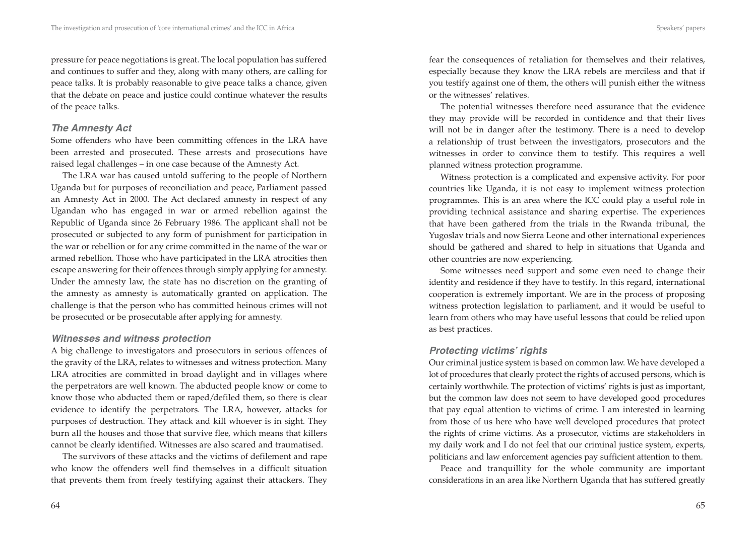pressure for peace negotiations is great. The local population has suffered and continues to suffer and they, along with many others, are calling for peace talks. It is probably reasonable to give peace talks a chance, given that the debate on peace and justice could continue whatever the results of the peace talks.

### *The Amnesty Act*

Some offenders who have been committing offences in the LRA have been arrested and prosecuted. These arrests and prosecutions have raised legal challenges – in one case because of the Amnesty Act.

The LRA war has caused untold suffering to the people of Northern Uganda but for purposes of reconciliation and peace, Parliament passed an Amnesty Act in 2000. The Act declared amnesty in respect of any Ugandan who has engaged in war or armed rebellion against the Republic of Uganda since 26 February 1986. The applicant shall not be prosecuted or subjected to any form of punishment for participation in the war or rebellion or for any crime committed in the name of the war or armed rebellion. Those who have participated in the LRA atrocities then escape answering for their offences through simply applying for amnesty. Under the amnesty law, the state has no discretion on the granting of the amnesty as amnesty is automatically granted on application. The challenge is that the person who has committed heinous crimes will not be prosecuted or be prosecutable after applying for amnesty.

### *Witnesses and witness protection*

A big challenge to investigators and prosecutors in serious offences of the gravity of the LRA, relates to witnesses and witness protection. Many LRA atrocities are committed in broad daylight and in villages where the perpetrators are well known. The abducted people know or come to know those who abducted them or raped/defiled them, so there is clear evidence to identify the perpetrators. The LRA, however, attacks for purposes of destruction. They attack and kill whoever is in sight. They burn all the houses and those that survive flee, which means that killers cannot be clearly identified. Witnesses are also scared and traumatised.

The survivors of these attacks and the victims of defilement and rape who know the offenders well find themselves in a difficult situation that prevents them from freely testifying against their attackers. They fear the consequences of retaliation for themselves and their relatives, especially because they know the LRA rebels are merciless and that if you testify against one of them, the others will punish either the witness or the witnesses' relatives.

The potential witnesses therefore need assurance that the evidence they may provide will be recorded in confidence and that their lives will not be in danger after the testimony. There is a need to develop a relationship of trust between the investigators, prosecutors and the witnesses in order to convince them to testify. This requires a well planned witness protection programme.

Witness protection is a complicated and expensive activity. For poor countries like Uganda, it is not easy to implement witness protection programmes. This is an area where the ICC could play a useful role in providing technical assistance and sharing expertise. The experiences that have been gathered from the trials in the Rwanda tribunal, the Yugoslav trials and now Sierra Leone and other international experiences should be gathered and shared to help in situations that Uganda and other countries are now experiencing.

Some witnesses need support and some even need to change their identity and residence if they have to testify. In this regard, international cooperation is extremely important. We are in the process of proposing witness protection legislation to parliament, and it would be useful to learn from others who may have useful lessons that could be relied upon as best practices.

### *Protecting victims' rights*

Our criminal justice system is based on common law. We have developed a lot of procedures that clearly protect the rights of accused persons, which is certainly worthwhile. The protection of victims' rights is just as important, but the common law does not seem to have developed good procedures that pay equal attention to victims of crime. I am interested in learning from those of us here who have well developed procedures that protect the rights of crime victims. As a prosecutor, victims are stakeholders in my daily work and I do not feel that our criminal justice system, experts, politicians and law enforcement agencies pay sufficient attention to them.

Peace and tranquillity for the whole community are important considerations in an area like Northern Uganda that has suffered greatly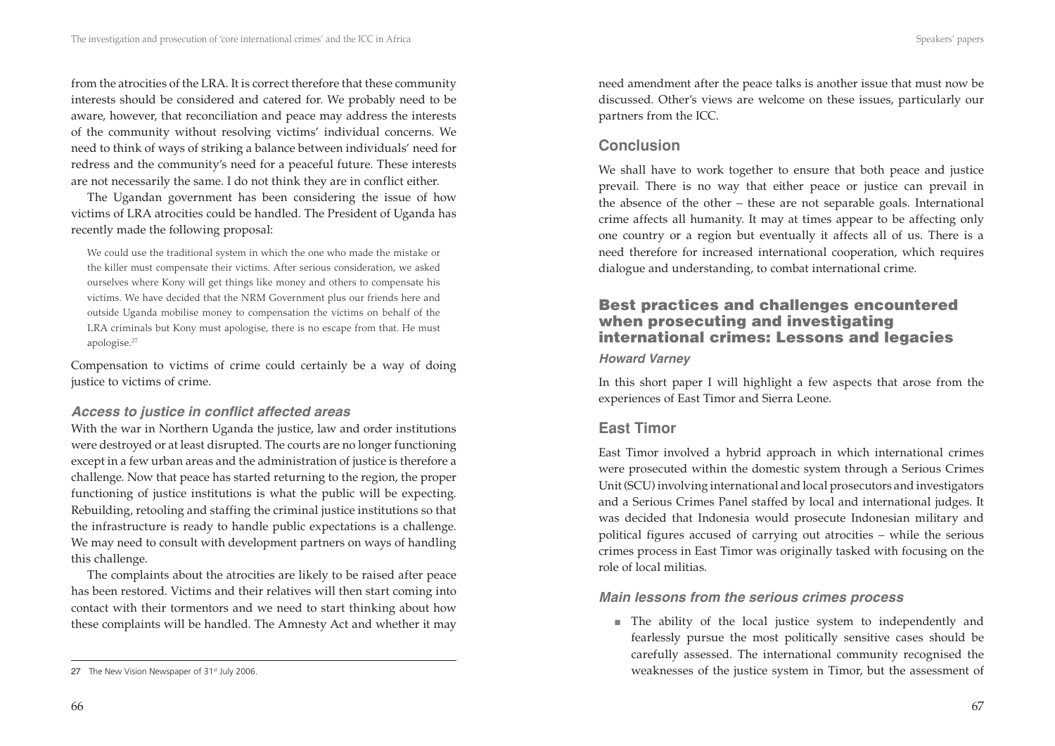from the atrocities of the LRA. It is correct therefore that these community interests should be considered and catered for. We probably need to be aware, however, that reconciliation and peace may address the interests of the community without resolving victims' individual concerns. We need to think of ways of striking a balance between individuals' need for redress and the community's need for a peaceful future. These interests are not necessarily the same. I do not think they are in conflict either.

The Ugandan government has been considering the issue of how victims of LRA atrocities could be handled. The President of Uganda has recently made the following proposal:

> We could use the traditional system in which the one who made the mistake or the killer must compensate their victims. After serious consideration, we asked ourselves where Kony will get things like money and others to compensate his victims. We have decided that the NRM Government plus our friends here and outside Uganda mobilise money to compensation the victims on behalf of the LRA criminals but Kony must apologise, there is no escape from that. He must apologise.[27]

Compensation to victims of crime could certainly be a way of doing justice to victims of crime.

### *Access to justice in conflict affected areas*

With the war in Northern Uganda the justice, law and order institutions were destroyed or at least disrupted. The courts are no longer functioning except in a few urban areas and the administration of justice is therefore a challenge. Now that peace has started returning to the region, the proper functioning of justice institutions is what the public will be expecting. Rebuilding, retooling and staffing the criminal justice institutions so that the infrastructure is ready to handle public expectations is a challenge. We may need to consult with development partners on ways of handling this challenge.

The complaints about the atrocities are likely to be raised after peace has been restored. Victims and their relatives will then start coming into contact with their tormentors and we need to start thinking about how these complaints will be handled. The Amnesty Act and whether it may need amendment after the peace talks is another issue that must now be discussed. Other's views are welcome on these issues, particularly our partners from the ICC.

27 The New Vision Newspaper of 31st July 2006.

## Conclusion

We shall have to work together to ensure that both peace and justice prevail. There is no way that either peace or justice can prevail in the absence of the other – these are not separable goals. International crime affects all humanity. It may at times appear to be affecting only one country or a region but eventually it affects all of us. There is a need therefore for increased international cooperation, which requires dialogue and understanding, to combat international crime.

# Best practices and challenges encountered when prosecuting and investigating international crimes: Lessons and legacies

***Howard Varney***

In this short paper I will highlight a few aspects that arose from the experiences of East Timor and Sierra Leone.

## East Timor

East Timor involved a hybrid approach in which international crimes were prosecuted within the domestic system through a Serious Crimes Unit (SCU) involving international and local prosecutors and investigators and a Serious Crimes Panel staffed by local and international judges. It was decided that Indonesia would prosecute Indonesian military and political figures accused of carrying out atrocities – while the serious crimes process in East Timor was originally tasked with focusing on the role of local militias.

### *Main lessons from the serious crimes process*

- The ability of the local justice system to independently and fearlessly pursue the most politically sensitive cases should be carefully assessed. The international community recognised the weaknesses of the justice system in Timor, but the assessment of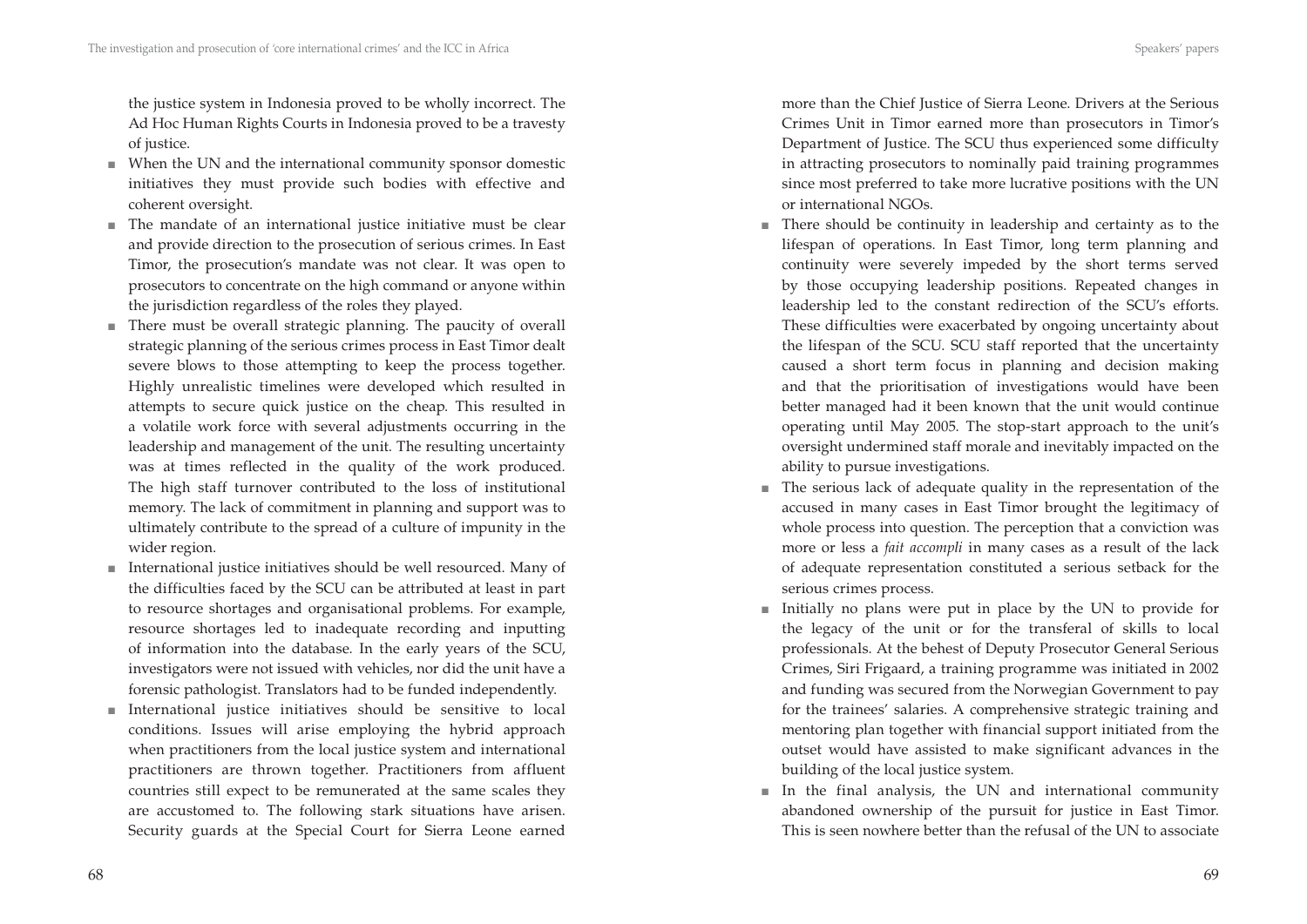the justice system in Indonesia proved to be wholly incorrect. The Ad Hoc Human Rights Courts in Indonesia proved to be a travesty of justice.

- When the UN and the international community sponsor domestic initiatives they must provide such bodies with effective and coherent oversight.
- The mandate of an international justice initiative must be clear and provide direction to the prosecution of serious crimes. In East Timor, the prosecution's mandate was not clear. It was open to prosecutors to concentrate on the high command or anyone within the jurisdiction regardless of the roles they played.
- There must be overall strategic planning. The paucity of overall strategic planning of the serious crimes process in East Timor dealt severe blows to those attempting to keep the process together. Highly unrealistic timelines were developed which resulted in attempts to secure quick justice on the cheap. This resulted in a volatile work force with several adjustments occurring in the leadership and management of the unit. The resulting uncertainty was at times reflected in the quality of the work produced. The high staff turnover contributed to the loss of institutional memory. The lack of commitment in planning and support was to ultimately contribute to the spread of a culture of impunity in the wider region.
- International justice initiatives should be well resourced. Many of the difficulties faced by the SCU can be attributed at least in part to resource shortages and organisational problems. For example, resource shortages led to inadequate recording and inputting of information into the database. In the early years of the SCU, investigators were not issued with vehicles, nor did the unit have a forensic pathologist. Translators had to be funded independently.
- International justice initiatives should be sensitive to local conditions. Issues will arise employing the hybrid approach when practitioners from the local justice system and international practitioners are thrown together. Practitioners from affluent countries still expect to be remunerated at the same scales they are accustomed to. The following stark situations have arisen. Security guards at the Special Court for Sierra Leone earned more than the Chief Justice of Sierra Leone. Drivers at the Serious Crimes Unit in Timor earned more than prosecutors in Timor's Department of Justice. The SCU thus experienced some difficulty in attracting prosecutors to nominally paid training programmes since most preferred to take more lucrative positions with the UN or international NGOs.
- There should be continuity in leadership and certainty as to the lifespan of operations. In East Timor, long term planning and continuity were severely impeded by the short terms served by those occupying leadership positions. Repeated changes in leadership led to the constant redirection of the SCU's efforts. These difficulties were exacerbated by ongoing uncertainty about the lifespan of the SCU. SCU staff reported that the uncertainty caused a short term focus in planning and decision making and that the prioritisation of investigations would have been better managed had it been known that the unit would continue operating until May 2005. The stop-start approach to the unit's oversight undermined staff morale and inevitably impacted on the ability to pursue investigations.
- The serious lack of adequate quality in the representation of the accused in many cases in East Timor brought the legitimacy of whole process into question. The perception that a conviction was more or less a *fait accompli* in many cases as a result of the lack of adequate representation constituted a serious setback for the serious crimes process.
- Initially no plans were put in place by the UN to provide for the legacy of the unit or for the transferal of skills to local professionals. At the behest of Deputy Prosecutor General Serious Crimes, Siri Frigaard, a training programme was initiated in 2002 and funding was secured from the Norwegian Government to pay for the trainees' salaries. A comprehensive strategic training and mentoring plan together with financial support initiated from the outset would have assisted to make significant advances in the building of the local justice system.
- In the final analysis, the UN and international community abandoned ownership of the pursuit for justice in East Timor. This is seen nowhere better than the refusal of the UN to associate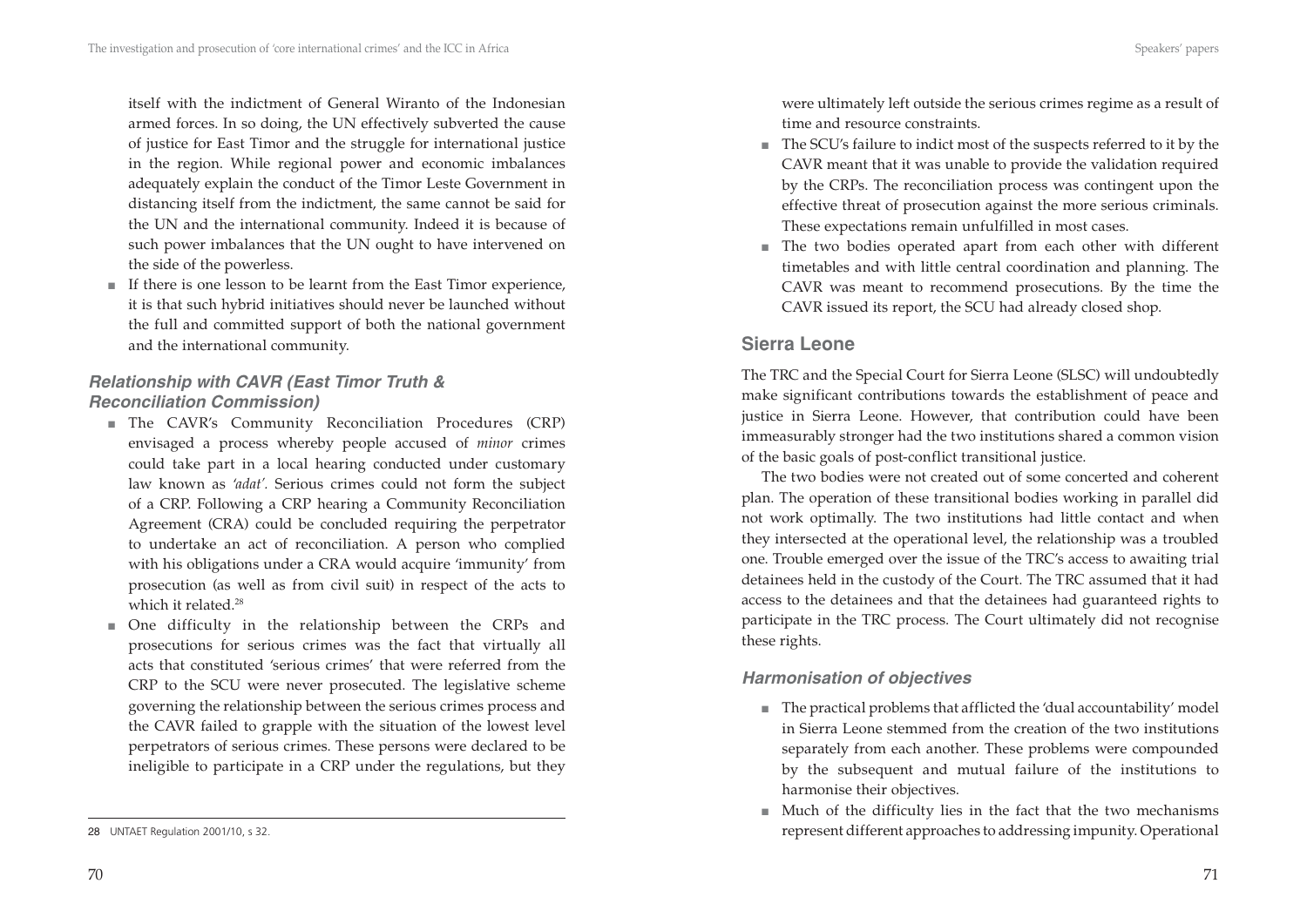itself with the indictment of General Wiranto of the Indonesian armed forces. In so doing, the UN effectively subverted the cause of justice for East Timor and the struggle for international justice in the region. While regional power and economic imbalances adequately explain the conduct of the Timor Leste Government in distancing itself from the indictment, the same cannot be said for the UN and the international community. Indeed it is because of such power imbalances that the UN ought to have intervened on the side of the powerless.

- If there is one lesson to be learnt from the East Timor experience, it is that such hybrid initiatives should never be launched without the full and committed support of both the national government and the international community.

### *Relationship with CAVR (East Timor Truth & Reconciliation Commission)*

- The CAVR's Community Reconciliation Procedures (CRP) envisaged a process whereby people accused of *minor* crimes could take part in a local hearing conducted under customary law known as *'adat'*. Serious crimes could not form the subject of a CRP. Following a CRP hearing a Community Reconciliation Agreement (CRA) could be concluded requiring the perpetrator to undertake an act of reconciliation. A person who complied with his obligations under a CRA would acquire 'immunity' from prosecution (as well as from civil suit) in respect of the acts to which it related.[28]
- One difficulty in the relationship between the CRPs and prosecutions for serious crimes was the fact that virtually all acts that constituted 'serious crimes' that were referred from the CRP to the SCU were never prosecuted. The legislative scheme governing the relationship between the serious crimes process and the CAVR failed to grapple with the situation of the lowest level perpetrators of serious crimes. These persons were declared to be ineligible to participate in a CRP under the regulations, but they were ultimately left outside the serious crimes regime as a result of time and resource constraints.
- The SCU's failure to indict most of the suspects referred to it by the CAVR meant that it was unable to provide the validation required by the CRPs. The reconciliation process was contingent upon the effective threat of prosecution against the more serious criminals. These expectations remain unfulfilled in most cases.
- The two bodies operated apart from each other with different timetables and with little central coordination and planning. The CAVR was meant to recommend prosecutions. By the time the CAVR issued its report, the SCU had already closed shop.

## Sierra Leone

The TRC and the Special Court for Sierra Leone (SLSC) will undoubtedly make significant contributions towards the establishment of peace and justice in Sierra Leone. However, that contribution could have been immeasurably stronger had the two institutions shared a common vision of the basic goals of post-conflict transitional justice.

The two bodies were not created out of some concerted and coherent plan. The operation of these transitional bodies working in parallel did not work optimally. The two institutions had little contact and when they intersected at the operational level, the relationship was a troubled one. Trouble emerged over the issue of the TRC's access to awaiting trial detainees held in the custody of the Court. The TRC assumed that it had access to the detainees and that the detainees had guaranteed rights to participate in the TRC process. The Court ultimately did not recognise these rights.

### *Harmonisation of objectives*

- The practical problems that afflicted the 'dual accountability' model in Sierra Leone stemmed from the creation of the two institutions separately from each another. These problems were compounded by the subsequent and mutual failure of the institutions to harmonise their objectives.
- Much of the difficulty lies in the fact that the two mechanisms represent different approaches to addressing impunity. Operational

---

28 UNTAET Regulation 2001/10, s 32.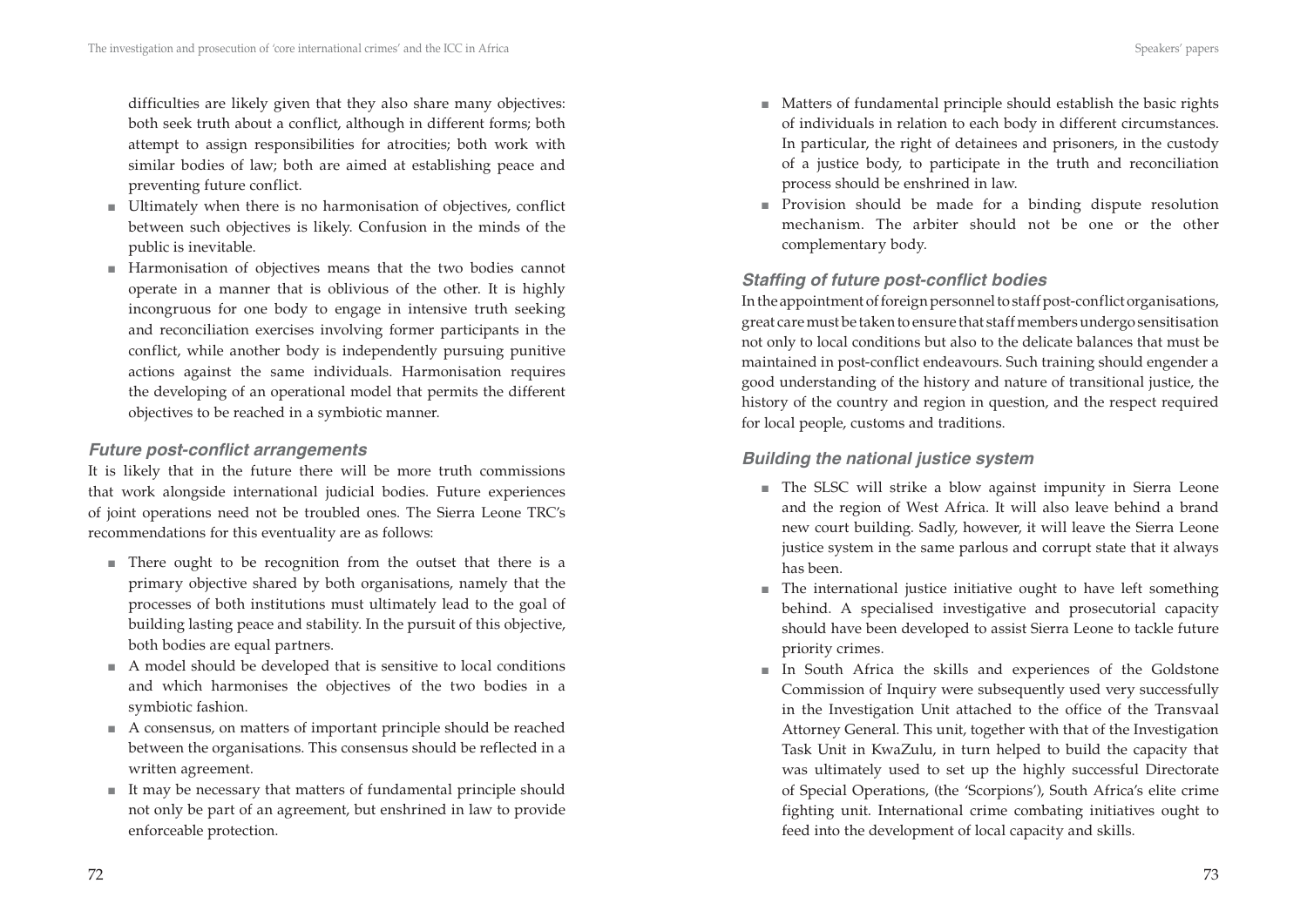difficulties are likely given that they also share many objectives: both seek truth about a conflict, although in different forms; both attempt to assign responsibilities for atrocities; both work with similar bodies of law; both are aimed at establishing peace and preventing future conflict.

- Ultimately when there is no harmonisation of objectives, conflict between such objectives is likely. Confusion in the minds of the public is inevitable.
- Harmonisation of objectives means that the two bodies cannot operate in a manner that is oblivious of the other. It is highly incongruous for one body to engage in intensive truth seeking and reconciliation exercises involving former participants in the conflict, while another body is independently pursuing punitive actions against the same individuals. Harmonisation requires the developing of an operational model that permits the different objectives to be reached in a symbiotic manner.

### *Future post-conflict arrangements*

It is likely that in the future there will be more truth commissions that work alongside international judicial bodies. Future experiences of joint operations need not be troubled ones. The Sierra Leone TRC's recommendations for this eventuality are as follows:

- There ought to be recognition from the outset that there is a primary objective shared by both organisations, namely that the processes of both institutions must ultimately lead to the goal of building lasting peace and stability. In the pursuit of this objective, both bodies are equal partners.
- A model should be developed that is sensitive to local conditions and which harmonises the objectives of the two bodies in a symbiotic fashion.
- A consensus, on matters of important principle should be reached between the organisations. This consensus should be reflected in a written agreement.
- It may be necessary that matters of fundamental principle should not only be part of an agreement, but enshrined in law to provide enforceable protection.
- Matters of fundamental principle should establish the basic rights of individuals in relation to each body in different circumstances. In particular, the right of detainees and prisoners, in the custody of a justice body, to participate in the truth and reconciliation process should be enshrined in law.
- Provision should be made for a binding dispute resolution mechanism. The arbiter should not be one or the other complementary body.

### *Staffing of future post-conflict bodies*

In the appointment of foreign personnel to staff post-conflict organisations, great care must be taken to ensure that staff members undergo sensitisation not only to local conditions but also to the delicate balances that must be maintained in post-conflict endeavours. Such training should engender a good understanding of the history and nature of transitional justice, the history of the country and region in question, and the respect required for local people, customs and traditions.

### *Building the national justice system*

- The SLSC will strike a blow against impunity in Sierra Leone and the region of West Africa. It will also leave behind a brand new court building. Sadly, however, it will leave the Sierra Leone justice system in the same parlous and corrupt state that it always has been.
- The international justice initiative ought to have left something behind. A specialised investigative and prosecutorial capacity should have been developed to assist Sierra Leone to tackle future priority crimes.
- In South Africa the skills and experiences of the Goldstone Commission of Inquiry were subsequently used very successfully in the Investigation Unit attached to the office of the Transvaal Attorney General. This unit, together with that of the Investigation Task Unit in KwaZulu, in turn helped to build the capacity that was ultimately used to set up the highly successful Directorate of Special Operations, (the 'Scorpions'), South Africa's elite crime fighting unit. International crime combating initiatives ought to feed into the development of local capacity and skills.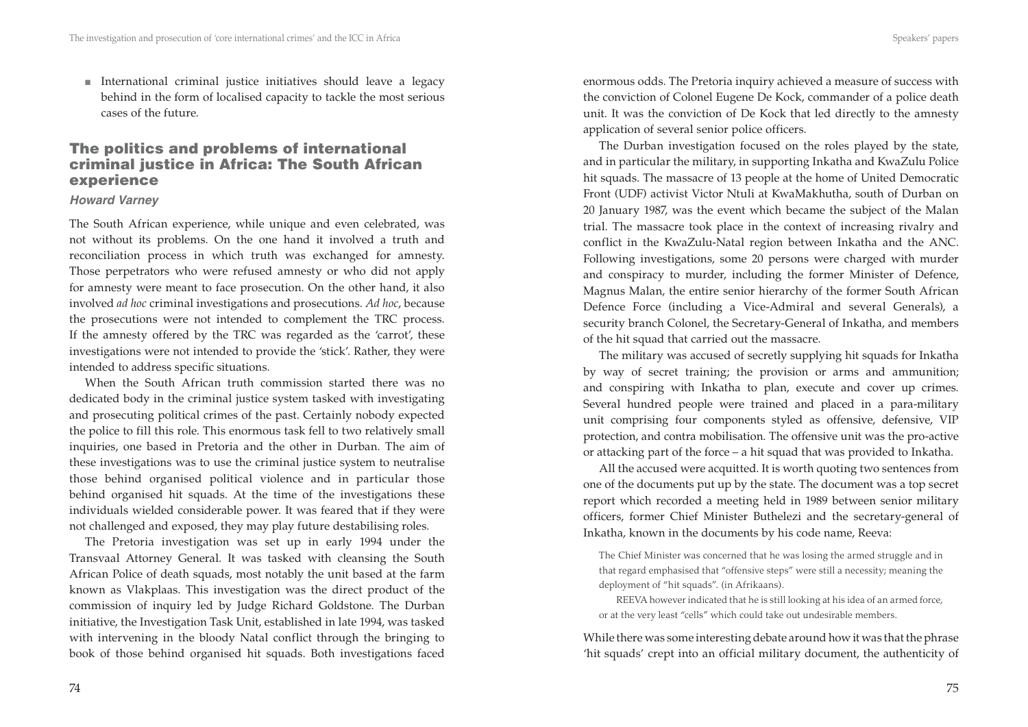- International criminal justice initiatives should leave a legacy behind in the form of localised capacity to tackle the most serious cases of the future.

## The politics and problems of international criminal justice in Africa: The South African experience

### *Howard Varney*

The South African experience, while unique and even celebrated, was not without its problems. On the one hand it involved a truth and reconciliation process in which truth was exchanged for amnesty. Those perpetrators who were refused amnesty or who did not apply for amnesty were meant to face prosecution. On the other hand, it also involved *ad hoc* criminal investigations and prosecutions. *Ad hoc*, because the prosecutions were not intended to complement the TRC process. If the amnesty offered by the TRC was regarded as the 'carrot', these investigations were not intended to provide the 'stick'. Rather, they were intended to address specific situations.

When the South African truth commission started there was no dedicated body in the criminal justice system tasked with investigating and prosecuting political crimes of the past. Certainly nobody expected the police to fill this role. This enormous task fell to two relatively small inquiries, one based in Pretoria and the other in Durban. The aim of these investigations was to use the criminal justice system to neutralise those behind organised political violence and in particular those behind organised hit squads. At the time of the investigations these individuals wielded considerable power. It was feared that if they were not challenged and exposed, they may play future destabilising roles.

The Pretoria investigation was set up in early 1994 under the Transvaal Attorney General. It was tasked with cleansing the South African Police of death squads, most notably the unit based at the farm known as Vlakplaas. This investigation was the direct product of the commission of inquiry led by Judge Richard Goldstone. The Durban initiative, the Investigation Task Unit, established in late 1994, was tasked with intervening in the bloody Natal conflict through the bringing to book of those behind organised hit squads. Both investigations faced enormous odds. The Pretoria inquiry achieved a measure of success with the conviction of Colonel Eugene De Kock, commander of a police death unit. It was the conviction of De Kock that led directly to the amnesty application of several senior police officers.

The Durban investigation focused on the roles played by the state, and in particular the military, in supporting Inkatha and KwaZulu Police hit squads. The massacre of 13 people at the home of United Democratic Front (UDF) activist Victor Ntuli at KwaMakhutha, south of Durban on 20 January 1987, was the event which became the subject of the Malan trial. The massacre took place in the context of increasing rivalry and conflict in the KwaZulu-Natal region between Inkatha and the ANC. Following investigations, some 20 persons were charged with murder and conspiracy to murder, including the former Minister of Defence, Magnus Malan, the entire senior hierarchy of the former South African Defence Force (including a Vice-Admiral and several Generals), a security branch Colonel, the Secretary-General of Inkatha, and members of the hit squad that carried out the massacre.

The military was accused of secretly supplying hit squads for Inkatha by way of secret training; the provision or arms and ammunition; and conspiring with Inkatha to plan, execute and cover up crimes. Several hundred people were trained and placed in a para-military unit comprising four components styled as offensive, defensive, VIP protection, and contra mobilisation. The offensive unit was the pro-active or attacking part of the force – a hit squad that was provided to Inkatha.

All the accused were acquitted. It is worth quoting two sentences from one of the documents put up by the state. The document was a top secret report which recorded a meeting held in 1989 between senior military officers, former Chief Minister Buthelezi and the secretary-general of Inkatha, known in the documents by his code name, Reeva:

> The Chief Minister was concerned that he was losing the armed struggle and in that regard emphasised that "offensive steps" were still a necessity; meaning the deployment of "hit squads". (in Afrikaans).
>
> REEVA however indicated that he is still looking at his idea of an armed force, or at the very least "cells" which could take out undesirable members.

While there was some interesting debate around how it was that the phrase 'hit squads' crept into an official military document, the authenticity of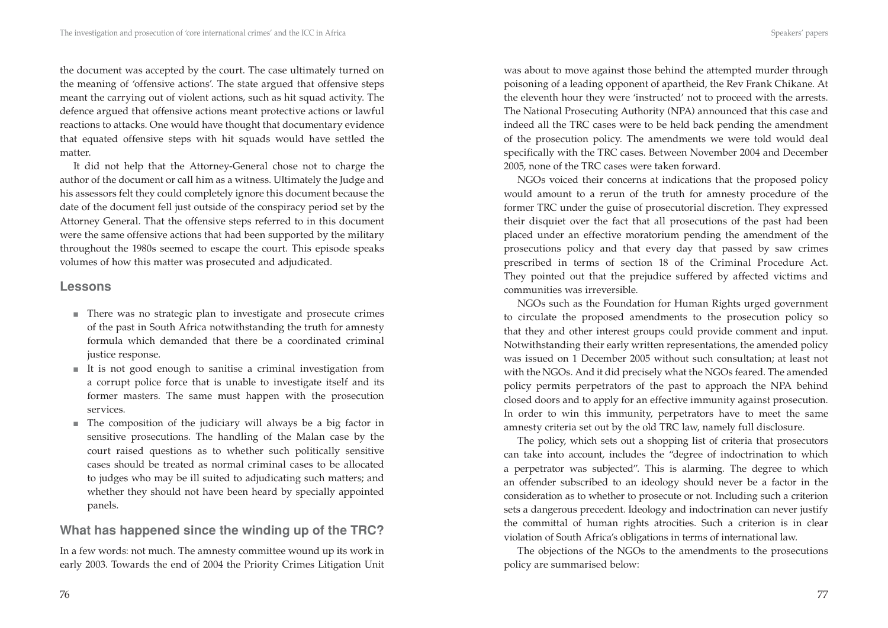the document was accepted by the court. The case ultimately turned on the meaning of 'offensive actions'. The state argued that offensive steps meant the carrying out of violent actions, such as hit squad activity. The defence argued that offensive actions meant protective actions or lawful reactions to attacks. One would have thought that documentary evidence that equated offensive steps with hit squads would have settled the matter.

It did not help that the Attorney-General chose not to charge the author of the document or call him as a witness. Ultimately the Judge and his assessors felt they could completely ignore this document because the date of the document fell just outside of the conspiracy period set by the Attorney General. That the offensive steps referred to in this document were the same offensive actions that had been supported by the military throughout the 1980s seemed to escape the court. This episode speaks volumes of how this matter was prosecuted and adjudicated.

## Lessons

- There was no strategic plan to investigate and prosecute crimes of the past in South Africa notwithstanding the truth for amnesty formula which demanded that there be a coordinated criminal justice response.
- It is not good enough to sanitise a criminal investigation from a corrupt police force that is unable to investigate itself and its former masters. The same must happen with the prosecution services.
- The composition of the judiciary will always be a big factor in sensitive prosecutions. The handling of the Malan case by the court raised questions as to whether such politically sensitive cases should be treated as normal criminal cases to be allocated to judges who may be ill suited to adjudicating such matters; and whether they should not have been heard by specially appointed panels.

## What has happened since the winding up of the TRC?

In a few words: not much. The amnesty committee wound up its work in early 2003. Towards the end of 2004 the Priority Crimes Litigation Unit was about to move against those behind the attempted murder through poisoning of a leading opponent of apartheid, the Rev Frank Chikane. At the eleventh hour they were 'instructed' not to proceed with the arrests. The National Prosecuting Authority (NPA) announced that this case and indeed all the TRC cases were to be held back pending the amendment of the prosecution policy. The amendments we were told would deal specifically with the TRC cases. Between November 2004 and December 2005, none of the TRC cases were taken forward.

NGOs voiced their concerns at indications that the proposed policy would amount to a rerun of the truth for amnesty procedure of the former TRC under the guise of prosecutorial discretion. They expressed their disquiet over the fact that all prosecutions of the past had been placed under an effective moratorium pending the amendment of the prosecutions policy and that every day that passed by saw crimes prescribed in terms of section 18 of the Criminal Procedure Act. They pointed out that the prejudice suffered by affected victims and communities was irreversible.

NGOs such as the Foundation for Human Rights urged government to circulate the proposed amendments to the prosecution policy so that they and other interest groups could provide comment and input. Notwithstanding their early written representations, the amended policy was issued on 1 December 2005 without such consultation; at least not with the NGOs. And it did precisely what the NGOs feared. The amended policy permits perpetrators of the past to approach the NPA behind closed doors and to apply for an effective immunity against prosecution. In order to win this immunity, perpetrators have to meet the same amnesty criteria set out by the old TRC law, namely full disclosure.

The policy, which sets out a shopping list of criteria that prosecutors can take into account, includes the "degree of indoctrination to which a perpetrator was subjected". This is alarming. The degree to which an offender subscribed to an ideology should never be a factor in the consideration as to whether to prosecute or not. Including such a criterion sets a dangerous precedent. Ideology and indoctrination can never justify the committal of human rights atrocities. Such a criterion is in clear violation of South Africa's obligations in terms of international law.

The objections of the NGOs to the amendments to the prosecutions policy are summarised below: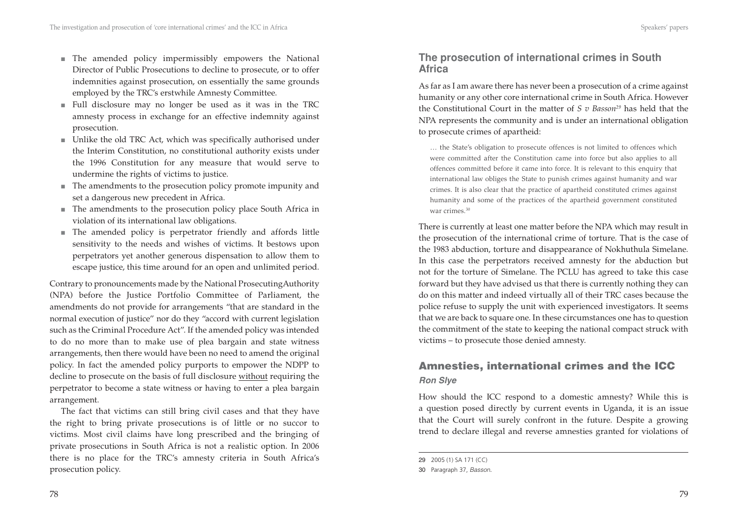- The amended policy impermissibly empowers the National Director of Public Prosecutions to decline to prosecute, or to offer indemnities against prosecution, on essentially the same grounds employed by the TRC's erstwhile Amnesty Committee.
- Full disclosure may no longer be used as it was in the TRC amnesty process in exchange for an effective indemnity against prosecution.
- Unlike the old TRC Act, which was specifically authorised under the Interim Constitution, no constitutional authority exists under the 1996 Constitution for any measure that would serve to undermine the rights of victims to justice.
- The amendments to the prosecution policy promote impunity and set a dangerous new precedent in Africa.
- The amendments to the prosecution policy place South Africa in violation of its international law obligations.
- The amended policy is perpetrator friendly and affords little sensitivity to the needs and wishes of victims. It bestows upon perpetrators yet another generous dispensation to allow them to escape justice, this time around for an open and unlimited period.

Contrary to pronouncements made by the National ProsecutingAuthority (NPA) before the Justice Portfolio Committee of Parliament, the amendments do not provide for arrangements "that are standard in the normal execution of justice" nor do they "accord with current legislation such as the Criminal Procedure Act". If the amended policy was intended to do no more than to make use of plea bargain and state witness arrangements, then there would have been no need to amend the original policy. In fact the amended policy purports to empower the NDPP to decline to prosecute on the basis of full disclosure <u>without</u> requiring the perpetrator to become a state witness or having to enter a plea bargain arrangement.

The fact that victims can still bring civil cases and that they have the right to bring private prosecutions is of little or no succor to victims. Most civil claims have long prescribed and the bringing of private prosecutions in South Africa is not a realistic option. In 2006 there is no place for the TRC's amnesty criteria in South Africa's prosecution policy.

### The prosecution of international crimes in South Africa

As far as I am aware there has never been a prosecution of a crime against humanity or any other core international crime in South Africa. However the Constitutional Court in the matter of *S v Basson*[29] has held that the NPA represents the community and is under an international obligation to prosecute crimes of apartheid:

> … the State's obligation to prosecute offences is not limited to offences which were committed after the Constitution came into force but also applies to all offences committed before it came into force. It is relevant to this enquiry that international law obliges the State to punish crimes against humanity and war crimes. It is also clear that the practice of apartheid constituted crimes against humanity and some of the practices of the apartheid government constituted war crimes.[30]

There is currently at least one matter before the NPA which may result in the prosecution of the international crime of torture. That is the case of the 1983 abduction, torture and disappearance of Nokhuthula Simelane. In this case the perpetrators received amnesty for the abduction but not for the torture of Simelane. The PCLU has agreed to take this case forward but they have advised us that there is currently nothing they can do on this matter and indeed virtually all of their TRC cases because the police refuse to supply the unit with experienced investigators. It seems that we are back to square one. In these circumstances one has to question the commitment of the state to keeping the national compact struck with victims – to prosecute those denied amnesty.

## Amnesties, international crimes and the ICC

***Ron Slye***

How should the ICC respond to a domestic amnesty? While this is a question posed directly by current events in Uganda, it is an issue that the Court will surely confront in the future. Despite a growing trend to declare illegal and reverse amnesties granted for violations of

---

29 2005 (1) SA 171 (CC)

30 Paragraph 37, *Basson*.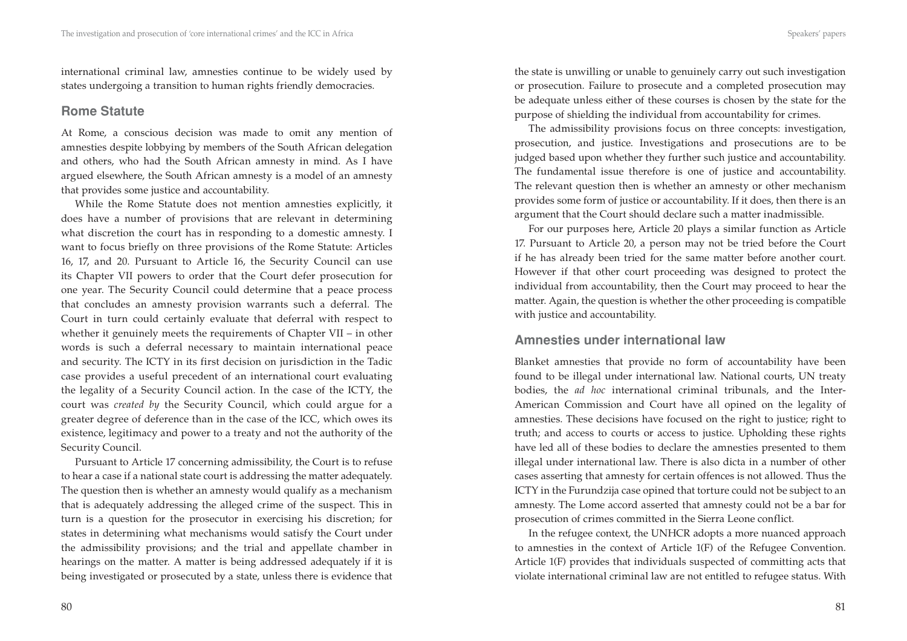international criminal law, amnesties continue to be widely used by states undergoing a transition to human rights friendly democracies.

## Rome Statute

At Rome, a conscious decision was made to omit any mention of amnesties despite lobbying by members of the South African delegation and others, who had the South African amnesty in mind. As I have argued elsewhere, the South African amnesty is a model of an amnesty that provides some justice and accountability.

While the Rome Statute does not mention amnesties explicitly, it does have a number of provisions that are relevant in determining what discretion the court has in responding to a domestic amnesty. I want to focus briefly on three provisions of the Rome Statute: Articles 16, 17, and 20. Pursuant to Article 16, the Security Council can use its Chapter VII powers to order that the Court defer prosecution for one year. The Security Council could determine that a peace process that concludes an amnesty provision warrants such a deferral. The Court in turn could certainly evaluate that deferral with respect to whether it genuinely meets the requirements of Chapter VII – in other words is such a deferral necessary to maintain international peace and security. The ICTY in its first decision on jurisdiction in the Tadic case provides a useful precedent of an international court evaluating the legality of a Security Council action. In the case of the ICTY, the court was *created by* the Security Council, which could argue for a greater degree of deference than in the case of the ICC, which owes its existence, legitimacy and power to a treaty and not the authority of the Security Council.

Pursuant to Article 17 concerning admissibility, the Court is to refuse to hear a case if a national state court is addressing the matter adequately. The question then is whether an amnesty would qualify as a mechanism that is adequately addressing the alleged crime of the suspect. This in turn is a question for the prosecutor in exercising his discretion; for states in determining what mechanisms would satisfy the Court under the admissibility provisions; and the trial and appellate chamber in hearings on the matter. A matter is being addressed adequately if it is being investigated or prosecuted by a state, unless there is evidence that the state is unwilling or unable to genuinely carry out such investigation or prosecution. Failure to prosecute and a completed prosecution may be adequate unless either of these courses is chosen by the state for the purpose of shielding the individual from accountability for crimes.

The admissibility provisions focus on three concepts: investigation, prosecution, and justice. Investigations and prosecutions are to be judged based upon whether they further such justice and accountability. The fundamental issue therefore is one of justice and accountability. The relevant question then is whether an amnesty or other mechanism provides some form of justice or accountability. If it does, then there is an argument that the Court should declare such a matter inadmissible.

For our purposes here, Article 20 plays a similar function as Article 17. Pursuant to Article 20, a person may not be tried before the Court if he has already been tried for the same matter before another court. However if that other court proceeding was designed to protect the individual from accountability, then the Court may proceed to hear the matter. Again, the question is whether the other proceeding is compatible with justice and accountability.

## Amnesties under international law

Blanket amnesties that provide no form of accountability have been found to be illegal under international law. National courts, UN treaty bodies, the *ad hoc* international criminal tribunals, and the Inter-American Commission and Court have all opined on the legality of amnesties. These decisions have focused on the right to justice; right to truth; and access to courts or access to justice. Upholding these rights have led all of these bodies to declare the amnesties presented to them illegal under international law. There is also dicta in a number of other cases asserting that amnesty for certain offences is not allowed. Thus the ICTY in the Furundzija case opined that torture could not be subject to an amnesty. The Lome accord asserted that amnesty could not be a bar for prosecution of crimes committed in the Sierra Leone conflict.

In the refugee context, the UNHCR adopts a more nuanced approach to amnesties in the context of Article 1(F) of the Refugee Convention. Article 1(F) provides that individuals suspected of committing acts that violate international criminal law are not entitled to refugee status. With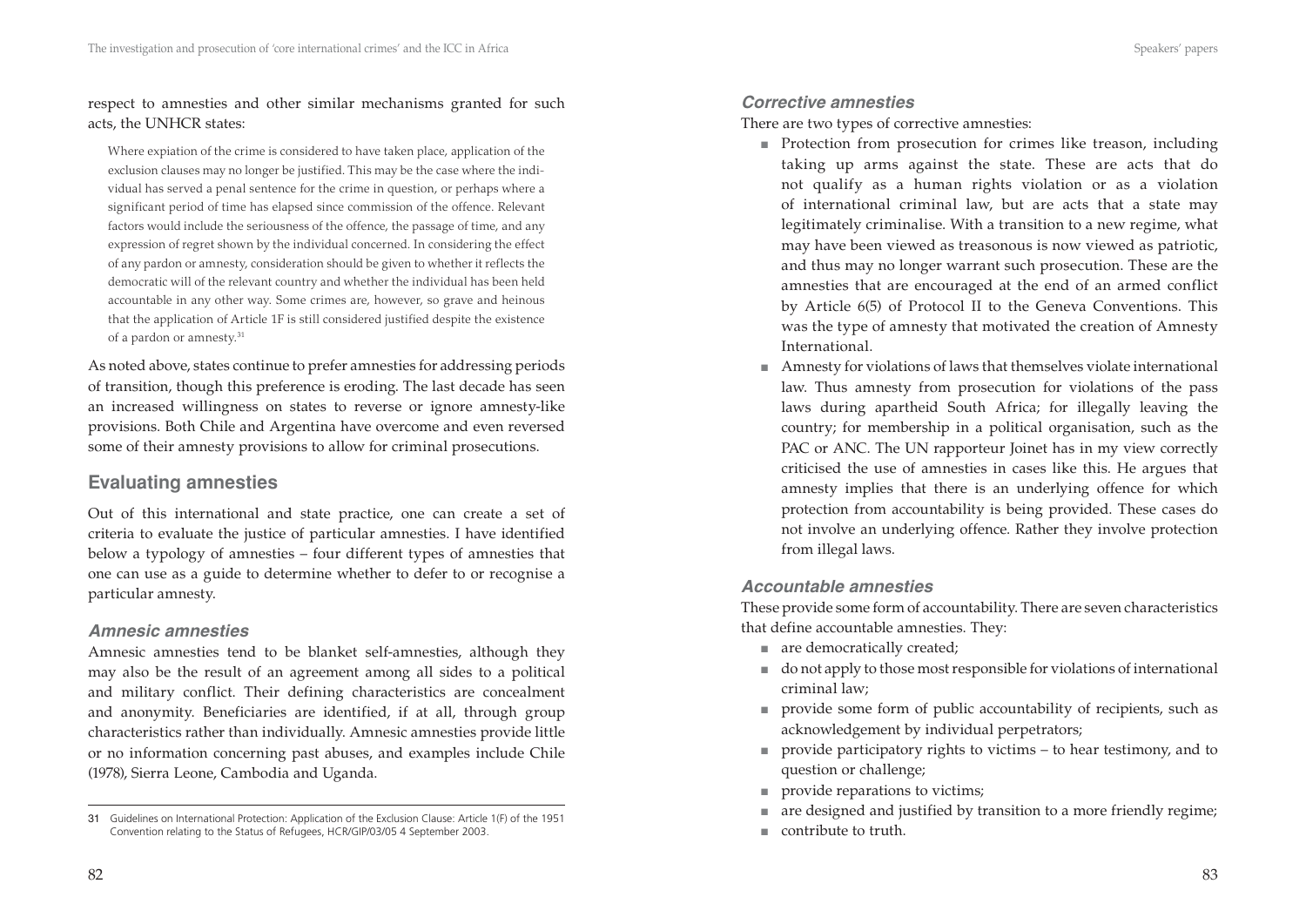respect to amnesties and other similar mechanisms granted for such acts, the UNHCR states:

> Where expiation of the crime is considered to have taken place, application of the exclusion clauses may no longer be justified. This may be the case where the individual has served a penal sentence for the crime in question, or perhaps where a significant period of time has elapsed since commission of the offence. Relevant factors would include the seriousness of the offence, the passage of time, and any expression of regret shown by the individual concerned. In considering the effect of any pardon or amnesty, consideration should be given to whether it reflects the democratic will of the relevant country and whether the individual has been held accountable in any other way. Some crimes are, however, so grave and heinous that the application of Article 1F is still considered justified despite the existence of a pardon or amnesty.[31]

As noted above, states continue to prefer amnesties for addressing periods of transition, though this preference is eroding. The last decade has seen an increased willingness on states to reverse or ignore amnesty-like provisions. Both Chile and Argentina have overcome and even reversed some of their amnesty provisions to allow for criminal prosecutions.

## Evaluating amnesties

Out of this international and state practice, one can create a set of criteria to evaluate the justice of particular amnesties. I have identified below a typology of amnesties – four different types of amnesties that one can use as a guide to determine whether to defer to or recognise a particular amnesty.

### *Amnesic amnesties*

Amnesic amnesties tend to be blanket self-amnesties, although they may also be the result of an agreement among all sides to a political and military conflict. Their defining characteristics are concealment and anonymity. Beneficiaries are identified, if at all, through group characteristics rather than individually. Amnesic amnesties provide little or no information concerning past abuses, and examples include Chile (1978), Sierra Leone, Cambodia and Uganda.

31 Guidelines on International Protection: Application of the Exclusion Clause: Article 1(F) of the 1951 Convention relating to the Status of Refugees, HCR/GIP/03/05 4 September 2003.

### *Corrective amnesties*

There are two types of corrective amnesties:

- Protection from prosecution for crimes like treason, including taking up arms against the state. These are acts that do not qualify as a human rights violation or as a violation of international criminal law, but are acts that a state may legitimately criminalise. With a transition to a new regime, what may have been viewed as treasonous is now viewed as patriotic, and thus may no longer warrant such prosecution. These are the amnesties that are encouraged at the end of an armed conflict by Article 6(5) of Protocol II to the Geneva Conventions. This was the type of amnesty that motivated the creation of Amnesty International.
- Amnesty for violations of laws that themselves violate international law. Thus amnesty from prosecution for violations of the pass laws during apartheid South Africa; for illegally leaving the country; for membership in a political organisation, such as the PAC or ANC. The UN rapporteur Joinet has in my view correctly criticised the use of amnesties in cases like this. He argues that amnesty implies that there is an underlying offence for which protection from accountability is being provided. These cases do not involve an underlying offence. Rather they involve protection from illegal laws.

### *Accountable amnesties*

These provide some form of accountability. There are seven characteristics that define accountable amnesties. They:

- are democratically created;
- do not apply to those most responsible for violations of international criminal law;
- provide some form of public accountability of recipients, such as acknowledgement by individual perpetrators;
- provide participatory rights to victims – to hear testimony, and to question or challenge;
- provide reparations to victims;
- are designed and justified by transition to a more friendly regime;
- contribute to truth.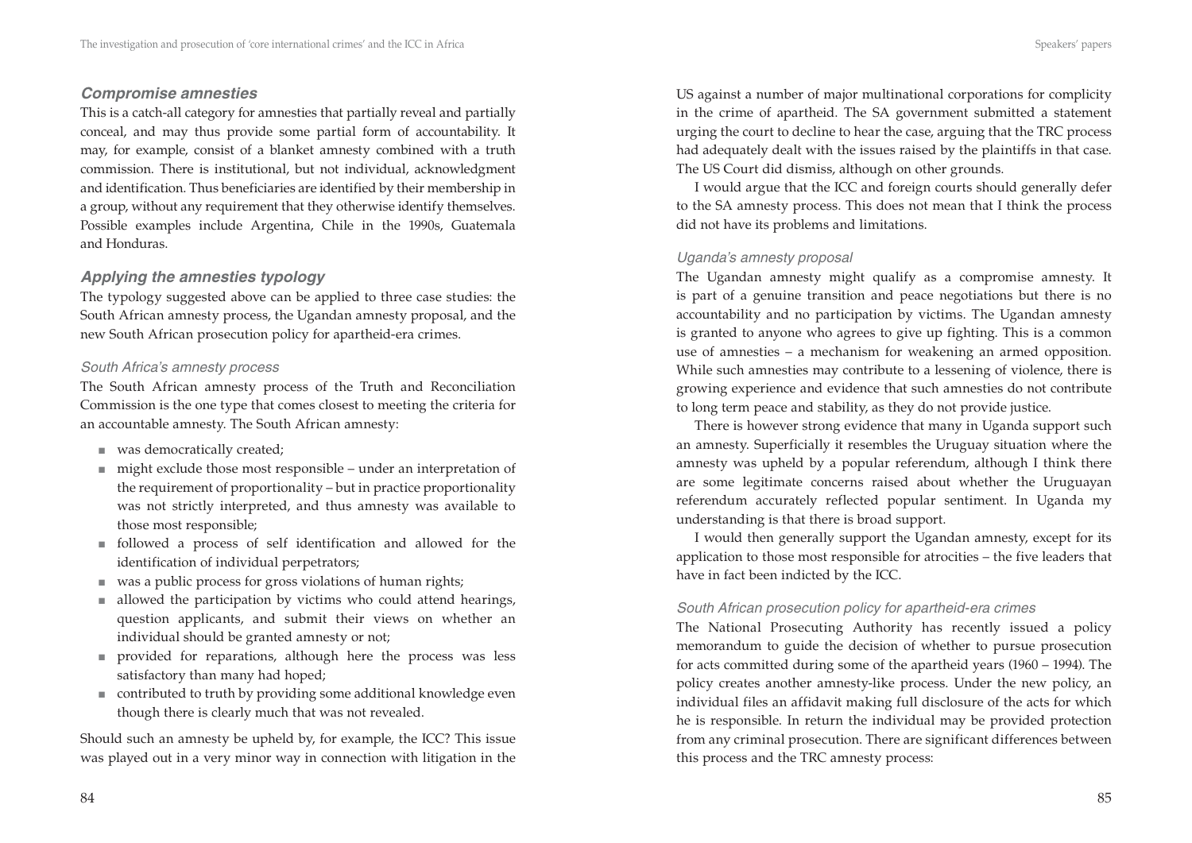### *Compromise amnesties*

This is a catch-all category for amnesties that partially reveal and partially conceal, and may thus provide some partial form of accountability. It may, for example, consist of a blanket amnesty combined with a truth commission. There is institutional, but not individual, acknowledgment and identification. Thus beneficiaries are identified by their membership in a group, without any requirement that they otherwise identify themselves. Possible examples include Argentina, Chile in the 1990s, Guatemala and Honduras.

### *Applying the amnesties typology*

The typology suggested above can be applied to three case studies: the South African amnesty process, the Ugandan amnesty proposal, and the new South African prosecution policy for apartheid-era crimes.

#### *South Africa's amnesty process*

The South African amnesty process of the Truth and Reconciliation Commission is the one type that comes closest to meeting the criteria for an accountable amnesty. The South African amnesty:

- was democratically created;
- might exclude those most responsible – under an interpretation of the requirement of proportionality – but in practice proportionality was not strictly interpreted, and thus amnesty was available to those most responsible;
- followed a process of self identification and allowed for the identification of individual perpetrators;
- was a public process for gross violations of human rights;
- allowed the participation by victims who could attend hearings, question applicants, and submit their views on whether an individual should be granted amnesty or not;
- provided for reparations, although here the process was less satisfactory than many had hoped;
- contributed to truth by providing some additional knowledge even though there is clearly much that was not revealed.

Should such an amnesty be upheld by, for example, the ICC? This issue was played out in a very minor way in connection with litigation in the US against a number of major multinational corporations for complicity in the crime of apartheid. The SA government submitted a statement urging the court to decline to hear the case, arguing that the TRC process had adequately dealt with the issues raised by the plaintiffs in that case. The US Court did dismiss, although on other grounds.

I would argue that the ICC and foreign courts should generally defer to the SA amnesty process. This does not mean that I think the process did not have its problems and limitations.

#### *Uganda's amnesty proposal*

The Ugandan amnesty might qualify as a compromise amnesty. It is part of a genuine transition and peace negotiations but there is no accountability and no participation by victims. The Ugandan amnesty is granted to anyone who agrees to give up fighting. This is a common use of amnesties – a mechanism for weakening an armed opposition. While such amnesties may contribute to a lessening of violence, there is growing experience and evidence that such amnesties do not contribute to long term peace and stability, as they do not provide justice.

There is however strong evidence that many in Uganda support such an amnesty. Superficially it resembles the Uruguay situation where the amnesty was upheld by a popular referendum, although I think there are some legitimate concerns raised about whether the Uruguayan referendum accurately reflected popular sentiment. In Uganda my understanding is that there is broad support.

I would then generally support the Ugandan amnesty, except for its application to those most responsible for atrocities – the five leaders that have in fact been indicted by the ICC.

#### *South African prosecution policy for apartheid-era crimes*

The National Prosecuting Authority has recently issued a policy memorandum to guide the decision of whether to pursue prosecution for acts committed during some of the apartheid years (1960 – 1994). The policy creates another amnesty-like process. Under the new policy, an individual files an affidavit making full disclosure of the acts for which he is responsible. In return the individual may be provided protection from any criminal prosecution. There are significant differences between this process and the TRC amnesty process: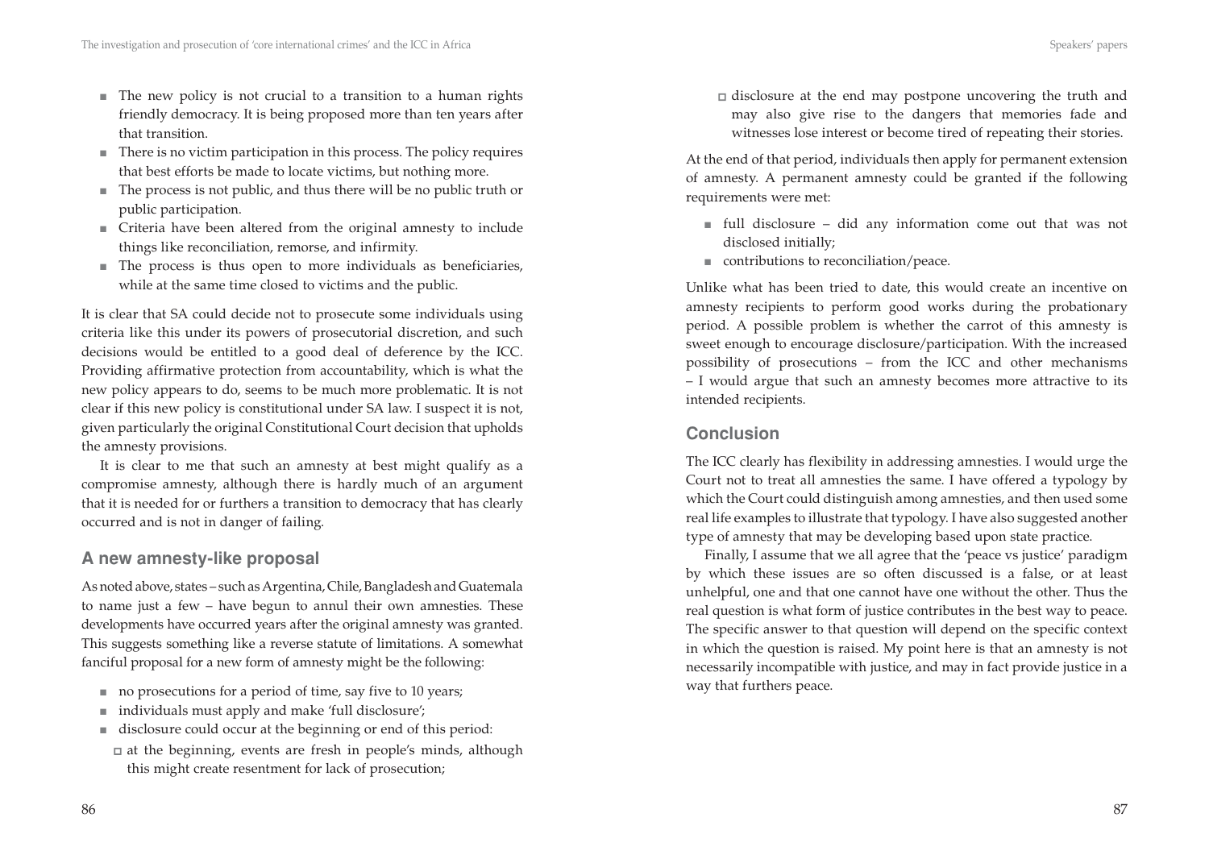- The new policy is not crucial to a transition to a human rights friendly democracy. It is being proposed more than ten years after that transition.
- There is no victim participation in this process. The policy requires that best efforts be made to locate victims, but nothing more.
- The process is not public, and thus there will be no public truth or public participation.
- Criteria have been altered from the original amnesty to include things like reconciliation, remorse, and infirmity.
- The process is thus open to more individuals as beneficiaries, while at the same time closed to victims and the public.

It is clear that SA could decide not to prosecute some individuals using criteria like this under its powers of prosecutorial discretion, and such decisions would be entitled to a good deal of deference by the ICC. Providing affirmative protection from accountability, which is what the new policy appears to do, seems to be much more problematic. It is not clear if this new policy is constitutional under SA law. I suspect it is not, given particularly the original Constitutional Court decision that upholds the amnesty provisions.

It is clear to me that such an amnesty at best might qualify as a compromise amnesty, although there is hardly much of an argument that it is needed for or furthers a transition to democracy that has clearly occurred and is not in danger of failing.

## A new amnesty-like proposal

As noted above, states – such as Argentina, Chile, Bangladesh and Guatemala to name just a few – have begun to annul their own amnesties. These developments have occurred years after the original amnesty was granted. This suggests something like a reverse statute of limitations. A somewhat fanciful proposal for a new form of amnesty might be the following:

- no prosecutions for a period of time, say five to 10 years;
- individuals must apply and make 'full disclosure';
- disclosure could occur at the beginning or end of this period:
  - at the beginning, events are fresh in people's minds, although this might create resentment for lack of prosecution;
  - disclosure at the end may postpone uncovering the truth and may also give rise to the dangers that memories fade and witnesses lose interest or become tired of repeating their stories.

At the end of that period, individuals then apply for permanent extension of amnesty. A permanent amnesty could be granted if the following requirements were met:

- full disclosure – did any information come out that was not disclosed initially;
- contributions to reconciliation/peace.

Unlike what has been tried to date, this would create an incentive on amnesty recipients to perform good works during the probationary period. A possible problem is whether the carrot of this amnesty is sweet enough to encourage disclosure/participation. With the increased possibility of prosecutions – from the ICC and other mechanisms – I would argue that such an amnesty becomes more attractive to its intended recipients.

## Conclusion

The ICC clearly has flexibility in addressing amnesties. I would urge the Court not to treat all amnesties the same. I have offered a typology by which the Court could distinguish among amnesties, and then used some real life examples to illustrate that typology. I have also suggested another type of amnesty that may be developing based upon state practice.

Finally, I assume that we all agree that the 'peace vs justice' paradigm by which these issues are so often discussed is a false, or at least unhelpful, one and that one cannot have one without the other. Thus the real question is what form of justice contributes in the best way to peace. The specific answer to that question will depend on the specific context in which the question is raised. My point here is that an amnesty is not necessarily incompatible with justice, and may in fact provide justice in a way that furthers peace.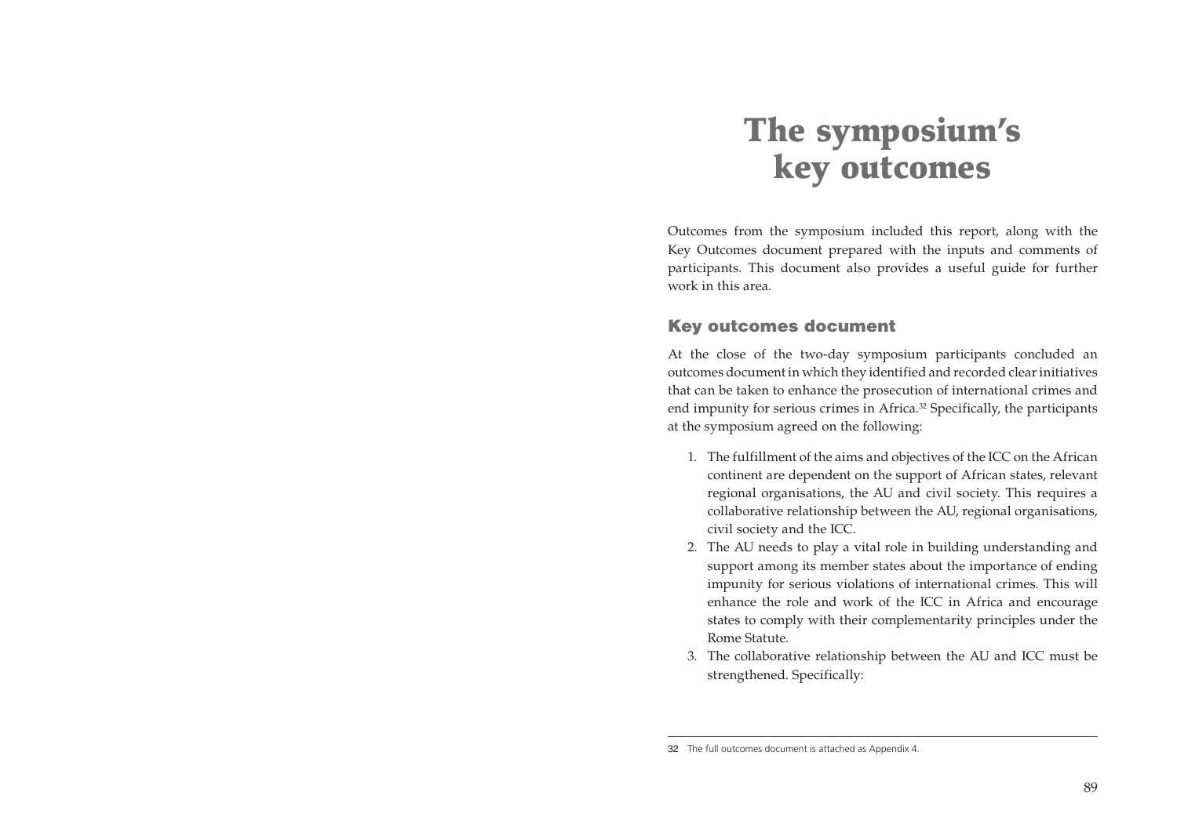# The symposium's key outcomes

Outcomes from the symposium included this report, along with the Key Outcomes document prepared with the inputs and comments of participants. This document also provides a useful guide for further work in this area.

## Key outcomes document

At the close of the two-day symposium participants concluded an outcomes document in which they identified and recorded clear initiatives that can be taken to enhance the prosecution of international crimes and end impunity for serious crimes in Africa.[32] Specifically, the participants at the symposium agreed on the following:

1. The fulfillment of the aims and objectives of the ICC on the African continent are dependent on the support of African states, relevant regional organisations, the AU and civil society. This requires a collaborative relationship between the AU, regional organisations, civil society and the ICC.
2. The AU needs to play a vital role in building understanding and support among its member states about the importance of ending impunity for serious violations of international crimes. This will enhance the role and work of the ICC in Africa and encourage states to comply with their complementarity principles under the Rome Statute.
3. The collaborative relationship between the AU and ICC must be strengthened. Specifically:

---

32 The full outcomes document is attached as Appendix 4.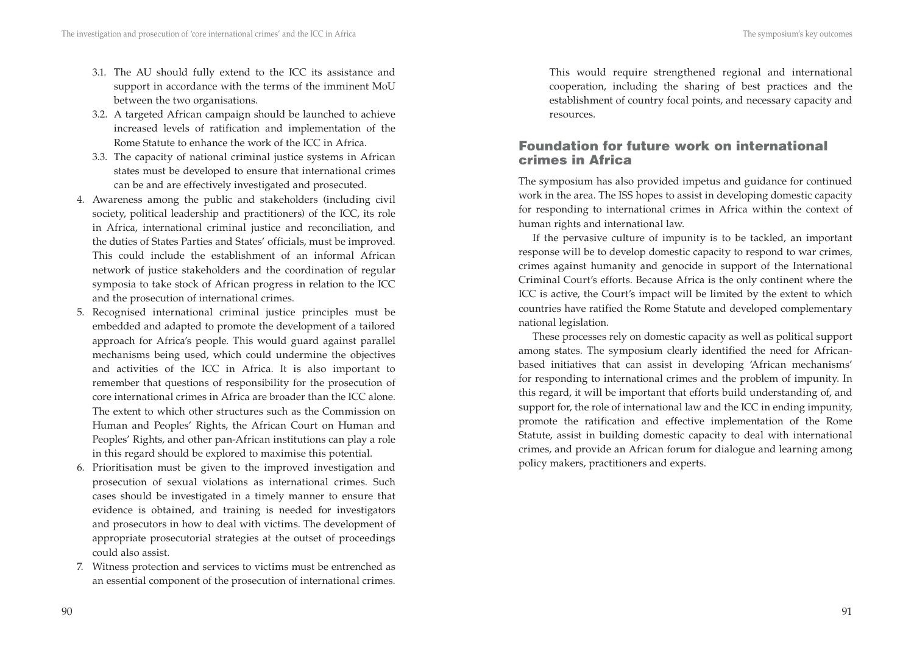3.1. The AU should fully extend to the ICC its assistance and support in accordance with the terms of the imminent MoU between the two organisations.
3.2. A targeted African campaign should be launched to achieve increased levels of ratification and implementation of the Rome Statute to enhance the work of the ICC in Africa.
3.3. The capacity of national criminal justice systems in African states must be developed to ensure that international crimes can be and are effectively investigated and prosecuted.

4. Awareness among the public and stakeholders (including civil society, political leadership and practitioners) of the ICC, its role in Africa, international criminal justice and reconciliation, and the duties of States Parties and States' officials, must be improved. This could include the establishment of an informal African network of justice stakeholders and the coordination of regular symposia to take stock of African progress in relation to the ICC and the prosecution of international crimes.
5. Recognised international criminal justice principles must be embedded and adapted to promote the development of a tailored approach for Africa's people. This would guard against parallel mechanisms being used, which could undermine the objectives and activities of the ICC in Africa. It is also important to remember that questions of responsibility for the prosecution of core international crimes in Africa are broader than the ICC alone. The extent to which other structures such as the Commission on Human and Peoples' Rights, the African Court on Human and Peoples' Rights, and other pan-African institutions can play a role in this regard should be explored to maximise this potential.
6. Prioritisation must be given to the improved investigation and prosecution of sexual violations as international crimes. Such cases should be investigated in a timely manner to ensure that evidence is obtained, and training is needed for investigators and prosecutors in how to deal with victims. The development of appropriate prosecutorial strategies at the outset of proceedings could also assist.
7. Witness protection and services to victims must be entrenched as an essential component of the prosecution of international crimes. This would require strengthened regional and international cooperation, including the sharing of best practices and the establishment of country focal points, and necessary capacity and resources.

## Foundation for future work on international crimes in Africa

The symposium has also provided impetus and guidance for continued work in the area. The ISS hopes to assist in developing domestic capacity for responding to international crimes in Africa within the context of human rights and international law.

If the pervasive culture of impunity is to be tackled, an important response will be to develop domestic capacity to respond to war crimes, crimes against humanity and genocide in support of the International Criminal Court's efforts. Because Africa is the only continent where the ICC is active, the Court's impact will be limited by the extent to which countries have ratified the Rome Statute and developed complementary national legislation.

These processes rely on domestic capacity as well as political support among states. The symposium clearly identified the need for African-based initiatives that can assist in developing 'African mechanisms' for responding to international crimes and the problem of impunity. In this regard, it will be important that efforts build understanding of, and support for, the role of international law and the ICC in ending impunity, promote the ratification and effective implementation of the Rome Statute, assist in building domestic capacity to deal with international crimes, and provide an African forum for dialogue and learning among policy makers, practitioners and experts.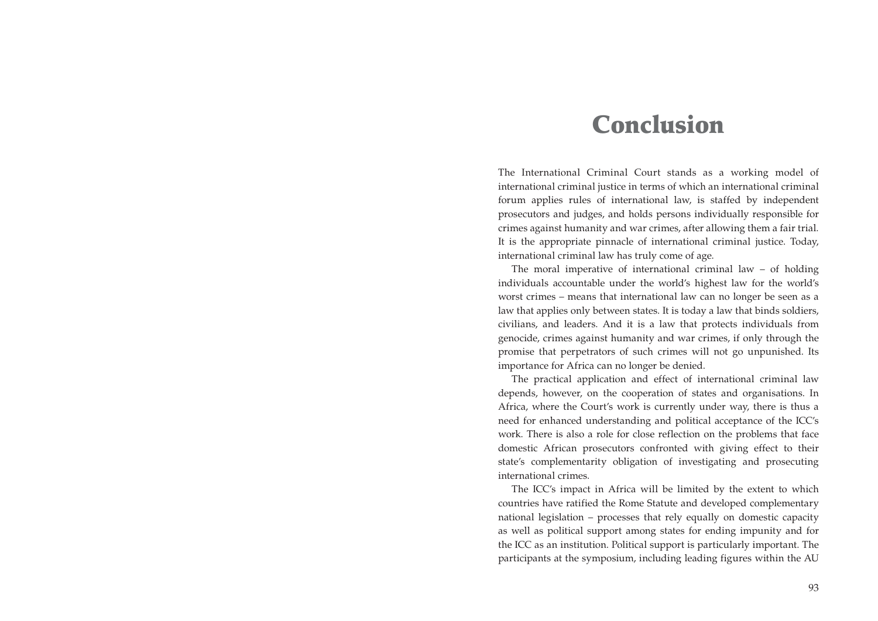# Conclusion

The International Criminal Court stands as a working model of international criminal justice in terms of which an international criminal forum applies rules of international law, is staffed by independent prosecutors and judges, and holds persons individually responsible for crimes against humanity and war crimes, after allowing them a fair trial. It is the appropriate pinnacle of international criminal justice. Today, international criminal law has truly come of age.

The moral imperative of international criminal law – of holding individuals accountable under the world's highest law for the world's worst crimes – means that international law can no longer be seen as a law that applies only between states. It is today a law that binds soldiers, civilians, and leaders. And it is a law that protects individuals from genocide, crimes against humanity and war crimes, if only through the promise that perpetrators of such crimes will not go unpunished. Its importance for Africa can no longer be denied.

The practical application and effect of international criminal law depends, however, on the cooperation of states and organisations. In Africa, where the Court's work is currently under way, there is thus a need for enhanced understanding and political acceptance of the ICC's work. There is also a role for close reflection on the problems that face domestic African prosecutors confronted with giving effect to their state's complementarity obligation of investigating and prosecuting international crimes.

The ICC's impact in Africa will be limited by the extent to which countries have ratified the Rome Statute and developed complementary national legislation – processes that rely equally on domestic capacity as well as political support among states for ending impunity and for the ICC as an institution. Political support is particularly important. The participants at the symposium, including leading figures within the AU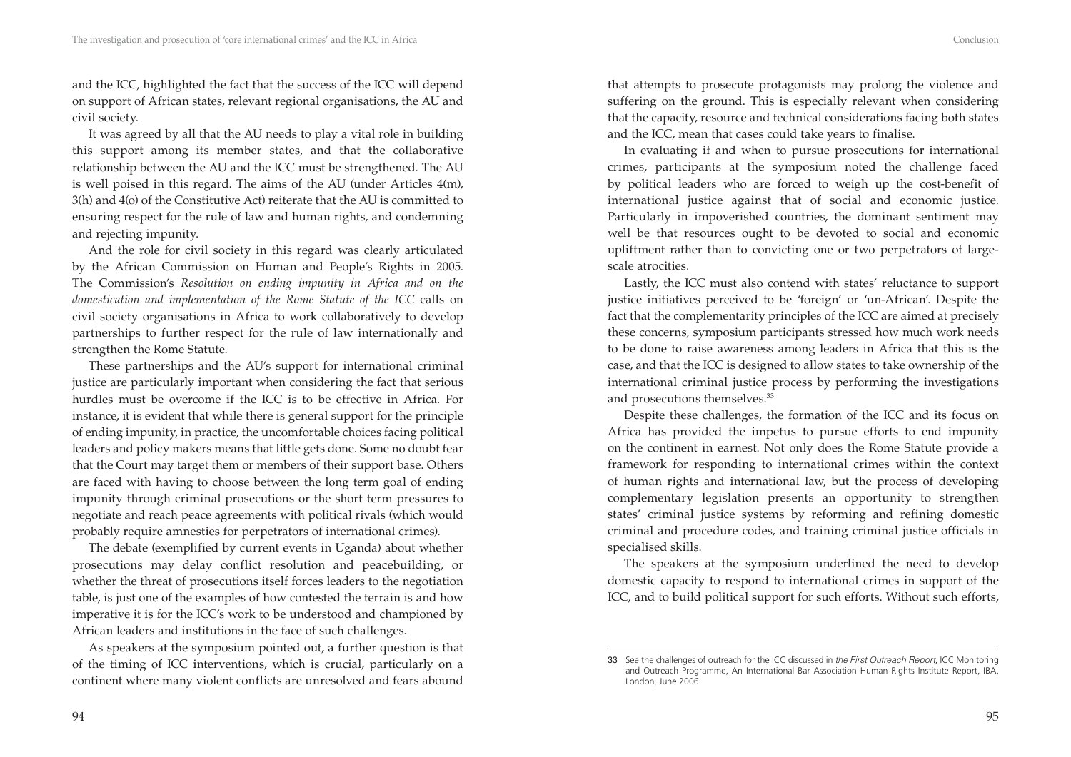and the ICC, highlighted the fact that the success of the ICC will depend on support of African states, relevant regional organisations, the AU and civil society.

It was agreed by all that the AU needs to play a vital role in building this support among its member states, and that the collaborative relationship between the AU and the ICC must be strengthened. The AU is well poised in this regard. The aims of the AU (under Articles 4(m), 3(h) and 4(o) of the Constitutive Act) reiterate that the AU is committed to ensuring respect for the rule of law and human rights, and condemning and rejecting impunity.

And the role for civil society in this regard was clearly articulated by the African Commission on Human and People's Rights in 2005. The Commission's *Resolution on ending impunity in Africa and on the domestication and implementation of the Rome Statute of the ICC* calls on civil society organisations in Africa to work collaboratively to develop partnerships to further respect for the rule of law internationally and strengthen the Rome Statute.

These partnerships and the AU's support for international criminal justice are particularly important when considering the fact that serious hurdles must be overcome if the ICC is to be effective in Africa. For instance, it is evident that while there is general support for the principle of ending impunity, in practice, the uncomfortable choices facing political leaders and policy makers means that little gets done. Some no doubt fear that the Court may target them or members of their support base. Others are faced with having to choose between the long term goal of ending impunity through criminal prosecutions or the short term pressures to negotiate and reach peace agreements with political rivals (which would probably require amnesties for perpetrators of international crimes).

The debate (exemplified by current events in Uganda) about whether prosecutions may delay conflict resolution and peacebuilding, or whether the threat of prosecutions itself forces leaders to the negotiation table, is just one of the examples of how contested the terrain is and how imperative it is for the ICC's work to be understood and championed by African leaders and institutions in the face of such challenges.

As speakers at the symposium pointed out, a further question is that of the timing of ICC interventions, which is crucial, particularly on a continent where many violent conflicts are unresolved and fears abound that attempts to prosecute protagonists may prolong the violence and suffering on the ground. This is especially relevant when considering that the capacity, resource and technical considerations facing both states and the ICC, mean that cases could take years to finalise.

In evaluating if and when to pursue prosecutions for international crimes, participants at the symposium noted the challenge faced by political leaders who are forced to weigh up the cost-benefit of international justice against that of social and economic justice. Particularly in impoverished countries, the dominant sentiment may well be that resources ought to be devoted to social and economic upliftment rather than to convicting one or two perpetrators of large-scale atrocities.

Lastly, the ICC must also contend with states' reluctance to support justice initiatives perceived to be 'foreign' or 'un-African'. Despite the fact that the complementarity principles of the ICC are aimed at precisely these concerns, symposium participants stressed how much work needs to be done to raise awareness among leaders in Africa that this is the case, and that the ICC is designed to allow states to take ownership of the international criminal justice process by performing the investigations and prosecutions themselves.[33]

Despite these challenges, the formation of the ICC and its focus on Africa has provided the impetus to pursue efforts to end impunity on the continent in earnest. Not only does the Rome Statute provide a framework for responding to international crimes within the context of human rights and international law, but the process of developing complementary legislation presents an opportunity to strengthen states' criminal justice systems by reforming and refining domestic criminal and procedure codes, and training criminal justice officials in specialised skills.

The speakers at the symposium underlined the need to develop domestic capacity to respond to international crimes in support of the ICC, and to build political support for such efforts. Without such efforts,

---

33 See the challenges of outreach for the ICC discussed in *the First Outreach Report*, ICC Monitoring and Outreach Programme, An International Bar Association Human Rights Institute Report, IBA, London, June 2006.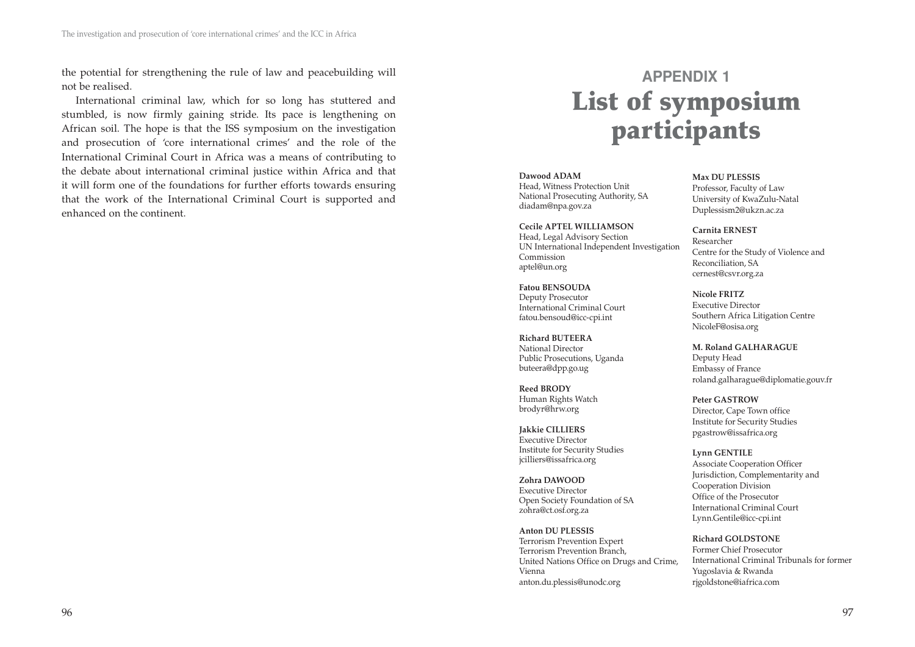the potential for strengthening the rule of law and peacebuilding will not be realised.

International criminal law, which for so long has stuttered and stumbled, is now firmly gaining stride. Its pace is lengthening on African soil. The hope is that the ISS symposium on the investigation and prosecution of 'core international crimes' and the role of the International Criminal Court in Africa was a means of contributing to the debate about international criminal justice within Africa and that it will form one of the foundations for further efforts towards ensuring that the work of the International Criminal Court is supported and enhanced on the continent.

# APPENDIX 1
# List of symposium participants

**Dawood ADAM**
Head, Witness Protection Unit
National Prosecuting Authority, SA
diadam@npa.gov.za

**Cecile APTEL WILLIAMSON**
Head, Legal Advisory Section
UN International Independent Investigation Commission
aptel@un.org

**Fatou BENSOUDA**
Deputy Prosecutor
International Criminal Court
fatou.bensoud@icc-cpi.int

**Richard BUTEERA**
National Director
Public Prosecutions, Uganda
buteera@dpp.go.ug

**Reed BRODY**
Human Rights Watch
brodyr@hrw.org

**Jakkie CILLIERS**
Executive Director
Institute for Security Studies
jcilliers@issafrica.org

**Zohra DAWOOD**
Executive Director
Open Society Foundation of SA
zohra@ct.osf.org.za

**Anton DU PLESSIS**
Terrorism Prevention Expert
Terrorism Prevention Branch,
United Nations Office on Drugs and Crime, Vienna
anton.du.plessis@unodc.org

**Max DU PLESSIS**
Professor, Faculty of Law
University of KwaZulu-Natal
Duplessism2@ukzn.ac.za

**Carnita ERNEST**
Researcher
Centre for the Study of Violence and Reconciliation, SA
cernest@csvr.org.za

**Nicole FRITZ**
Executive Director
Southern Africa Litigation Centre
NicoleF@osisa.org

**M. Roland GALHARAGUE**
Deputy Head
Embassy of France
roland.galharague@diplomatie.gouv.fr

**Peter GASTROW**
Director, Cape Town office
Institute for Security Studies
pgastrow@issafrica.org

**Lynn GENTILE**
Associate Cooperation Officer
Jurisdiction, Complementarity and Cooperation Division
Office of the Prosecutor
International Criminal Court
Lynn.Gentile@icc-cpi.int

**Richard GOLDSTONE**
Former Chief Prosecutor
International Criminal Tribunals for former Yugoslavia & Rwanda
rjgoldstone@iafrica.com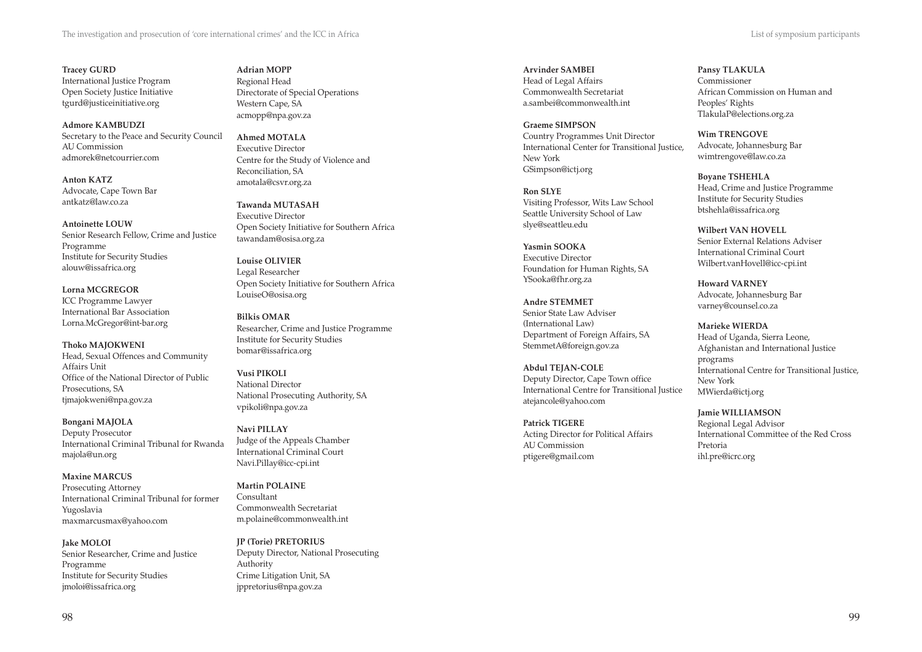**Tracey GURD**
International Justice Program
Open Society Justice Initiative
tgurd@justiceinitiative.org

**Admore KAMBUDZI**
Secretary to the Peace and Security Council
AU Commission
admorek@netcourrier.com

**Anton KATZ**
Advocate, Cape Town Bar
antkatz@law.co.za

**Antoinette LOUW**
Senior Research Fellow, Crime and Justice Programme
Institute for Security Studies
alouw@issafrica.org

**Lorna MCGREGOR**
ICC Programme Lawyer
International Bar Association
Lorna.McGregor@int-bar.org

**Thoko MAJOKWENI**
Head, Sexual Offences and Community Affairs Unit
Office of the National Director of Public Prosecutions, SA
tjmajokweni@npa.gov.za

**Bongani MAJOLA**
Deputy Prosecutor
International Criminal Tribunal for Rwanda
majola@un.org

**Maxine MARCUS**
Prosecuting Attorney
International Criminal Tribunal for former Yugoslavia
maxmarcusmax@yahoo.com

**Jake MOLOI**
Senior Researcher, Crime and Justice Programme
Institute for Security Studies
jmoloi@issafrica.org

**Adrian MOPP**
Regional Head
Directorate of Special Operations
Western Cape, SA
acmopp@npa.gov.za

**Ahmed MOTALA**
Executive Director
Centre for the Study of Violence and Reconciliation, SA
amotala@csvr.org.za

**Tawanda MUTASAH**
Executive Director
Open Society Initiative for Southern Africa
tawandam@osisa.org.za

**Louise OLIVIER**
Legal Researcher
Open Society Initiative for Southern Africa
LouiseO@osisa.org

**Bilkis OMAR**
Researcher, Crime and Justice Programme
Institute for Security Studies
bomar@issafrica.org

**Vusi PIKOLI**
National Director
National Prosecuting Authority, SA
vpikoli@npa.gov.za

**Navi PILLAY**
Judge of the Appeals Chamber
International Criminal Court
Navi.Pillay@icc-cpi.int

**Martin POLAINE**
Consultant
Commonwealth Secretariat
m.polaine@commonwealth.int

**JP (Torie) PRETORIUS**
Deputy Director, National Prosecuting Authority
Crime Litigation Unit, SA
jppretorius@npa.gov.za

**Arvinder SAMBEI**
Head of Legal Affairs
Commonwealth Secretariat
a.sambei@commonwealth.int

**Graeme SIMPSON**
Country Programmes Unit Director
International Center for Transitional Justice, New York
GSimpson@ictj.org

**Ron SLYE**
Visiting Professor, Wits Law School
Seattle University School of Law
slye@seattleu.edu

**Yasmin SOOKA**
Executive Director
Foundation for Human Rights, SA
YSooka@fhr.org.za

**Andre STEMMET**
Senior State Law Adviser (International Law)
Department of Foreign Affairs, SA
StemmetA@foreign.gov.za

**Abdul TEJAN-COLE**
Deputy Director, Cape Town office
International Centre for Transitional Justice
atejancole@yahoo.com

**Patrick TIGERE**
Acting Director for Political Affairs
AU Commission
ptigere@gmail.com

**Pansy TLAKULA**
Commissioner
African Commission on Human and Peoples' Rights
TlakulaP@elections.org.za

**Wim TRENGOVE**
Advocate, Johannesburg Bar
wimtrengove@law.co.za

**Boyane TSHEHLA**
Head, Crime and Justice Programme
Institute for Security Studies
btshehla@issafrica.org

**Wilbert VAN HOVELL**
Senior External Relations Adviser
International Criminal Court
Wilbert.vanHovell@icc-cpi.int

**Howard VARNEY**
Advocate, Johannesburg Bar
varney@counsel.co.za

**Marieke WIERDA**
Head of Uganda, Sierra Leone, Afghanistan and International Justice programs
International Centre for Transitional Justice, New York
MWierda@ictj.org

**Jamie WILLIAMSON**
Regional Legal Advisor
International Committee of the Red Cross
Pretoria
ihl.pre@icrc.org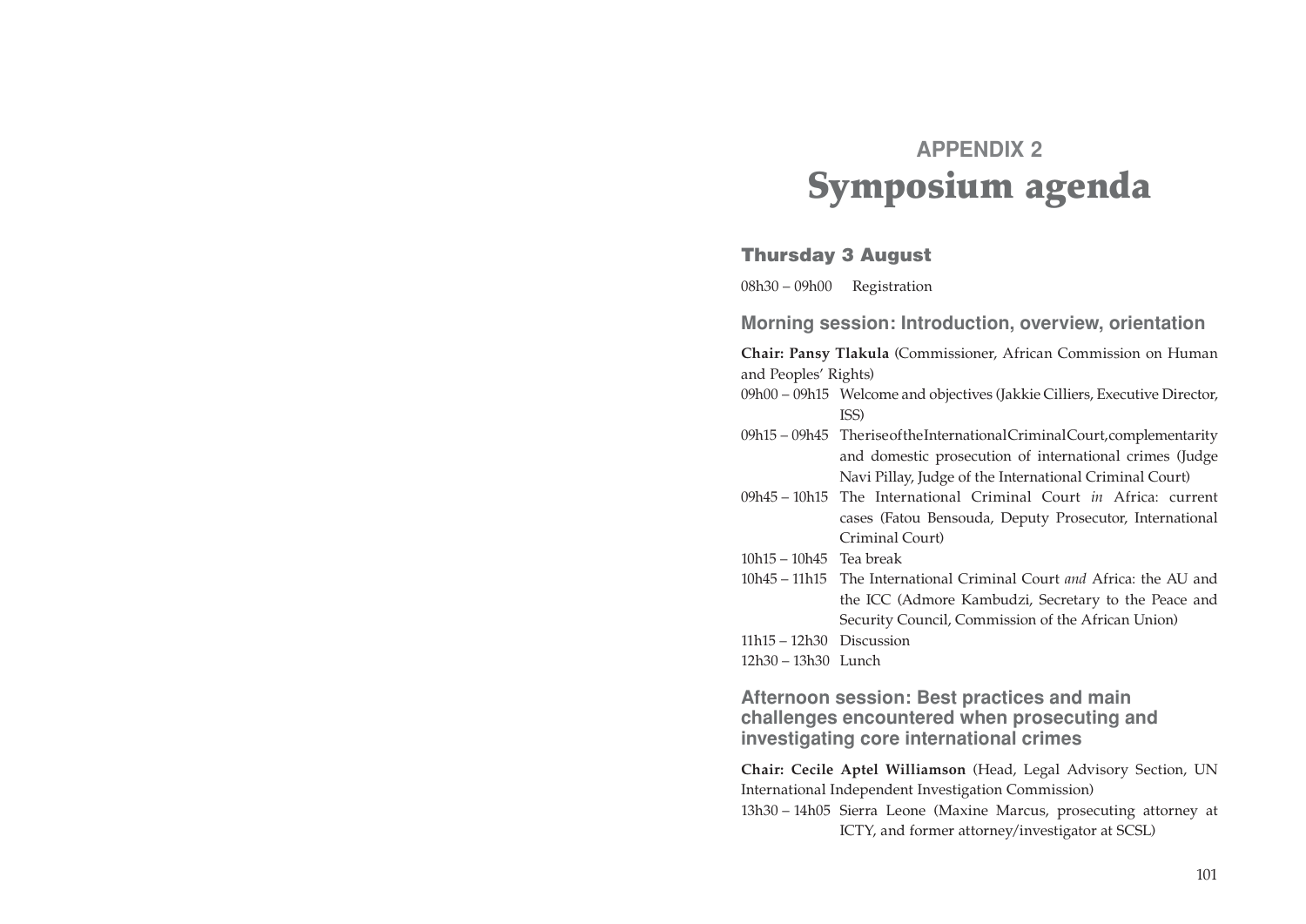# APPENDIX 2

# Symposium agenda

## Thursday 3 August

08h30 – 09h00 Registration

### Morning session: Introduction, overview, orientation

**Chair: Pansy Tlakula** (Commissioner, African Commission on Human and Peoples' Rights)

09h00 – 09h15 Welcome and objectives (Jakkie Cilliers, Executive Director, ISS)

09h15 – 09h45 The rise of the International Criminal Court, complementarity and domestic prosecution of international crimes (Judge Navi Pillay, Judge of the International Criminal Court)

09h45 – 10h15 The International Criminal Court *in* Africa: current cases (Fatou Bensouda, Deputy Prosecutor, International Criminal Court)

10h15 – 10h45 Tea break

10h45 – 11h15 The International Criminal Court *and* Africa: the AU and the ICC (Admore Kambudzi, Secretary to the Peace and Security Council, Commission of the African Union)

11h15 – 12h30 Discussion

12h30 – 13h30 Lunch

### Afternoon session: Best practices and main challenges encountered when prosecuting and investigating core international crimes

**Chair: Cecile Aptel Williamson** (Head, Legal Advisory Section, UN International Independent Investigation Commission)

13h30 – 14h05 Sierra Leone (Maxine Marcus, prosecuting attorney at ICTY, and former attorney/investigator at SCSL)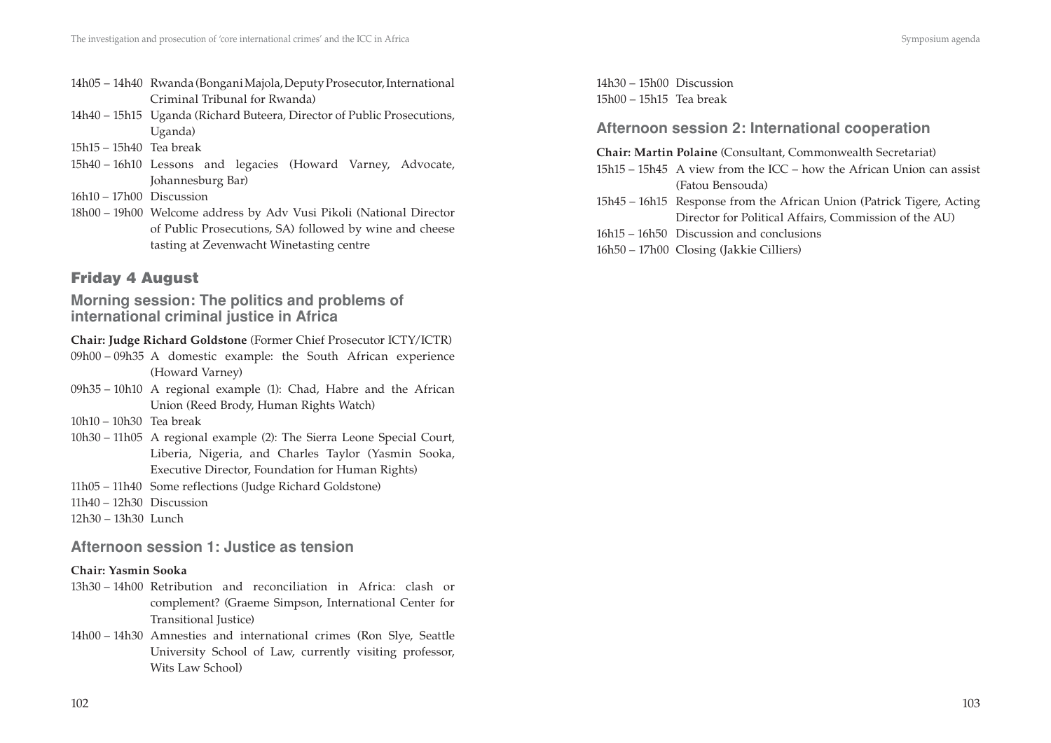14h05 – 14h40 Rwanda (Bongani Majola, Deputy Prosecutor, International Criminal Tribunal for Rwanda)

14h40 – 15h15 Uganda (Richard Buteera, Director of Public Prosecutions, Uganda)

15h15 – 15h40 Tea break

15h40 – 16h10 Lessons and legacies (Howard Varney, Advocate, Johannesburg Bar)

16h10 – 17h00 Discussion

18h00 – 19h00 Welcome address by Adv Vusi Pikoli (National Director of Public Prosecutions, SA) followed by wine and cheese tasting at Zevenwacht Winetasting centre

## Friday 4 August

### Morning session: The politics and problems of international criminal justice in Africa

**Chair: Judge Richard Goldstone** (Former Chief Prosecutor ICTY/ICTR)

09h00 – 09h35 A domestic example: the South African experience (Howard Varney)

09h35 – 10h10 A regional example (1): Chad, Habre and the African Union (Reed Brody, Human Rights Watch)

10h10 – 10h30 Tea break

10h30 – 11h05 A regional example (2): The Sierra Leone Special Court, Liberia, Nigeria, and Charles Taylor (Yasmin Sooka, Executive Director, Foundation for Human Rights)

11h05 – 11h40 Some reflections (Judge Richard Goldstone)

11h40 – 12h30 Discussion

12h30 – 13h30 Lunch

### Afternoon session 1: Justice as tension

**Chair: Yasmin Sooka**

13h30 – 14h00 Retribution and reconciliation in Africa: clash or complement? (Graeme Simpson, International Center for Transitional Justice)

14h00 – 14h30 Amnesties and international crimes (Ron Slye, Seattle University School of Law, currently visiting professor, Wits Law School)

14h30 – 15h00 Discussion

15h00 – 15h15 Tea break

### Afternoon session 2: International cooperation

**Chair: Martin Polaine** (Consultant, Commonwealth Secretariat)

15h15 – 15h45 A view from the ICC – how the African Union can assist (Fatou Bensouda)

15h45 – 16h15 Response from the African Union (Patrick Tigere, Acting Director for Political Affairs, Commission of the AU)

16h15 – 16h50 Discussion and conclusions

16h50 – 17h00 Closing (Jakkie Cilliers)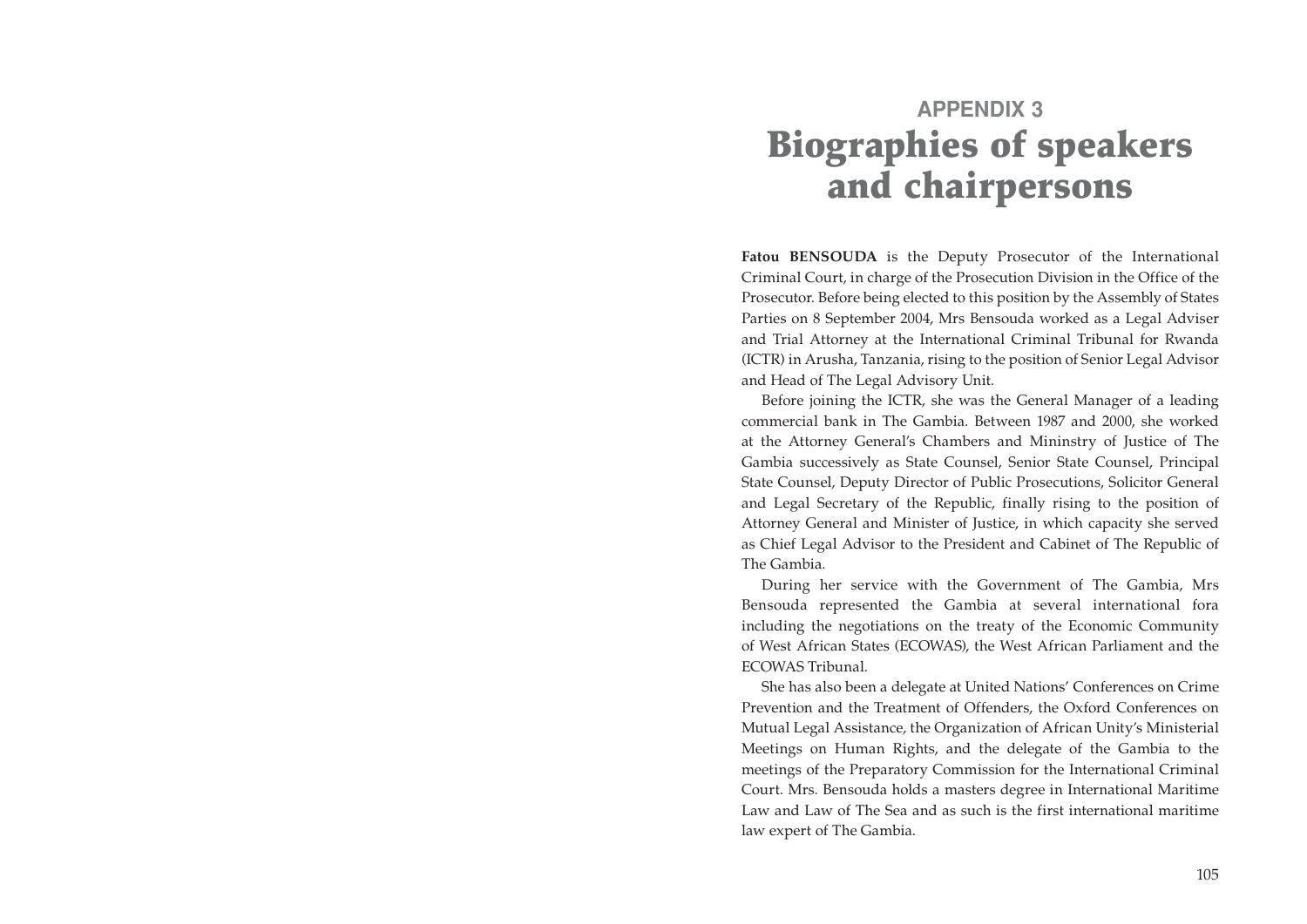## APPENDIX 3

# Biographies of speakers and chairpersons

**Fatou BENSOUDA** is the Deputy Prosecutor of the International Criminal Court, in charge of the Prosecution Division in the Office of the Prosecutor. Before being elected to this position by the Assembly of States Parties on 8 September 2004, Mrs Bensouda worked as a Legal Adviser and Trial Attorney at the International Criminal Tribunal for Rwanda (ICTR) in Arusha, Tanzania, rising to the position of Senior Legal Advisor and Head of The Legal Advisory Unit.

Before joining the ICTR, she was the General Manager of a leading commercial bank in The Gambia. Between 1987 and 2000, she worked at the Attorney General's Chambers and Mininstry of Justice of The Gambia successively as State Counsel, Senior State Counsel, Principal State Counsel, Deputy Director of Public Prosecutions, Solicitor General and Legal Secretary of the Republic, finally rising to the position of Attorney General and Minister of Justice, in which capacity she served as Chief Legal Advisor to the President and Cabinet of The Republic of The Gambia.

During her service with the Government of The Gambia, Mrs Bensouda represented the Gambia at several international fora including the negotiations on the treaty of the Economic Community of West African States (ECOWAS), the West African Parliament and the ECOWAS Tribunal.

She has also been a delegate at United Nations' Conferences on Crime Prevention and the Treatment of Offenders, the Oxford Conferences on Mutual Legal Assistance, the Organization of African Unity's Ministerial Meetings on Human Rights, and the delegate of the Gambia to the meetings of the Preparatory Commission for the International Criminal Court. Mrs. Bensouda holds a masters degree in International Maritime Law and Law of The Sea and as such is the first international maritime law expert of The Gambia.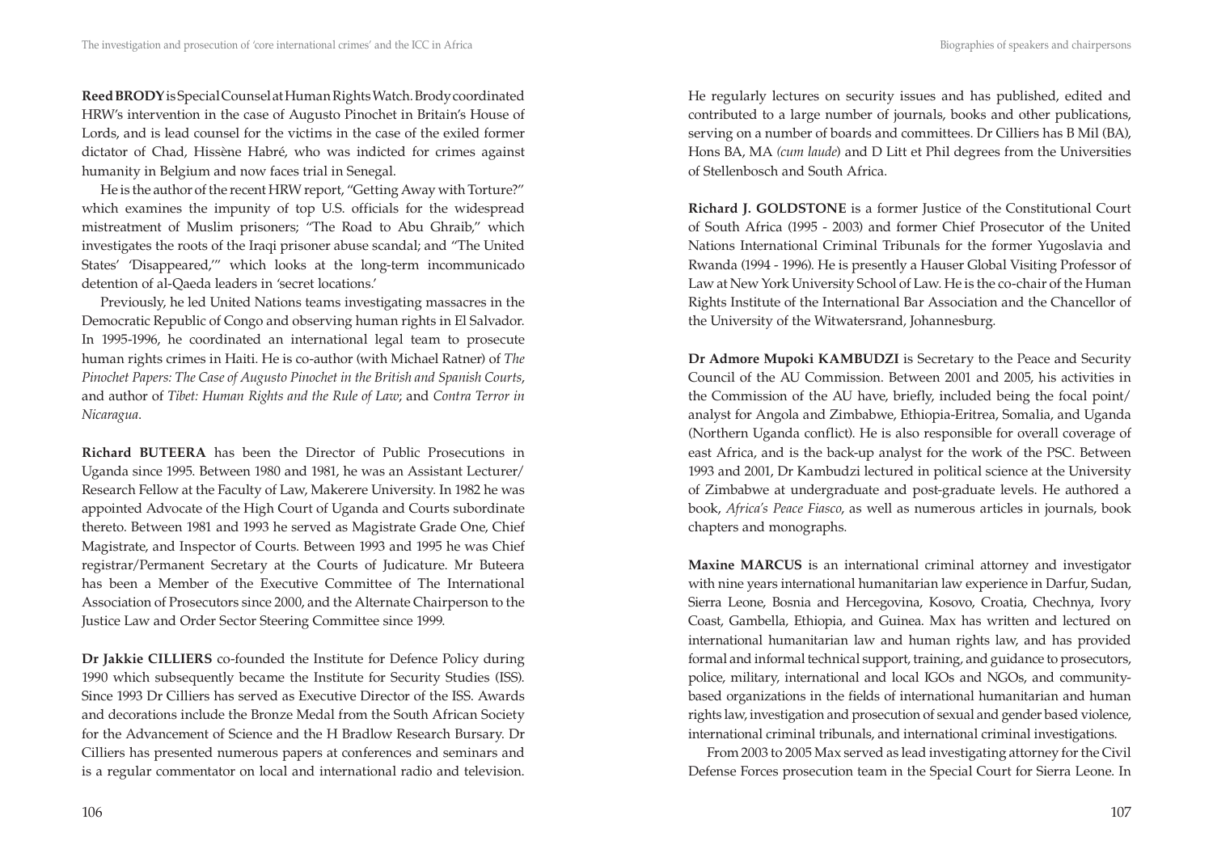**Reed BRODY** is Special Counsel at Human Rights Watch. Brody coordinated HRW's intervention in the case of Augusto Pinochet in Britain's House of Lords, and is lead counsel for the victims in the case of the exiled former dictator of Chad, Hissène Habré, who was indicted for crimes against humanity in Belgium and now faces trial in Senegal.

He is the author of the recent HRW report, "Getting Away with Torture?" which examines the impunity of top U.S. officials for the widespread mistreatment of Muslim prisoners; "The Road to Abu Ghraib," which investigates the roots of the Iraqi prisoner abuse scandal; and "The United States' 'Disappeared,'" which looks at the long-term incommunicado detention of al-Qaeda leaders in 'secret locations.'

Previously, he led United Nations teams investigating massacres in the Democratic Republic of Congo and observing human rights in El Salvador. In 1995-1996, he coordinated an international legal team to prosecute human rights crimes in Haiti. He is co-author (with Michael Ratner) of *The Pinochet Papers: The Case of Augusto Pinochet in the British and Spanish Courts*, and author of *Tibet: Human Rights and the Rule of Law*; and *Contra Terror in Nicaragua*.

**Richard BUTEERA** has been the Director of Public Prosecutions in Uganda since 1995. Between 1980 and 1981, he was an Assistant Lecturer/ Research Fellow at the Faculty of Law, Makerere University. In 1982 he was appointed Advocate of the High Court of Uganda and Courts subordinate thereto. Between 1981 and 1993 he served as Magistrate Grade One, Chief Magistrate, and Inspector of Courts. Between 1993 and 1995 he was Chief registrar/Permanent Secretary at the Courts of Judicature. Mr Buteera has been a Member of the Executive Committee of The International Association of Prosecutors since 2000, and the Alternate Chairperson to the Justice Law and Order Sector Steering Committee since 1999.

**Dr Jakkie CILLIERS** co-founded the Institute for Defence Policy during 1990 which subsequently became the Institute for Security Studies (ISS). Since 1993 Dr Cilliers has served as Executive Director of the ISS. Awards and decorations include the Bronze Medal from the South African Society for the Advancement of Science and the H Bradlow Research Bursary. Dr Cilliers has presented numerous papers at conferences and seminars and is a regular commentator on local and international radio and television. He regularly lectures on security issues and has published, edited and contributed to a large number of journals, books and other publications, serving on a number of boards and committees. Dr Cilliers has B Mil (BA), Hons BA, MA *(cum laude)* and D Litt et Phil degrees from the Universities of Stellenbosch and South Africa.

**Richard J. GOLDSTONE** is a former Justice of the Constitutional Court of South Africa (1995 - 2003) and former Chief Prosecutor of the United Nations International Criminal Tribunals for the former Yugoslavia and Rwanda (1994 - 1996). He is presently a Hauser Global Visiting Professor of Law at New York University School of Law. He is the co-chair of the Human Rights Institute of the International Bar Association and the Chancellor of the University of the Witwatersrand, Johannesburg.

**Dr Admore Mupoki KAMBUDZI** is Secretary to the Peace and Security Council of the AU Commission. Between 2001 and 2005, his activities in the Commission of the AU have, briefly, included being the focal point/ analyst for Angola and Zimbabwe, Ethiopia-Eritrea, Somalia, and Uganda (Northern Uganda conflict). He is also responsible for overall coverage of east Africa, and is the back-up analyst for the work of the PSC. Between 1993 and 2001, Dr Kambudzi lectured in political science at the University of Zimbabwe at undergraduate and post-graduate levels. He authored a book, *Africa's Peace Fiasco*, as well as numerous articles in journals, book chapters and monographs.

**Maxine MARCUS** is an international criminal attorney and investigator with nine years international humanitarian law experience in Darfur, Sudan, Sierra Leone, Bosnia and Hercegovina, Kosovo, Croatia, Chechnya, Ivory Coast, Gambella, Ethiopia, and Guinea. Max has written and lectured on international humanitarian law and human rights law, and has provided formal and informal technical support, training, and guidance to prosecutors, police, military, international and local IGOs and NGOs, and community-based organizations in the fields of international humanitarian and human rights law, investigation and prosecution of sexual and gender based violence, international criminal tribunals, and international criminal investigations.

From 2003 to 2005 Max served as lead investigating attorney for the Civil Defense Forces prosecution team in the Special Court for Sierra Leone. In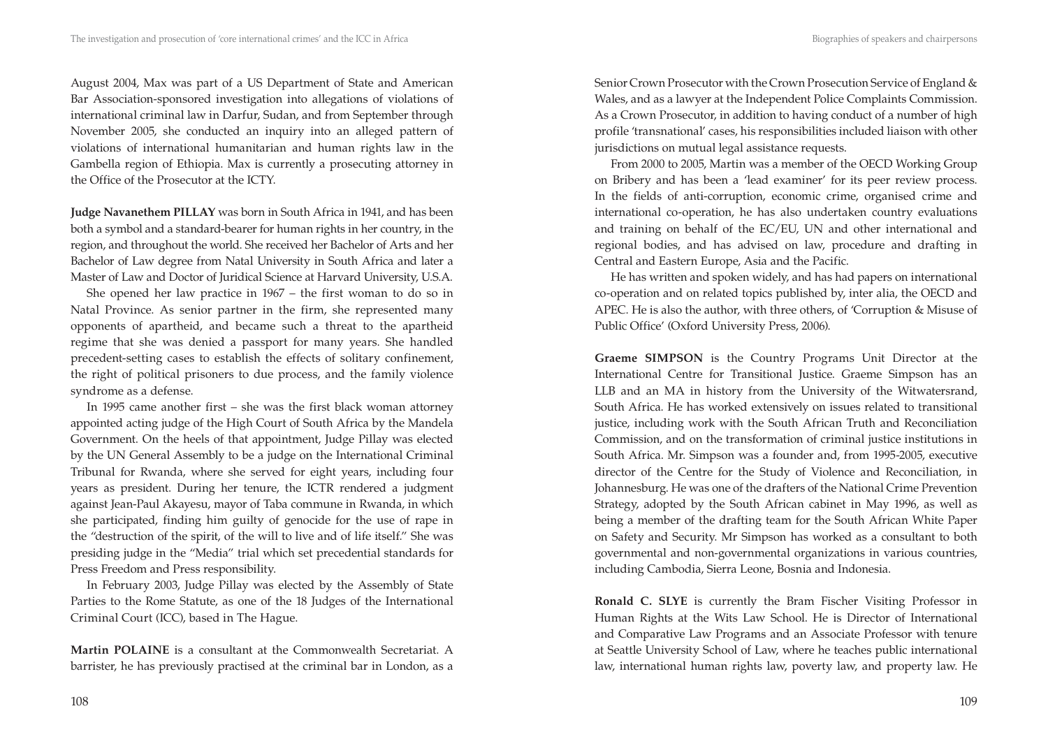August 2004, Max was part of a US Department of State and American Bar Association-sponsored investigation into allegations of violations of international criminal law in Darfur, Sudan, and from September through November 2005, she conducted an inquiry into an alleged pattern of violations of international humanitarian and human rights law in the Gambella region of Ethiopia. Max is currently a prosecuting attorney in the Office of the Prosecutor at the ICTY.

**Judge Navanethem PILLAY** was born in South Africa in 1941, and has been both a symbol and a standard-bearer for human rights in her country, in the region, and throughout the world. She received her Bachelor of Arts and her Bachelor of Law degree from Natal University in South Africa and later a Master of Law and Doctor of Juridical Science at Harvard University, U.S.A.

She opened her law practice in 1967 – the first woman to do so in Natal Province. As senior partner in the firm, she represented many opponents of apartheid, and became such a threat to the apartheid regime that she was denied a passport for many years. She handled precedent-setting cases to establish the effects of solitary confinement, the right of political prisoners to due process, and the family violence syndrome as a defense.

In 1995 came another first – she was the first black woman attorney appointed acting judge of the High Court of South Africa by the Mandela Government. On the heels of that appointment, Judge Pillay was elected by the UN General Assembly to be a judge on the International Criminal Tribunal for Rwanda, where she served for eight years, including four years as president. During her tenure, the ICTR rendered a judgment against Jean-Paul Akayesu, mayor of Taba commune in Rwanda, in which she participated, finding him guilty of genocide for the use of rape in the "destruction of the spirit, of the will to live and of life itself." She was presiding judge in the "Media" trial which set precedential standards for Press Freedom and Press responsibility.

In February 2003, Judge Pillay was elected by the Assembly of State Parties to the Rome Statute, as one of the 18 Judges of the International Criminal Court (ICC), based in The Hague.

**Martin POLAINE** is a consultant at the Commonwealth Secretariat. A barrister, he has previously practised at the criminal bar in London, as a Senior Crown Prosecutor with the Crown Prosecution Service of England & Wales, and as a lawyer at the Independent Police Complaints Commission. As a Crown Prosecutor, in addition to having conduct of a number of high profile 'transnational' cases, his responsibilities included liaison with other jurisdictions on mutual legal assistance requests.

From 2000 to 2005, Martin was a member of the OECD Working Group on Bribery and has been a 'lead examiner' for its peer review process. In the fields of anti-corruption, economic crime, organised crime and international co-operation, he has also undertaken country evaluations and training on behalf of the EC/EU, UN and other international and regional bodies, and has advised on law, procedure and drafting in Central and Eastern Europe, Asia and the Pacific.

He has written and spoken widely, and has had papers on international co-operation and on related topics published by, inter alia, the OECD and APEC. He is also the author, with three others, of 'Corruption & Misuse of Public Office' (Oxford University Press, 2006).

**Graeme SIMPSON** is the Country Programs Unit Director at the International Centre for Transitional Justice. Graeme Simpson has an LLB and an MA in history from the University of the Witwatersrand, South Africa. He has worked extensively on issues related to transitional justice, including work with the South African Truth and Reconciliation Commission, and on the transformation of criminal justice institutions in South Africa. Mr. Simpson was a founder and, from 1995-2005, executive director of the Centre for the Study of Violence and Reconciliation, in Johannesburg. He was one of the drafters of the National Crime Prevention Strategy, adopted by the South African cabinet in May 1996, as well as being a member of the drafting team for the South African White Paper on Safety and Security. Mr Simpson has worked as a consultant to both governmental and non-governmental organizations in various countries, including Cambodia, Sierra Leone, Bosnia and Indonesia.

**Ronald C. SLYE** is currently the Bram Fischer Visiting Professor in Human Rights at the Wits Law School. He is Director of International and Comparative Law Programs and an Associate Professor with tenure at Seattle University School of Law, where he teaches public international law, international human rights law, poverty law, and property law. He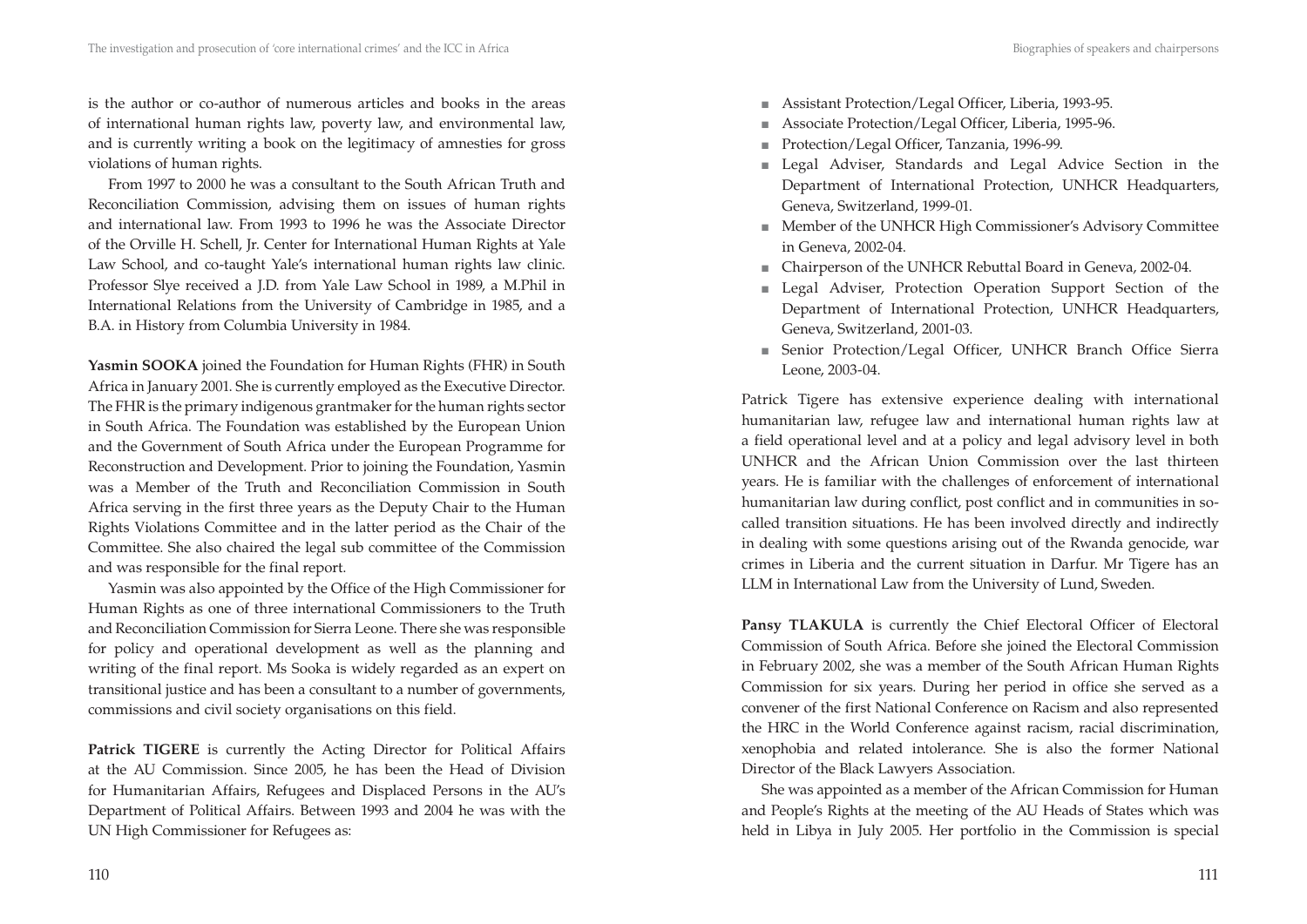is the author or co-author of numerous articles and books in the areas of international human rights law, poverty law, and environmental law, and is currently writing a book on the legitimacy of amnesties for gross violations of human rights.

From 1997 to 2000 he was a consultant to the South African Truth and Reconciliation Commission, advising them on issues of human rights and international law. From 1993 to 1996 he was the Associate Director of the Orville H. Schell, Jr. Center for International Human Rights at Yale Law School, and co-taught Yale's international human rights law clinic. Professor Slye received a J.D. from Yale Law School in 1989, a M.Phil in International Relations from the University of Cambridge in 1985, and a B.A. in History from Columbia University in 1984.

**Yasmin SOOKA** joined the Foundation for Human Rights (FHR) in South Africa in January 2001. She is currently employed as the Executive Director. The FHR is the primary indigenous grantmaker for the human rights sector in South Africa. The Foundation was established by the European Union and the Government of South Africa under the European Programme for Reconstruction and Development. Prior to joining the Foundation, Yasmin was a Member of the Truth and Reconciliation Commission in South Africa serving in the first three years as the Deputy Chair to the Human Rights Violations Committee and in the latter period as the Chair of the Committee. She also chaired the legal sub committee of the Commission and was responsible for the final report.

Yasmin was also appointed by the Office of the High Commissioner for Human Rights as one of three international Commissioners to the Truth and Reconciliation Commission for Sierra Leone. There she was responsible for policy and operational development as well as the planning and writing of the final report. Ms Sooka is widely regarded as an expert on transitional justice and has been a consultant to a number of governments, commissions and civil society organisations on this field.

**Patrick TIGERE** is currently the Acting Director for Political Affairs at the AU Commission. Since 2005, he has been the Head of Division for Humanitarian Affairs, Refugees and Displaced Persons in the AU's Department of Political Affairs. Between 1993 and 2004 he was with the UN High Commissioner for Refugees as:

- Assistant Protection/Legal Officer, Liberia, 1993-95.
- Associate Protection/Legal Officer, Liberia, 1995-96.
- Protection/Legal Officer, Tanzania, 1996-99.
- Legal Adviser, Standards and Legal Advice Section in the Department of International Protection, UNHCR Headquarters, Geneva, Switzerland, 1999-01.
- Member of the UNHCR High Commissioner's Advisory Committee in Geneva, 2002-04.
- Chairperson of the UNHCR Rebuttal Board in Geneva, 2002-04.
- Legal Adviser, Protection Operation Support Section of the Department of International Protection, UNHCR Headquarters, Geneva, Switzerland, 2001-03.
- Senior Protection/Legal Officer, UNHCR Branch Office Sierra Leone, 2003-04.

Patrick Tigere has extensive experience dealing with international humanitarian law, refugee law and international human rights law at a field operational level and at a policy and legal advisory level in both UNHCR and the African Union Commission over the last thirteen years. He is familiar with the challenges of enforcement of international humanitarian law during conflict, post conflict and in communities in so-called transition situations. He has been involved directly and indirectly in dealing with some questions arising out of the Rwanda genocide, war crimes in Liberia and the current situation in Darfur. Mr Tigere has an LLM in International Law from the University of Lund, Sweden.

**Pansy TLAKULA** is currently the Chief Electoral Officer of Electoral Commission of South Africa. Before she joined the Electoral Commission in February 2002, she was a member of the South African Human Rights Commission for six years. During her period in office she served as a convener of the first National Conference on Racism and also represented the HRC in the World Conference against racism, racial discrimination, xenophobia and related intolerance. She is also the former National Director of the Black Lawyers Association.

She was appointed as a member of the African Commission for Human and People's Rights at the meeting of the AU Heads of States which was held in Libya in July 2005. Her portfolio in the Commission is special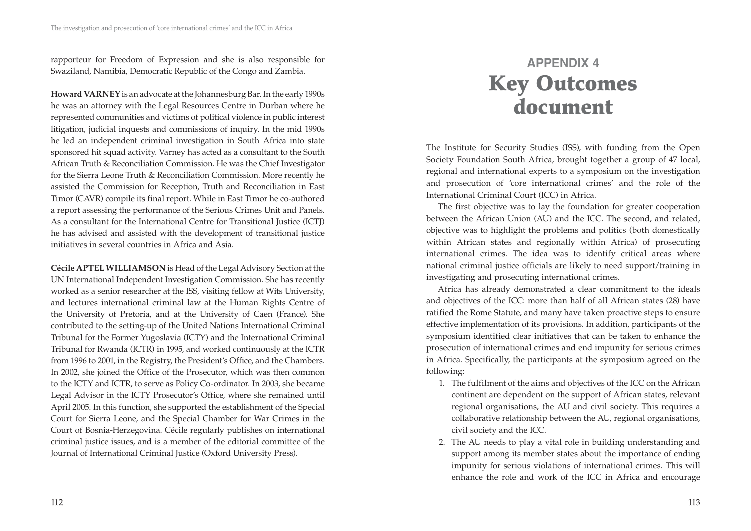rapporteur for Freedom of Expression and she is also responsible for Swaziland, Namibia, Democratic Republic of the Congo and Zambia.

**Howard VARNEY** is an advocate at the Johannesburg Bar. In the early 1990s he was an attorney with the Legal Resources Centre in Durban where he represented communities and victims of political violence in public interest litigation, judicial inquests and commissions of inquiry. In the mid 1990s he led an independent criminal investigation in South Africa into state sponsored hit squad activity. Varney has acted as a consultant to the South African Truth & Reconciliation Commission. He was the Chief Investigator for the Sierra Leone Truth & Reconciliation Commission. More recently he assisted the Commission for Reception, Truth and Reconciliation in East Timor (CAVR) compile its final report. While in East Timor he co-authored a report assessing the performance of the Serious Crimes Unit and Panels. As a consultant for the International Centre for Transitional Justice (ICTJ) he has advised and assisted with the development of transitional justice initiatives in several countries in Africa and Asia.

**Cécile APTEL WILLIAMSON** is Head of the Legal Advisory Section at the UN International Independent Investigation Commission. She has recently worked as a senior researcher at the ISS, visiting fellow at Wits University, and lectures international criminal law at the Human Rights Centre of the University of Pretoria, and at the University of Caen (France). She contributed to the setting-up of the United Nations International Criminal Tribunal for the Former Yugoslavia (ICTY) and the International Criminal Tribunal for Rwanda (ICTR) in 1995, and worked continuously at the ICTR from 1996 to 2001, in the Registry, the President's Office, and the Chambers. In 2002, she joined the Office of the Prosecutor, which was then common to the ICTY and ICTR, to serve as Policy Co-ordinator. In 2003, she became Legal Advisor in the ICTY Prosecutor's Office, where she remained until April 2005. In this function, she supported the establishment of the Special Court for Sierra Leone, and the Special Chamber for War Crimes in the Court of Bosnia-Herzegovina. Cécile regularly publishes on international criminal justice issues, and is a member of the editorial committee of the Journal of International Criminal Justice (Oxford University Press).

# APPENDIX 4
# Key Outcomes document

The Institute for Security Studies (ISS), with funding from the Open Society Foundation South Africa, brought together a group of 47 local, regional and international experts to a symposium on the investigation and prosecution of 'core international crimes' and the role of the International Criminal Court (ICC) in Africa.

The first objective was to lay the foundation for greater cooperation between the African Union (AU) and the ICC. The second, and related, objective was to highlight the problems and politics (both domestically within African states and regionally within Africa) of prosecuting international crimes. The idea was to identify critical areas where national criminal justice officials are likely to need support/training in investigating and prosecuting international crimes.

Africa has already demonstrated a clear commitment to the ideals and objectives of the ICC: more than half of all African states (28) have ratified the Rome Statute, and many have taken proactive steps to ensure effective implementation of its provisions. In addition, participants of the symposium identified clear initiatives that can be taken to enhance the prosecution of international crimes and end impunity for serious crimes in Africa. Specifically, the participants at the symposium agreed on the following:

1. The fulfilment of the aims and objectives of the ICC on the African continent are dependent on the support of African states, relevant regional organisations, the AU and civil society. This requires a collaborative relationship between the AU, regional organisations, civil society and the ICC.
2. The AU needs to play a vital role in building understanding and support among its member states about the importance of ending impunity for serious violations of international crimes. This will enhance the role and work of the ICC in Africa and encourage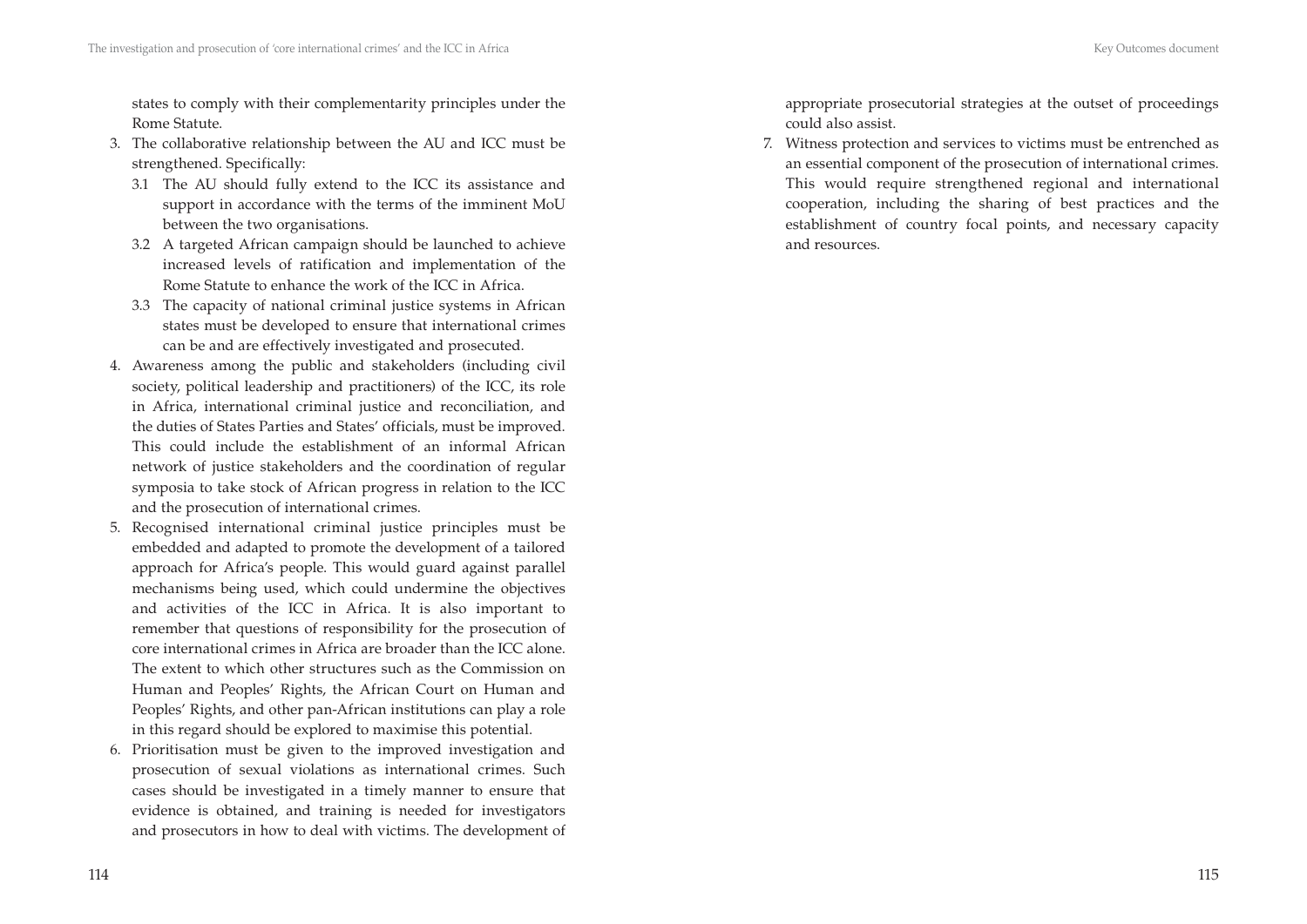states to comply with their complementarity principles under the Rome Statute.

3. The collaborative relationship between the AU and ICC must be strengthened. Specifically:
   3.1 The AU should fully extend to the ICC its assistance and support in accordance with the terms of the imminent MoU between the two organisations.
   3.2 A targeted African campaign should be launched to achieve increased levels of ratification and implementation of the Rome Statute to enhance the work of the ICC in Africa.
   3.3 The capacity of national criminal justice systems in African states must be developed to ensure that international crimes can be and are effectively investigated and prosecuted.
4. Awareness among the public and stakeholders (including civil society, political leadership and practitioners) of the ICC, its role in Africa, international criminal justice and reconciliation, and the duties of States Parties and States' officials, must be improved. This could include the establishment of an informal African network of justice stakeholders and the coordination of regular symposia to take stock of African progress in relation to the ICC and the prosecution of international crimes.
5. Recognised international criminal justice principles must be embedded and adapted to promote the development of a tailored approach for Africa's people. This would guard against parallel mechanisms being used, which could undermine the objectives and activities of the ICC in Africa. It is also important to remember that questions of responsibility for the prosecution of core international crimes in Africa are broader than the ICC alone. The extent to which other structures such as the Commission on Human and Peoples' Rights, the African Court on Human and Peoples' Rights, and other pan-African institutions can play a role in this regard should be explored to maximise this potential.
6. Prioritisation must be given to the improved investigation and prosecution of sexual violations as international crimes. Such cases should be investigated in a timely manner to ensure that evidence is obtained, and training is needed for investigators and prosecutors in how to deal with victims. The development of appropriate prosecutorial strategies at the outset of proceedings could also assist.
7. Witness protection and services to victims must be entrenched as an essential component of the prosecution of international crimes. This would require strengthened regional and international cooperation, including the sharing of best practices and the establishment of country focal points, and necessary capacity and resources.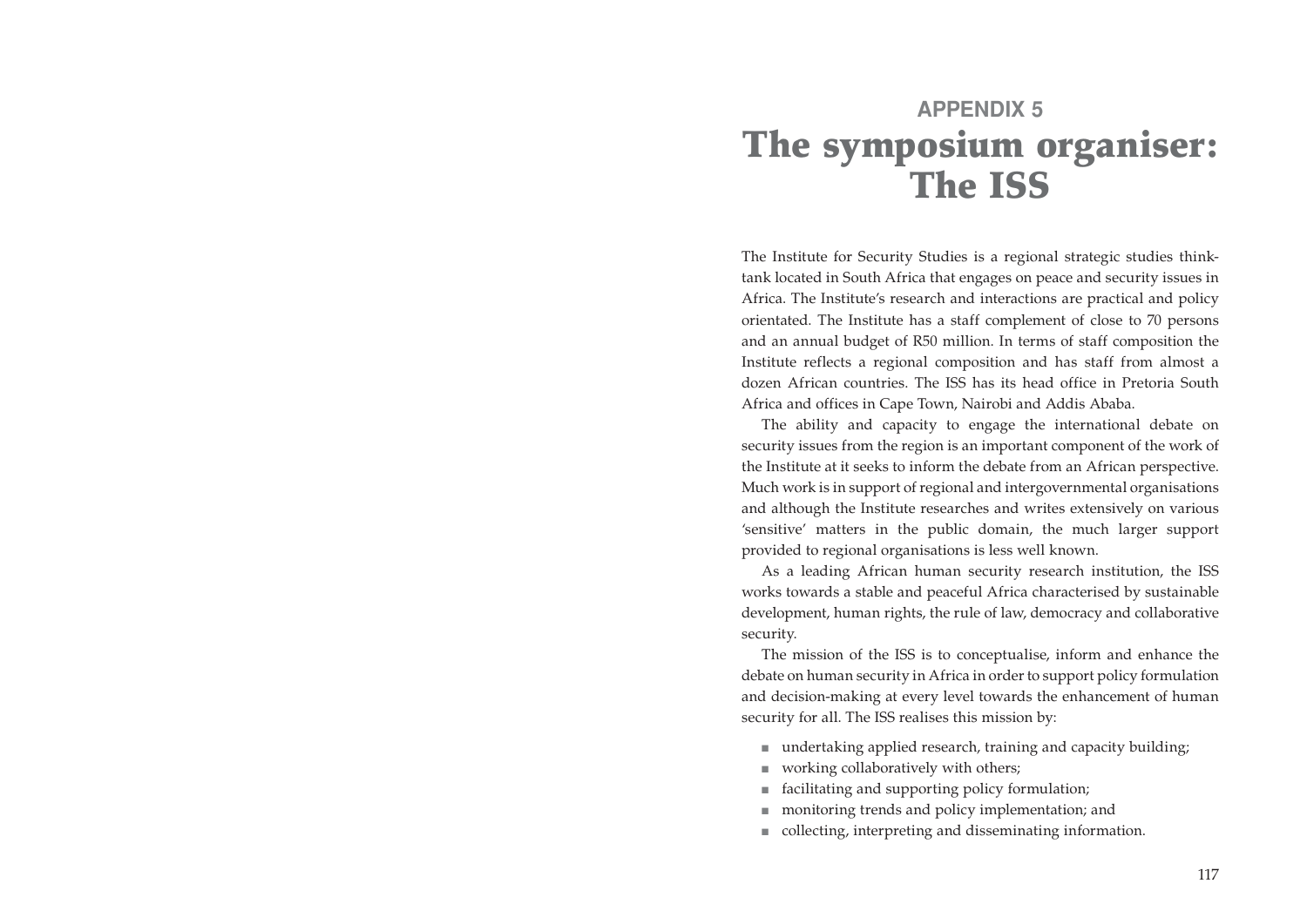# APPENDIX 5
# The symposium organiser: The ISS

The Institute for Security Studies is a regional strategic studies think-tank located in South Africa that engages on peace and security issues in Africa. The Institute's research and interactions are practical and policy orientated. The Institute has a staff complement of close to 70 persons and an annual budget of R50 million. In terms of staff composition the Institute reflects a regional composition and has staff from almost a dozen African countries. The ISS has its head office in Pretoria South Africa and offices in Cape Town, Nairobi and Addis Ababa.

The ability and capacity to engage the international debate on security issues from the region is an important component of the work of the Institute at it seeks to inform the debate from an African perspective. Much work is in support of regional and intergovernmental organisations and although the Institute researches and writes extensively on various 'sensitive' matters in the public domain, the much larger support provided to regional organisations is less well known.

As a leading African human security research institution, the ISS works towards a stable and peaceful Africa characterised by sustainable development, human rights, the rule of law, democracy and collaborative security.

The mission of the ISS is to conceptualise, inform and enhance the debate on human security in Africa in order to support policy formulation and decision-making at every level towards the enhancement of human security for all. The ISS realises this mission by:

- undertaking applied research, training and capacity building;
- working collaboratively with others;
- facilitating and supporting policy formulation;
- monitoring trends and policy implementation; and
- collecting, interpreting and disseminating information.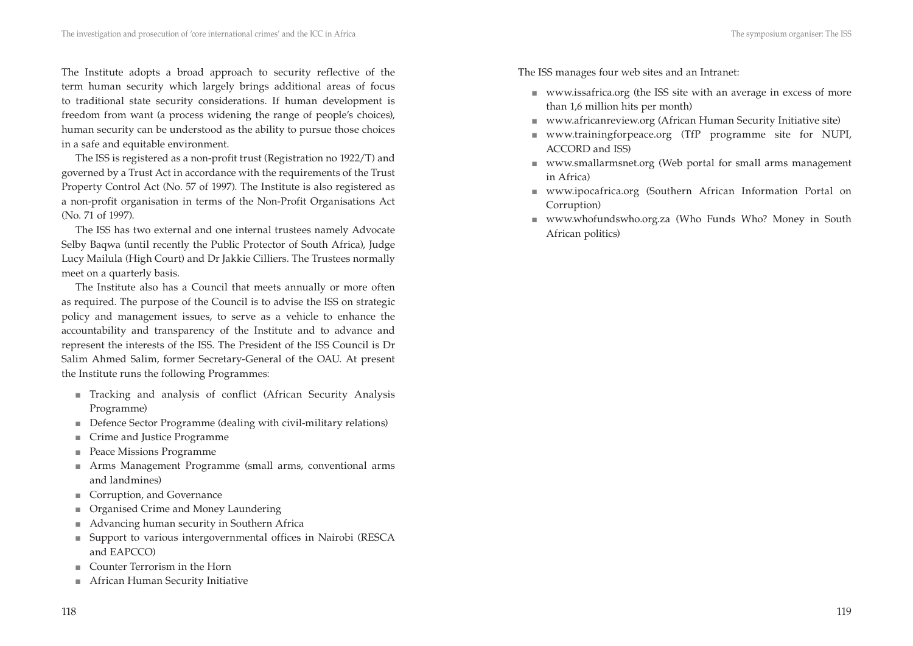The Institute adopts a broad approach to security reflective of the term human security which largely brings additional areas of focus to traditional state security considerations. If human development is freedom from want (a process widening the range of people's choices), human security can be understood as the ability to pursue those choices in a safe and equitable environment.

The ISS is registered as a non-profit trust (Registration no 1922/T) and governed by a Trust Act in accordance with the requirements of the Trust Property Control Act (No. 57 of 1997). The Institute is also registered as a non-profit organisation in terms of the Non-Profit Organisations Act (No. 71 of 1997).

The ISS has two external and one internal trustees namely Advocate Selby Baqwa (until recently the Public Protector of South Africa), Judge Lucy Mailula (High Court) and Dr Jakkie Cilliers. The Trustees normally meet on a quarterly basis.

The Institute also has a Council that meets annually or more often as required. The purpose of the Council is to advise the ISS on strategic policy and management issues, to serve as a vehicle to enhance the accountability and transparency of the Institute and to advance and represent the interests of the ISS. The President of the ISS Council is Dr Salim Ahmed Salim, former Secretary-General of the OAU. At present the Institute runs the following Programmes:

- Tracking and analysis of conflict (African Security Analysis Programme)
- Defence Sector Programme (dealing with civil-military relations)
- Crime and Justice Programme
- Peace Missions Programme
- Arms Management Programme (small arms, conventional arms and landmines)
- Corruption, and Governance
- Organised Crime and Money Laundering
- Advancing human security in Southern Africa
- Support to various intergovernmental offices in Nairobi (RESCA and EAPCCO)
- Counter Terrorism in the Horn
- African Human Security Initiative

The ISS manages four web sites and an Intranet:

- www.issafrica.org (the ISS site with an average in excess of more than 1,6 million hits per month)
- www.africanreview.org (African Human Security Initiative site)
- www.trainingforpeace.org (TfP programme site for NUPI, ACCORD and ISS)
- www.smallarmsnet.org (Web portal for small arms management in Africa)
- www.ipocafrica.org (Southern African Information Portal on Corruption)
- www.whofundswho.org.za (Who Funds Who? Money in South African politics)